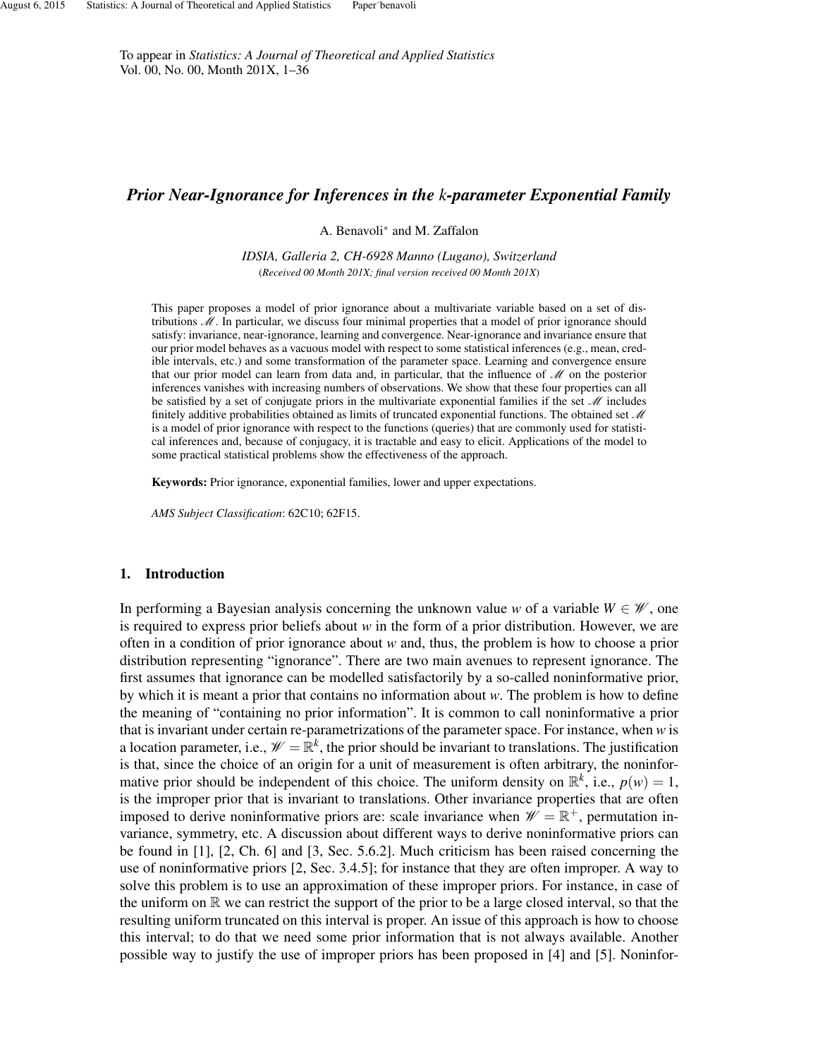To appear in *Statistics: A Journal of Theoretical and Applied Statistics*
Vol. 00, No. 00, Month 201X, 1–36

# *Prior Near-Ignorance for Inferences in the k-parameter Exponential Family*

A. Benavoli* and M. Zaffalon

*IDSIA, Galleria 2, CH-6928 Manno (Lugano), Switzerland*

(*Received 00 Month 201X; final version received 00 Month 201X*)

This paper proposes a model of prior ignorance about a multivariate variable based on a set of distributions $\mathscr{M}$. In particular, we discuss four minimal properties that a model of prior ignorance should satisfy: invariance, near-ignorance, learning and convergence. Near-ignorance and invariance ensure that our prior model behaves as a vacuous model with respect to some statistical inferences (e.g., mean, credible intervals, etc.) and some transformation of the parameter space. Learning and convergence ensure that our prior model can learn from data and, in particular, that the influence of $\mathscr{M}$ on the posterior inferences vanishes with increasing numbers of observations. We show that these four properties can all be satisfied by a set of conjugate priors in the multivariate exponential families if the set $\mathscr{M}$ includes finitely additive probabilities obtained as limits of truncated exponential functions. The obtained set $\mathscr{M}$ is a model of prior ignorance with respect to the functions (queries) that are commonly used for statistical inferences and, because of conjugacy, it is tractable and easy to elicit. Applications of the model to some practical statistical problems show the effectiveness of the approach.

**Keywords:** Prior ignorance, exponential families, lower and upper expectations.

*AMS Subject Classification*: 62C10; 62F15.

## 1. Introduction

In performing a Bayesian analysis concerning the unknown value $w$ of a variable $W \in \mathscr{W}$, one is required to express prior beliefs about $w$ in the form of a prior distribution. However, we are often in a condition of prior ignorance about $w$ and, thus, the problem is how to choose a prior distribution representing "ignorance". There are two main avenues to represent ignorance. The first assumes that ignorance can be modelled satisfactorily by a so-called noninformative prior, by which it is meant a prior that contains no information about $w$. The problem is how to define the meaning of "containing no prior information". It is common to call noninformative a prior that is invariant under certain re-parametrizations of the parameter space. For instance, when $w$ is a location parameter, i.e., $\mathscr{W} = \mathbb{R}^k$, the prior should be invariant to translations. The justification is that, since the choice of an origin for a unit of measurement is often arbitrary, the noninformative prior should be independent of this choice. The uniform density on $\mathbb{R}^k$, i.e., $p(w) = 1$, is the improper prior that is invariant to translations. Other invariance properties that are often imposed to derive noninformative priors are: scale invariance when $\mathscr{W} = \mathbb{R}^+$, permutation invariance, symmetry, etc. A discussion about different ways to derive noninformative priors can be found in [1], [2, Ch. 6] and [3, Sec. 5.6.2]. Much criticism has been raised concerning the use of noninformative priors [2, Sec. 3.4.5]; for instance that they are often improper. A way to solve this problem is to use an approximation of these improper priors. For instance, in case of the uniform on $\mathbb{R}$ we can restrict the support of the prior to be a large closed interval, so that the resulting uniform truncated on this interval is proper. An issue of this approach is how to choose this interval; to do that we need some prior information that is not always available. Another possible way to justify the use of improper priors has been proposed in [4] and [5]. Noninfor-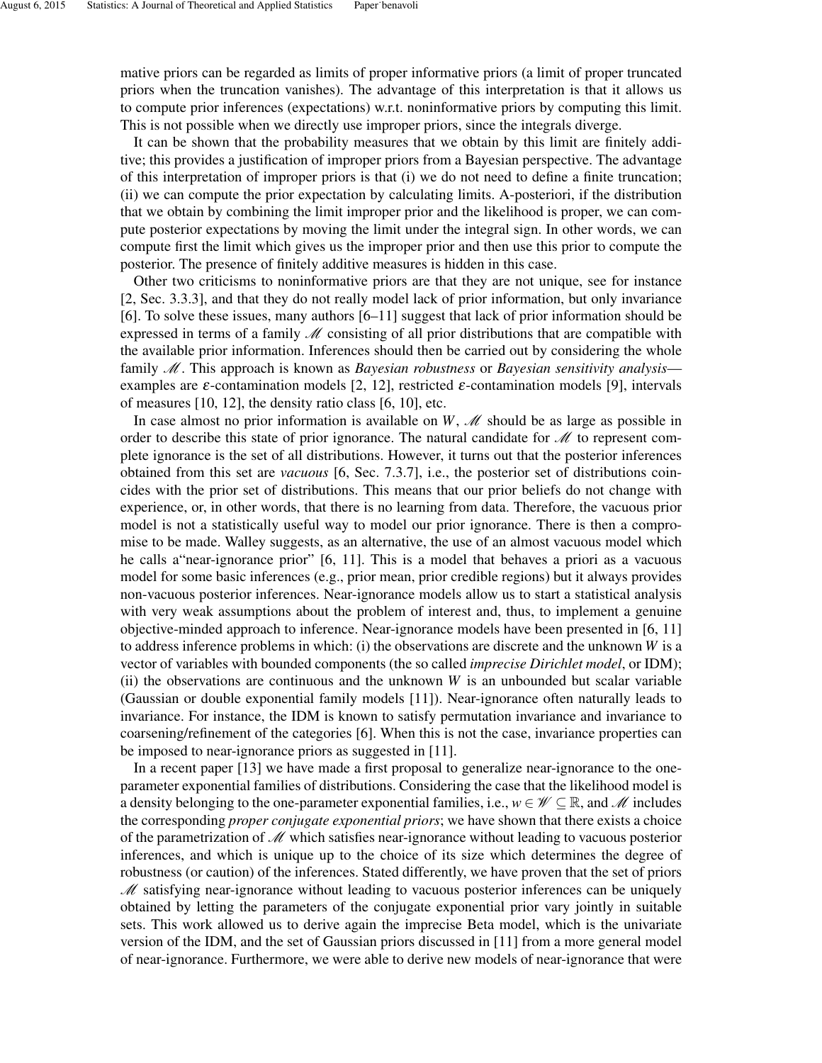mative priors can be regarded as limits of proper informative priors (a limit of proper truncated priors when the truncation vanishes). The advantage of this interpretation is that it allows us to compute prior inferences (expectations) w.r.t. noninformative priors by computing this limit. This is not possible when we directly use improper priors, since the integrals diverge.

It can be shown that the probability measures that we obtain by this limit are finitely additive; this provides a justification of improper priors from a Bayesian perspective. The advantage of this interpretation of improper priors is that (i) we do not need to define a finite truncation; (ii) we can compute the prior expectation by calculating limits. A-posteriori, if the distribution that we obtain by combining the limit improper prior and the likelihood is proper, we can compute posterior expectations by moving the limit under the integral sign. In other words, we can compute first the limit which gives us the improper prior and then use this prior to compute the posterior. The presence of finitely additive measures is hidden in this case.

Other two criticisms to noninformative priors are that they are not unique, see for instance [2, Sec. 3.3.3], and that they do not really model lack of prior information, but only invariance [6]. To solve these issues, many authors [6–11] suggest that lack of prior information should be expressed in terms of a family $\mathscr{M}$ consisting of all prior distributions that are compatible with the available prior information. Inferences should then be carried out by considering the whole family $\mathscr{M}$. This approach is known as *Bayesian robustness* or *Bayesian sensitivity analysis*—examples are $\varepsilon$-contamination models [2, 12], restricted $\varepsilon$-contamination models [9], intervals of measures [10, 12], the density ratio class [6, 10], etc.

In case almost no prior information is available on $W$, $\mathscr{M}$ should be as large as possible in order to describe this state of prior ignorance. The natural candidate for $\mathscr{M}$ to represent complete ignorance is the set of all distributions. However, it turns out that the posterior inferences obtained from this set are *vacuous* [6, Sec. 7.3.7], i.e., the posterior set of distributions coincides with the prior set of distributions. This means that our prior beliefs do not change with experience, or, in other words, that there is no learning from data. Therefore, the vacuous prior model is not a statistically useful way to model our prior ignorance. There is then a compromise to be made. Walley suggests, as an alternative, the use of an almost vacuous model which he calls a"near-ignorance prior" [6, 11]. This is a model that behaves a priori as a vacuous model for some basic inferences (e.g., prior mean, prior credible regions) but it always provides non-vacuous posterior inferences. Near-ignorance models allow us to start a statistical analysis with very weak assumptions about the problem of interest and, thus, to implement a genuine objective-minded approach to inference. Near-ignorance models have been presented in [6, 11] to address inference problems in which: (i) the observations are discrete and the unknown $W$ is a vector of variables with bounded components (the so called *imprecise Dirichlet model*, or IDM); (ii) the observations are continuous and the unknown $W$ is an unbounded but scalar variable (Gaussian or double exponential family models [11]). Near-ignorance often naturally leads to invariance. For instance, the IDM is known to satisfy permutation invariance and invariance to coarsening/refinement of the categories [6]. When this is not the case, invariance properties can be imposed to near-ignorance priors as suggested in [11].

In a recent paper [13] we have made a first proposal to generalize near-ignorance to the one-parameter exponential families of distributions. Considering the case that the likelihood model is a density belonging to the one-parameter exponential families, i.e., $w \in \mathscr{W} \subseteq \mathbb{R}$, and $\mathscr{M}$ includes the corresponding *proper conjugate exponential priors*; we have shown that there exists a choice of the parametrization of $\mathscr{M}$ which satisfies near-ignorance without leading to vacuous posterior inferences, and which is unique up to the choice of its size which determines the degree of robustness (or caution) of the inferences. Stated differently, we have proven that the set of priors $\mathscr{M}$ satisfying near-ignorance without leading to vacuous posterior inferences can be uniquely obtained by letting the parameters of the conjugate exponential prior vary jointly in suitable sets. This work allowed us to derive again the imprecise Beta model, which is the univariate version of the IDM, and the set of Gaussian priors discussed in [11] from a more general model of near-ignorance. Furthermore, we were able to derive new models of near-ignorance that were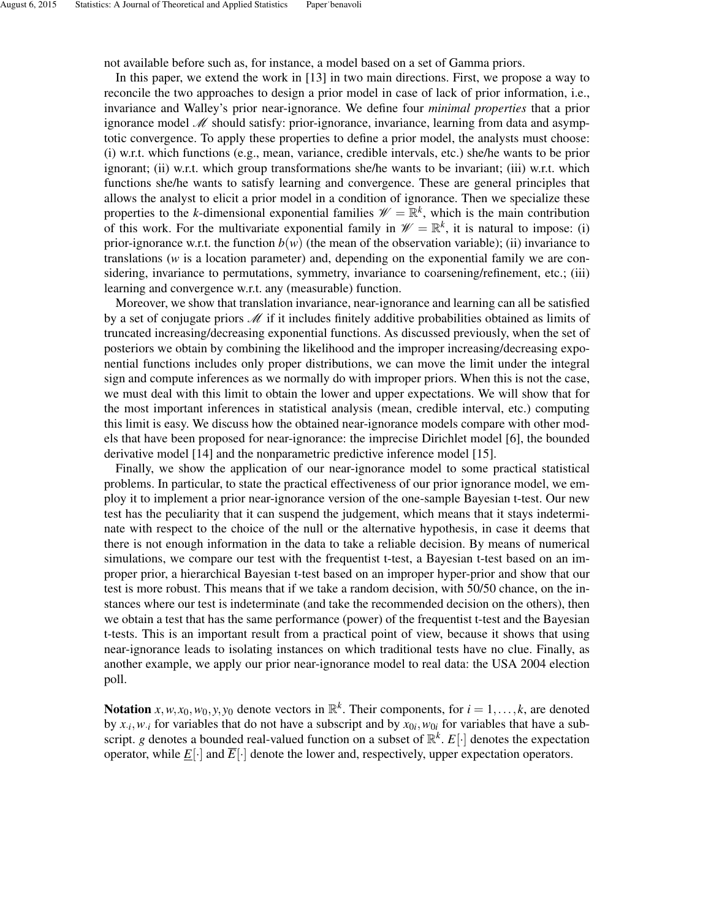not available before such as, for instance, a model based on a set of Gamma priors.

In this paper, we extend the work in [13] in two main directions. First, we propose a way to reconcile the two approaches to design a prior model in case of lack of prior information, i.e., invariance and Walley's prior near-ignorance. We define four *minimal properties* that a prior ignorance model $\mathscr{M}$ should satisfy: prior-ignorance, invariance, learning from data and asymptotic convergence. To apply these properties to define a prior model, the analysts must choose: (i) w.r.t. which functions (e.g., mean, variance, credible intervals, etc.) she/he wants to be prior ignorant; (ii) w.r.t. which group transformations she/he wants to be invariant; (iii) w.r.t. which functions she/he wants to satisfy learning and convergence. These are general principles that allows the analyst to elicit a prior model in a condition of ignorance. Then we specialize these properties to the $k$-dimensional exponential families $\mathscr{W} = \mathbb{R}^k$, which is the main contribution of this work. For the multivariate exponential family in $\mathscr{W} = \mathbb{R}^k$, it is natural to impose: (i) prior-ignorance w.r.t. the function $b(w)$ (the mean of the observation variable); (ii) invariance to translations ($w$ is a location parameter) and, depending on the exponential family we are considering, invariance to permutations, symmetry, invariance to coarsening/refinement, etc.; (iii) learning and convergence w.r.t. any (measurable) function.

Moreover, we show that translation invariance, near-ignorance and learning can all be satisfied by a set of conjugate priors $\mathscr{M}$ if it includes finitely additive probabilities obtained as limits of truncated increasing/decreasing exponential functions. As discussed previously, when the set of posteriors we obtain by combining the likelihood and the improper increasing/decreasing exponential functions includes only proper distributions, we can move the limit under the integral sign and compute inferences as we normally do with improper priors. When this is not the case, we must deal with this limit to obtain the lower and upper expectations. We will show that for the most important inferences in statistical analysis (mean, credible interval, etc.) computing this limit is easy. We discuss how the obtained near-ignorance models compare with other models that have been proposed for near-ignorance: the imprecise Dirichlet model [6], the bounded derivative model [14] and the nonparametric predictive inference model [15].

Finally, we show the application of our near-ignorance model to some practical statistical problems. In particular, to state the practical effectiveness of our prior ignorance model, we employ it to implement a prior near-ignorance version of the one-sample Bayesian t-test. Our new test has the peculiarity that it can suspend the judgement, which means that it stays indeterminate with respect to the choice of the null or the alternative hypothesis, in case it deems that there is not enough information in the data to take a reliable decision. By means of numerical simulations, we compare our test with the frequentist t-test, a Bayesian t-test based on an improper prior, a hierarchical Bayesian t-test based on an improper hyper-prior and show that our test is more robust. This means that if we take a random decision, with 50/50 chance, on the instances where our test is indeterminate (and take the recommended decision on the others), then we obtain a test that has the same performance (power) of the frequentist t-test and the Bayesian t-tests. This is an important result from a practical point of view, because it shows that using near-ignorance leads to isolating instances on which traditional tests have no clue. Finally, as another example, we apply our prior near-ignorance model to real data: the USA 2004 election poll.

**Notation** $x, w, x_0, w_0, y, y_0$ denote vectors in $\mathbb{R}^k$. Their components, for $i = 1, \ldots, k$, are denoted by $x_{\cdot i}, w_{\cdot i}$ for variables that do not have a subscript and by $x_{0i}, w_{0i}$ for variables that have a subscript. $g$ denotes a bounded real-valued function on a subset of $\mathbb{R}^k$. $E[\cdot]$ denotes the expectation operator, while $\underline{E}[\cdot]$ and $\overline{E}[\cdot]$ denote the lower and, respectively, upper expectation operators.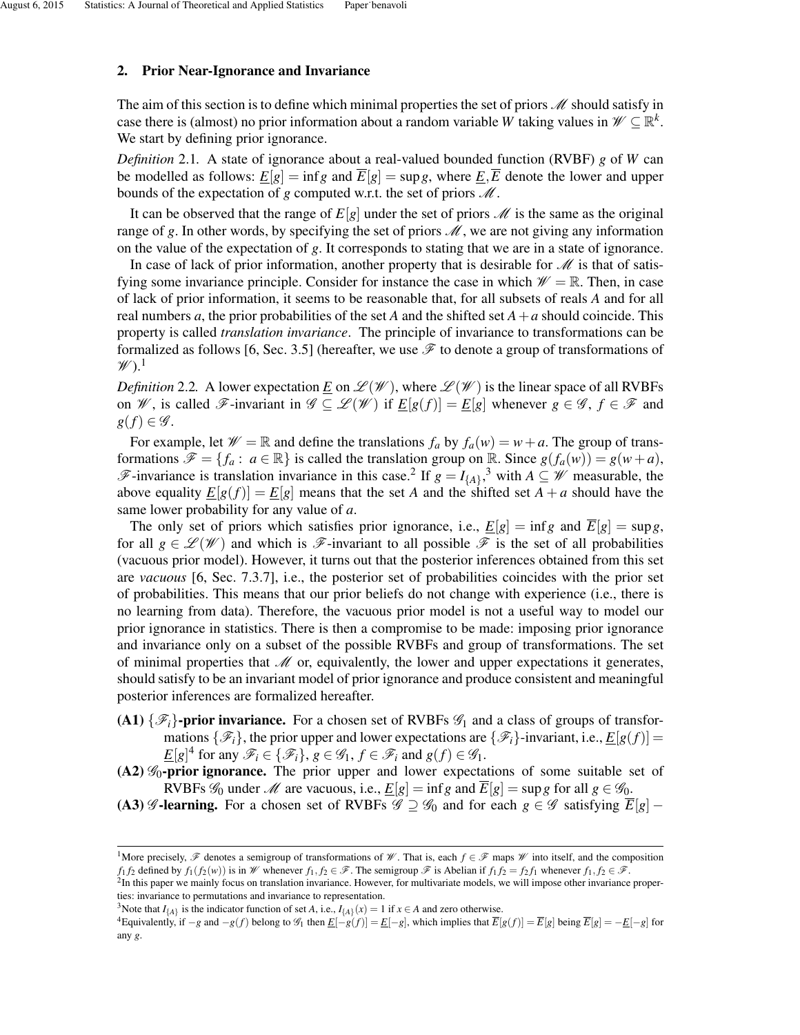## 2. Prior Near-Ignorance and Invariance

The aim of this section is to define which minimal properties the set of priors $\mathscr{M}$ should satisfy in case there is (almost) no prior information about a random variable $W$ taking values in $\mathscr{W} \subseteq \mathbb{R}^k$. We start by defining prior ignorance.

*Definition* 2.1. A state of ignorance about a real-valued bounded function (RVBF) $g$ of $W$ can be modelled as follows: $\underline{E}[g] = \inf g$ and $\overline{E}[g] = \sup g$, where $\underline{E}, \overline{E}$ denote the lower and upper bounds of the expectation of $g$ computed w.r.t. the set of priors $\mathscr{M}$.

It can be observed that the range of $E[g]$ under the set of priors $\mathscr{M}$ is the same as the original range of $g$. In other words, by specifying the set of priors $\mathscr{M}$, we are not giving any information on the value of the expectation of $g$. It corresponds to stating that we are in a state of ignorance.

In case of lack of prior information, another property that is desirable for $\mathscr{M}$ is that of satisfying some invariance principle. Consider for instance the case in which $\mathscr{W} = \mathbb{R}$. Then, in case of lack of prior information, it seems to be reasonable that, for all subsets of reals $A$ and for all real numbers $a$, the prior probabilities of the set $A$ and the shifted set $A + a$ should coincide. This property is called *translation invariance*. The principle of invariance to transformations can be formalized as follows [6, Sec. 3.5] (hereafter, we use $\mathscr{F}$ to denote a group of transformations of $\mathscr{W}$).[1]

*Definition* 2.2. A lower expectation $\underline{E}$ on $\mathscr{L}(\mathscr{W})$, where $\mathscr{L}(\mathscr{W})$ is the linear space of all RVBFs on $\mathscr{W}$, is called $\mathscr{F}$-invariant in $\mathscr{G} \subseteq \mathscr{L}(\mathscr{W})$ if $\underline{E}[g(f)] = \underline{E}[g]$ whenever $g \in \mathscr{G}$, $f \in \mathscr{F}$ and $g(f) \in \mathscr{G}$.

For example, let $\mathscr{W} = \mathbb{R}$ and define the translations $f_a$ by $f_a(w) = w + a$. The group of transformations $\mathscr{F} = \{f_a : \, a \in \mathbb{R}\}$ is called the translation group on $\mathbb{R}$. Since $g(f_a(w)) = g(w + a)$, $\mathscr{F}$-invariance is translation invariance in this case.[2] If $g = I_{\{A\}}$,[3] with $A \subseteq \mathscr{W}$ measurable, the above equality $\underline{E}[g(f)] = \underline{E}[g]$ means that the set $A$ and the shifted set $A + a$ should have the same lower probability for any value of $a$.

The only set of priors which satisfies prior ignorance, i.e., $\underline{E}[g] = \inf g$ and $\overline{E}[g] = \sup g$, for all $g \in \mathscr{L}(\mathscr{W})$ and which is $\mathscr{F}$-invariant to all possible $\mathscr{F}$ is the set of all probabilities (vacuous prior model). However, it turns out that the posterior inferences obtained from this set are *vacuous* [6, Sec. 7.3.7], i.e., the posterior set of probabilities coincides with the prior set of probabilities. This means that our prior beliefs do not change with experience (i.e., there is no learning from data). Therefore, the vacuous prior model is not a useful way to model our prior ignorance in statistics. There is then a compromise to be made: imposing prior ignorance and invariance only on a subset of the possible RVBFs and group of transformations. The set of minimal properties that $\mathscr{M}$ or, equivalently, the lower and upper expectations it generates, should satisfy to be an invariant model of prior ignorance and produce consistent and meaningful posterior inferences are formalized hereafter.

- **(A1) $\{\mathscr{F}_i\}$-prior invariance.** For a chosen set of RVBFs $\mathscr{G}_1$ and a class of groups of transformations $\{\mathscr{F}_i\}$, the prior upper and lower expectations are $\{\mathscr{F}_i\}$-invariant, i.e., $\underline{E}[g(f)] = \underline{E}[g]$[4] for any $\mathscr{F}_i \in \{\mathscr{F}_i\}$, $g \in \mathscr{G}_1$, $f \in \mathscr{F}_i$ and $g(f) \in \mathscr{G}_1$.
- **(A2) $\mathscr{G}_0$-prior ignorance.** The prior upper and lower expectations of some suitable set of RVBFs $\mathscr{G}_0$ under $\mathscr{M}$ are vacuous, i.e., $\underline{E}[g] = \inf g$ and $\overline{E}[g] = \sup g$ for all $g \in \mathscr{G}_0$.
- **(A3) $\mathscr{G}$-learning.** For a chosen set of RVBFs $\mathscr{G} \supseteq \mathscr{G}_0$ and for each $g \in \mathscr{G}$ satisfying $\overline{E}[g] -$

---

[1] More precisely, $\mathscr{F}$ denotes a semigroup of transformations of $\mathscr{W}$. That is, each $f \in \mathscr{F}$ maps $\mathscr{W}$ into itself, and the composition $f_1 f_2$ defined by $f_1(f_2(w))$ is in $\mathscr{W}$ whenever $f_1, f_2 \in \mathscr{F}$. The semigroup $\mathscr{F}$ is Abelian if $f_1 f_2 = f_2 f_1$ whenever $f_1, f_2 \in \mathscr{F}$.

[2] In this paper we mainly focus on translation invariance. However, for multivariate models, we will impose other invariance properties: invariance to permutations and invariance to representation.

[3] Note that $I_{\{A\}}$ is the indicator function of set $A$, i.e., $I_{\{A\}}(x) = 1$ if $x \in A$ and zero otherwise.

[4] Equivalently, if $-g$ and $-g(f)$ belong to $\mathscr{G}_1$ then $\underline{E}[-g(f)] = \underline{E}[-g]$, which implies that $\overline{E}[g(f)] = \overline{E}[g]$ being $\overline{E}[g] = -\underline{E}[-g]$ for any $g$.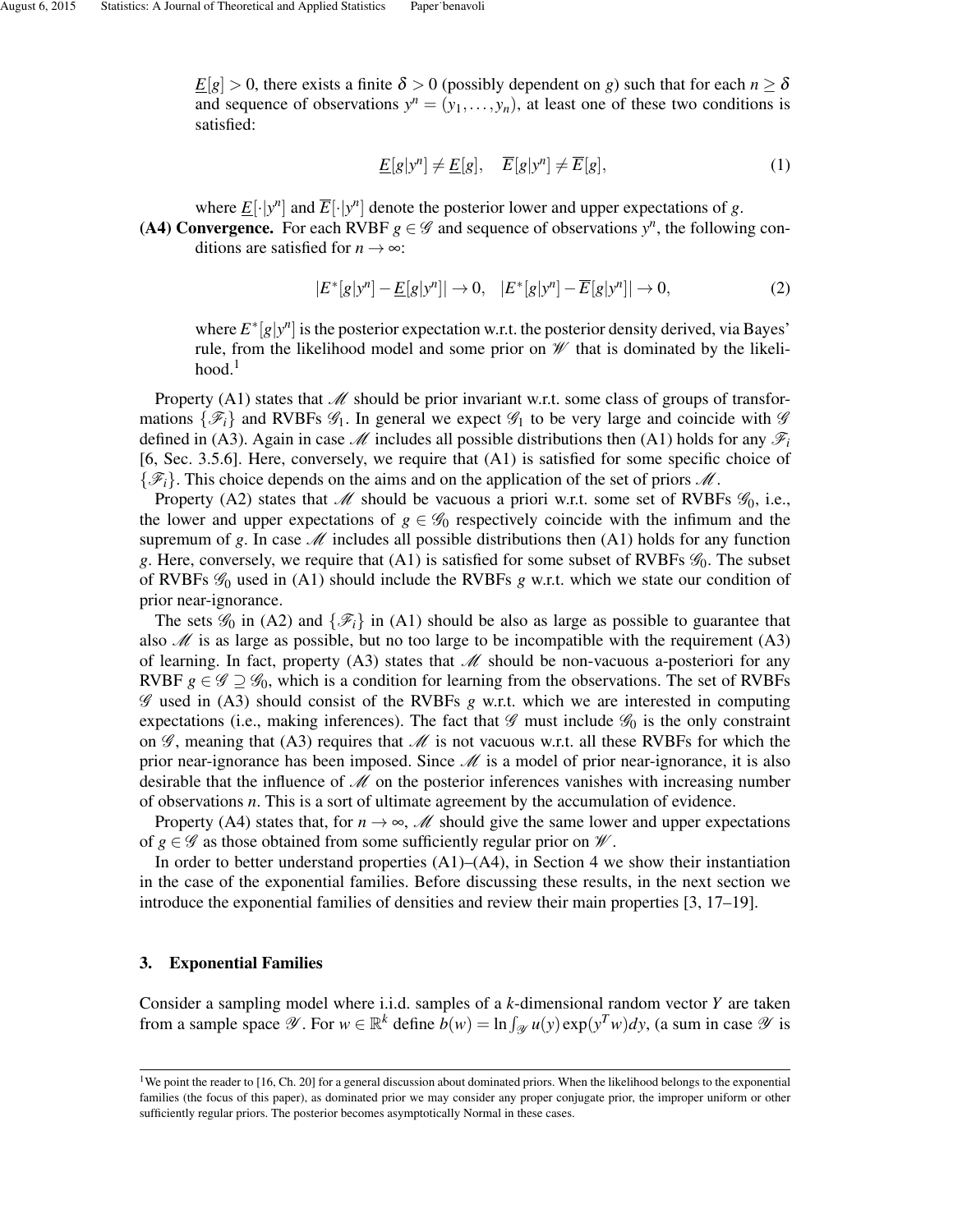$\underline{E}[g] > 0$, there exists a finite $\delta > 0$ (possibly dependent on $g$) such that for each $n \geq \delta$ and sequence of observations $y^n = (y_1, \ldots, y_n)$, at least one of these two conditions is satisfied:

$$\underline{E}[g|y^n] \neq \underline{E}[g], \quad \overline{E}[g|y^n] \neq \overline{E}[g], \tag{1}$$

where $\underline{E}[\cdot|y^n]$ and $\overline{E}[\cdot|y^n]$ denote the posterior lower and upper expectations of $g$.

**(A4) Convergence.** For each RVBF $g \in \mathscr{G}$ and sequence of observations $y^n$, the following conditions are satisfied for $n \to \infty$:

$$|E^*[g|y^n] - \underline{E}[g|y^n]| \to 0, \quad |E^*[g|y^n] - \overline{E}[g|y^n]| \to 0, \tag{2}$$

where $E^*[g|y^n]$ is the posterior expectation w.r.t. the posterior density derived, via Bayes' rule, from the likelihood model and some prior on $\mathscr{W}$ that is dominated by the likelihood.[1]

Property (A1) states that $\mathscr{M}$ should be prior invariant w.r.t. some class of groups of transformations $\{\mathscr{F}_i\}$ and RVBFs $\mathscr{G}_1$. In general we expect $\mathscr{G}_1$ to be very large and coincide with $\mathscr{G}$ defined in (A3). Again in case $\mathscr{M}$ includes all possible distributions then (A1) holds for any $\mathscr{F}_i$ [6, Sec. 3.5.6]. Here, conversely, we require that (A1) is satisfied for some specific choice of $\{\mathscr{F}_i\}$. This choice depends on the aims and on the application of the set of priors $\mathscr{M}$.

Property (A2) states that $\mathscr{M}$ should be vacuous a priori w.r.t. some set of RVBFs $\mathscr{G}_0$, i.e., the lower and upper expectations of $g \in \mathscr{G}_0$ respectively coincide with the infimum and the supremum of $g$. In case $\mathscr{M}$ includes all possible distributions then (A1) holds for any function $g$. Here, conversely, we require that (A1) is satisfied for some subset of RVBFs $\mathscr{G}_0$. The subset of RVBFs $\mathscr{G}_0$ used in (A1) should include the RVBFs $g$ w.r.t. which we state our condition of prior near-ignorance.

The sets $\mathscr{G}_0$ in (A2) and $\{\mathscr{F}_i\}$ in (A1) should be also as large as possible to guarantee that also $\mathscr{M}$ is as large as possible, but no too large to be incompatible with the requirement (A3) of learning. In fact, property (A3) states that $\mathscr{M}$ should be non-vacuous a-posteriori for any RVBF $g \in \mathscr{G} \supseteq \mathscr{G}_0$, which is a condition for learning from the observations. The set of RVBFs $\mathscr{G}$ used in (A3) should consist of the RVBFs $g$ w.r.t. which we are interested in computing expectations (i.e., making inferences). The fact that $\mathscr{G}$ must include $\mathscr{G}_0$ is the only constraint on $\mathscr{G}$, meaning that (A3) requires that $\mathscr{M}$ is not vacuous w.r.t. all these RVBFs for which the prior near-ignorance has been imposed. Since $\mathscr{M}$ is a model of prior near-ignorance, it is also desirable that the influence of $\mathscr{M}$ on the posterior inferences vanishes with increasing number of observations $n$. This is a sort of ultimate agreement by the accumulation of evidence.

Property (A4) states that, for $n \to \infty$, $\mathscr{M}$ should give the same lower and upper expectations of $g \in \mathscr{G}$ as those obtained from some sufficiently regular prior on $\mathscr{W}$.

In order to better understand properties (A1)–(A4), in Section 4 we show their instantiation in the case of the exponential families. Before discussing these results, in the next section we introduce the exponential families of densities and review their main properties [3, 17–19].

## 3. Exponential Families

Consider a sampling model where i.i.d. samples of a $k$-dimensional random vector $Y$ are taken from a sample space $\mathscr{Y}$. For $w \in \mathbb{R}^k$ define $b(w) = \ln \int_{\mathscr{Y}} u(y) \exp(y^T w) dy$, (a sum in case $\mathscr{Y}$ is

[1] We point the reader to [16, Ch. 20] for a general discussion about dominated priors. When the likelihood belongs to the exponential families (the focus of this paper), as dominated prior we may consider any proper conjugate prior, the improper uniform or other sufficiently regular priors. The posterior becomes asymptotically Normal in these cases.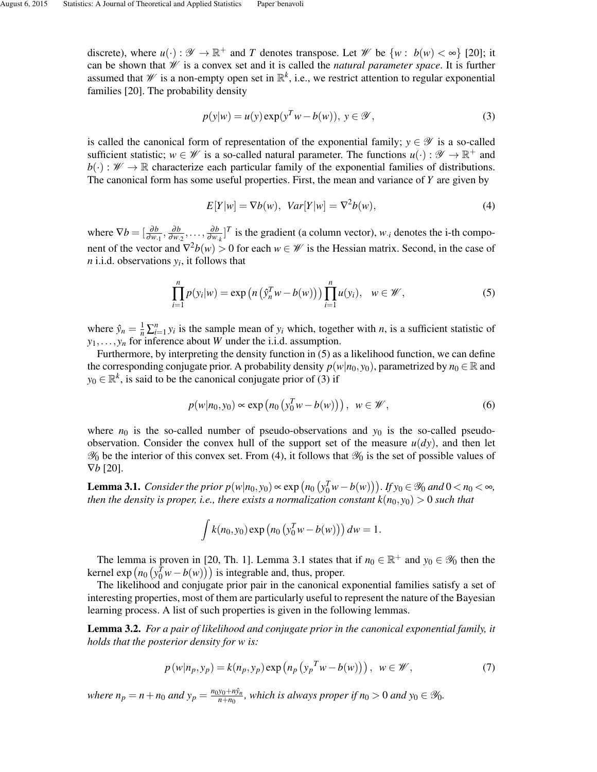discrete), where $u(\cdot) : \mathscr{Y} \to \mathbb{R}^+$ and $T$ denotes transpose. Let $\mathscr{W}$ be $\{w : \; b(w) < \infty\}$ [20]; it can be shown that $\mathscr{W}$ is a convex set and it is called the *natural parameter space*. It is further assumed that $\mathscr{W}$ is a non-empty open set in $\mathbb{R}^k$, i.e., we restrict attention to regular exponential families [20]. The probability density

$$p(y|w) = u(y)\exp(y^T w - b(w)), \; y \in \mathscr{Y}, \tag{3}$$

is called the canonical form of representation of the exponential family; $y \in \mathscr{Y}$ is a so-called sufficient statistic; $w \in \mathscr{W}$ is a so-called natural parameter. The functions $u(\cdot) : \mathscr{Y} \to \mathbb{R}^+$ and $b(\cdot) : \mathscr{W} \to \mathbb{R}$ characterize each particular family of the exponential families of distributions. The canonical form has some useful properties. First, the mean and variance of $Y$ are given by

$$E[Y|w] = \nabla b(w), \;\; Var[Y|w] = \nabla^2 b(w), \tag{4}$$

where $\nabla b = [\frac{\partial b}{\partial w_{\cdot 1}}, \frac{\partial b}{\partial w_{\cdot 2}}, \ldots, \frac{\partial b}{\partial w_{\cdot k}}]^T$ is the gradient (a column vector), $w_{\cdot i}$ denotes the i-th component of the vector and $\nabla^2 b(w) > 0$ for each $w \in \mathscr{W}$ is the Hessian matrix. Second, in the case of $n$ i.i.d. observations $y_i$, it follows that

$$\prod_{i=1}^{n} p(y_i|w) = \exp\left(n\left(\hat{y}_n^T w - b(w)\right)\right) \prod_{i=1}^{n} u(y_i), \quad w \in \mathscr{W}, \tag{5}$$

where $\hat{y}_n = \frac{1}{n}\sum_{i=1}^{n} y_i$ is the sample mean of $y_i$ which, together with $n$, is a sufficient statistic of $y_1, \ldots, y_n$ for inference about $W$ under the i.i.d. assumption.

Furthermore, by interpreting the density function in (5) as a likelihood function, we can define the corresponding conjugate prior. A probability density $p(w|n_0, y_0)$, parametrized by $n_0 \in \mathbb{R}$ and $y_0 \in \mathbb{R}^k$, is said to be the canonical conjugate prior of (3) if

$$p(w|n_0, y_0) \propto \exp\left(n_0\left(y_0^T w - b(w)\right)\right), \;\; w \in \mathscr{W}, \tag{6}$$

where $n_0$ is the so-called number of pseudo-observations and $y_0$ is the so-called pseudo-observation. Consider the convex hull of the support set of the measure $u(dy)$, and then let $\mathscr{Y}_0$ be the interior of this convex set. From (4), it follows that $\mathscr{Y}_0$ is the set of possible values of $\nabla b$ [20].

**Lemma 3.1.** *Consider the prior* $p(w|n_0, y_0) \propto \exp\left(n_0\left(y_0^T w - b(w)\right)\right)$. *If* $y_0 \in \mathscr{Y}_0$ *and* $0 < n_0 < \infty$, *then the density is proper, i.e., there exists a normalization constant* $k(n_0, y_0) > 0$ *such that*

$$\int k(n_0, y_0)\exp\left(n_0\left(y_0^T w - b(w)\right)\right) dw = 1.$$

The lemma is proven in [20, Th. 1]. Lemma 3.1 states that if $n_0 \in \mathbb{R}^+$ and $y_0 \in \mathscr{Y}_0$ then the kernel $\exp\left(n_0\left(y_0^T w - b(w)\right)\right)$ is integrable and, thus, proper.

The likelihood and conjugate prior pair in the canonical exponential families satisfy a set of interesting properties, most of them are particularly useful to represent the nature of the Bayesian learning process. A list of such properties is given in the following lemmas.

**Lemma 3.2.** *For a pair of likelihood and conjugate prior in the canonical exponential family, it holds that the posterior density for* $w$ *is:*

$$p\left(w|n_p, y_p\right) = k(n_p, y_p)\exp\left(n_p\left({y_p}^T w - b(w)\right)\right), \;\; w \in \mathscr{W}, \tag{7}$$

*where* $n_p = n + n_0$ *and* $y_p = \frac{n_0 y_0 + n\hat{y}_n}{n + n_0}$, *which is always proper if* $n_0 > 0$ *and* $y_0 \in \mathscr{Y}_0$.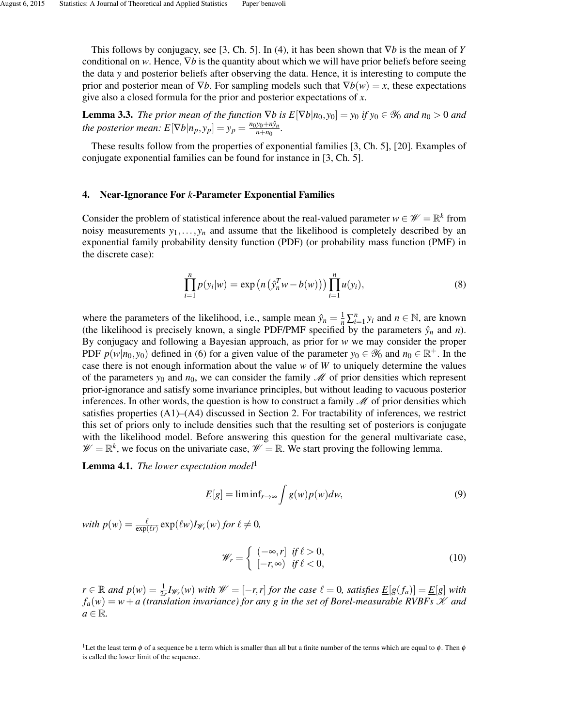This follows by conjugacy, see [3, Ch. 5]. In (4), it has been shown that $\nabla b$ is the mean of $Y$ conditional on $w$. Hence, $\nabla b$ is the quantity about which we will have prior beliefs before seeing the data $y$ and posterior beliefs after observing the data. Hence, it is interesting to compute the prior and posterior mean of $\nabla b$. For sampling models such that $\nabla b(w) = x$, these expectations give also a closed formula for the prior and posterior expectations of $x$.

**Lemma 3.3.** *The prior mean of the function $\nabla b$ is $E[\nabla b|n_0, y_0] = y_0$ if $y_0 \in \mathscr{Y}_0$ and $n_0 > 0$ and the posterior mean: $E[\nabla b|n_p, y_p] = y_p = \frac{n_0 y_0 + n\hat{y}_n}{n+n_0}$.*

These results follow from the properties of exponential families [3, Ch. 5], [20]. Examples of conjugate exponential families can be found for instance in [3, Ch. 5].

## 4. Near-Ignorance For $k$-Parameter Exponential Families

Consider the problem of statistical inference about the real-valued parameter $w \in \mathscr{W} = \mathbb{R}^k$ from noisy measurements $y_1, \ldots, y_n$ and assume that the likelihood is completely described by an exponential family probability density function (PDF) (or probability mass function (PMF) in the discrete case):

$$\prod_{i=1}^{n} p(y_i|w) = \exp\left(n\left(\hat{y}_n^T w - b(w)\right)\right) \prod_{i=1}^{n} u(y_i), \tag{8}$$

where the parameters of the likelihood, i.e., sample mean $\hat{y}_n = \frac{1}{n}\sum_{i=1}^{n} y_i$ and $n \in \mathbb{N}$, are known (the likelihood is precisely known, a single PDF/PMF specified by the parameters $\hat{y}_n$ and $n$). By conjugacy and following a Bayesian approach, as prior for $w$ we may consider the proper PDF $p(w|n_0, y_0)$ defined in (6) for a given value of the parameter $y_0 \in \mathscr{Y}_0$ and $n_0 \in \mathbb{R}^+$. In the case there is not enough information about the value $w$ of $W$ to uniquely determine the values of the parameters $y_0$ and $n_0$, we can consider the family $\mathscr{M}$ of prior densities which represent prior-ignorance and satisfy some invariance principles, but without leading to vacuous posterior inferences. In other words, the question is how to construct a family $\mathscr{M}$ of prior densities which satisfies properties (A1)–(A4) discussed in Section 2. For tractability of inferences, we restrict this set of priors only to include densities such that the resulting set of posteriors is conjugate with the likelihood model. Before answering this question for the general multivariate case, $\mathscr{W} = \mathbb{R}^k$, we focus on the univariate case, $\mathscr{W} = \mathbb{R}$. We start proving the following lemma.

**Lemma 4.1.** *The lower expectation model*[1]

$$\underline{E}[g] = \liminf_{r\to\infty} \int g(w)p(w)dw, \tag{9}$$

*with $p(w) = \frac{\ell}{\exp(\ell r)} \exp(\ell w) I_{\mathscr{W}_r}(w)$ for $\ell \neq 0$,*

$$\mathscr{W}_r = \begin{cases} (-\infty, r] & \text{if } \ell > 0, \\ [-r, \infty) & \text{if } \ell < 0, \end{cases} \tag{10}$$

*$r \in \mathbb{R}$ and $p(w) = \frac{1}{2r} I_{\mathscr{W}_r}(w)$ with $\mathscr{W} = [-r, r]$ for the case $\ell = 0$, satisfies $\underline{E}[g(f_a)] = \underline{E}[g]$ with $f_a(w) = w + a$ (translation invariance) for any $g$ in the set of Borel-measurable RVBFs $\mathscr{K}$ and $a \in \mathbb{R}$.*

---

[1] Let the least term $\phi$ of a sequence be a term which is smaller than all but a finite number of the terms which are equal to $\phi$. Then $\phi$ is called the lower limit of the sequence.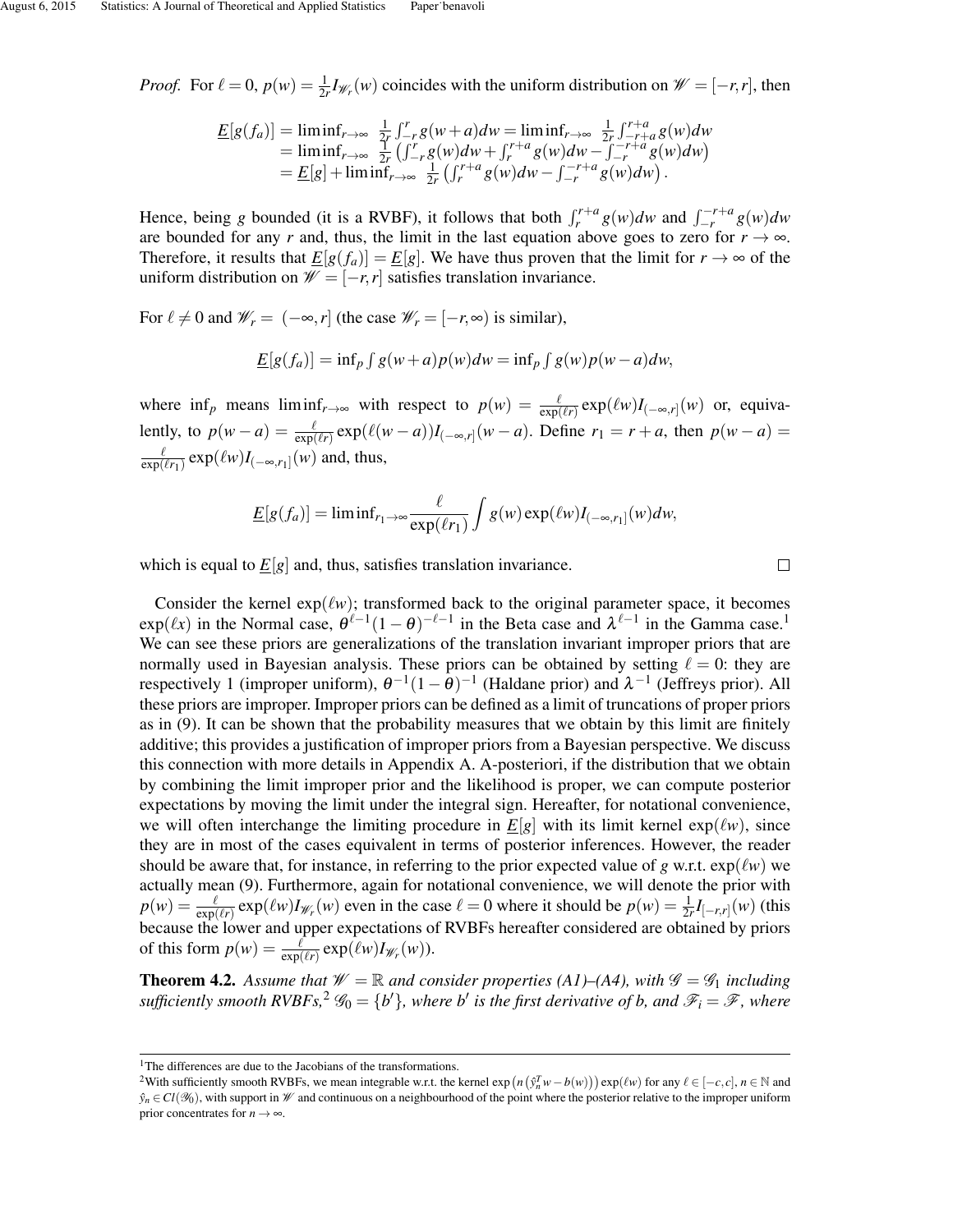*Proof.* For $\ell = 0$, $p(w) = \frac{1}{2r} I_{\mathscr{W}_r}(w)$ coincides with the uniform distribution on $\mathscr{W} = [-r, r]$, then

$$
\begin{aligned}
\underline{E}[g(f_a)] &= \liminf_{r\to\infty} \; \tfrac{1}{2r}\int_{-r}^{r} g(w+a)dw = \liminf_{r\to\infty} \; \tfrac{1}{2r}\int_{-r+a}^{r+a} g(w)dw \\
&= \liminf_{r\to\infty} \; \tfrac{1}{2r}\left(\int_{-r}^{r} g(w)dw + \int_{r}^{r+a} g(w)dw - \int_{-r}^{-r+a} g(w)dw\right) \\
&= \underline{E}[g] + \liminf_{r\to\infty} \; \tfrac{1}{2r}\left(\int_{r}^{r+a} g(w)dw - \int_{-r}^{-r+a} g(w)dw\right).
\end{aligned}
$$

Hence, being $g$ bounded (it is a RVBF), it follows that both $\int_{r}^{r+a} g(w)dw$ and $\int_{-r}^{-r+a} g(w)dw$ are bounded for any $r$ and, thus, the limit in the last equation above goes to zero for $r \to \infty$. Therefore, it results that $\underline{E}[g(f_a)] = \underline{E}[g]$. We have thus proven that the limit for $r \to \infty$ of the uniform distribution on $\mathscr{W} = [-r, r]$ satisfies translation invariance.

For $\ell \neq 0$ and $\mathscr{W}_r = (-\infty, r]$ (the case $\mathscr{W}_r = [-r, \infty)$ is similar),

$$
\underline{E}[g(f_a)] = \inf_p \int g(w+a)p(w)dw = \inf_p \int g(w)p(w-a)dw,
$$

where $\inf_p$ means $\liminf_{r\to\infty}$ with respect to $p(w) = \frac{\ell}{\exp(\ell r)}\exp(\ell w) I_{(-\infty,r]}(w)$ or, equivalently, to $p(w-a) = \frac{\ell}{\exp(\ell r)}\exp(\ell(w-a)) I_{(-\infty,r]}(w-a)$. Define $r_1 = r + a$, then $p(w-a) = \frac{\ell}{\exp(\ell r_1)}\exp(\ell w) I_{(-\infty,r_1]}(w)$ and, thus,

$$
\underline{E}[g(f_a)] = \liminf_{r_1\to\infty} \frac{\ell}{\exp(\ell r_1)} \int g(w)\exp(\ell w) I_{(-\infty,r_1]}(w)dw,
$$

which is equal to $\underline{E}[g]$ and, thus, satisfies translation invariance. □

Consider the kernel $\exp(\ell w)$; transformed back to the original parameter space, it becomes $\exp(\ell x)$ in the Normal case, $\theta^{\ell-1}(1-\theta)^{-\ell-1}$ in the Beta case and $\lambda^{\ell-1}$ in the Gamma case.[1] We can see these priors are generalizations of the translation invariant improper priors that are normally used in Bayesian analysis. These priors can be obtained by setting $\ell = 0$: they are respectively 1 (improper uniform), $\theta^{-1}(1-\theta)^{-1}$ (Haldane prior) and $\lambda^{-1}$ (Jeffreys prior). All these priors are improper. Improper priors can be defined as a limit of truncations of proper priors as in (9). It can be shown that the probability measures that we obtain by this limit are finitely additive; this provides a justification of improper priors from a Bayesian perspective. We discuss this connection with more details in Appendix A. A-posteriori, if the distribution that we obtain by combining the limit improper prior and the likelihood is proper, we can compute posterior expectations by moving the limit under the integral sign. Hereafter, for notational convenience, we will often interchange the limiting procedure in $\underline{E}[g]$ with its limit kernel $\exp(\ell w)$, since they are in most of the cases equivalent in terms of posterior inferences. However, the reader should be aware that, for instance, in referring to the prior expected value of $g$ w.r.t. $\exp(\ell w)$ we actually mean (9). Furthermore, again for notational convenience, we will denote the prior with $p(w) = \frac{\ell}{\exp(\ell r)}\exp(\ell w) I_{\mathscr{W}_r}(w)$ even in the case $\ell = 0$ where it should be $p(w) = \frac{1}{2r} I_{[-r,r]}(w)$ (this because the lower and upper expectations of RVBFs hereafter considered are obtained by priors of this form $p(w) = \frac{\ell}{\exp(\ell r)}\exp(\ell w) I_{\mathscr{W}_r}(w)$).

**Theorem 4.2.** *Assume that $\mathscr{W} = \mathbb{R}$ and consider properties (A1)–(A4), with $\mathscr{G} = \mathscr{G}_1$ including sufficiently smooth RVBFs,[2] $\mathscr{G}_0 = \{b'\}$, where $b'$ is the first derivative of $b$, and $\mathscr{F}_i = \mathscr{F}$, where*

---

[1] The differences are due to the Jacobians of the transformations.

[2] With sufficiently smooth RVBFs, we mean integrable w.r.t. the kernel $\exp\left(n\left(\hat{y}_n^T w - b(w)\right)\right)\exp(\ell w)$ for any $\ell \in [-c, c]$, $n \in \mathbb{N}$ and $\hat{y}_n \in Cl(\mathscr{Y}_0)$, with support in $\mathscr{W}$ and continuous on a neighbourhood of the point where the posterior relative to the improper uniform prior concentrates for $n \to \infty$.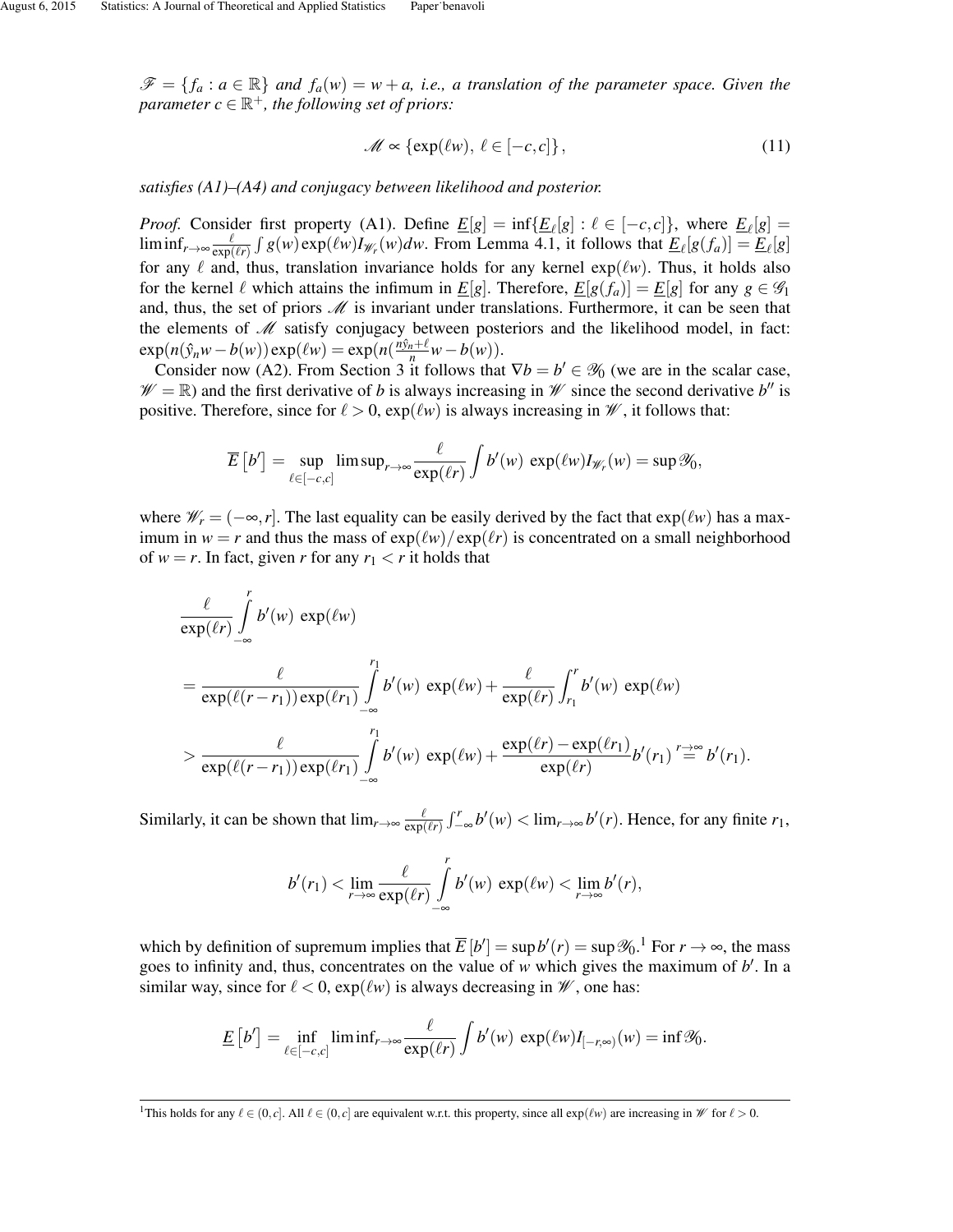*$\mathscr{F} = \{f_a : a \in \mathbb{R}\}$ and $f_a(w) = w + a$, i.e., a translation of the parameter space. Given the parameter $c \in \mathbb{R}^+$, the following set of priors:*

$$
\mathscr{M} \propto \{\exp(\ell w),\ \ell \in [-c, c]\}, \tag{11}
$$

*satisfies (A1)–(A4) and conjugacy between likelihood and posterior.*

*Proof.* Consider first property (A1). Define $\underline{E}[g] = \inf\{\underline{E}_\ell[g] : \ell \in [-c,c]\}$, where $\underline{E}_\ell[g] = \liminf_{r\to\infty} \frac{\ell}{\exp(\ell r)} \int g(w) \exp(\ell w) I_{\mathscr{W}_r}(w) dw$. From Lemma 4.1, it follows that $\underline{E}_\ell[g(f_a)] = \underline{E}_\ell[g]$ for any $\ell$ and, thus, translation invariance holds for any kernel $\exp(\ell w)$. Thus, it holds also for the kernel $\ell$ which attains the infimum in $\underline{E}[g]$. Therefore, $\underline{E}[g(f_a)] = \underline{E}[g]$ for any $g \in \mathscr{G}_1$ and, thus, the set of priors $\mathscr{M}$ is invariant under translations. Furthermore, it can be seen that the elements of $\mathscr{M}$ satisfy conjugacy between posteriors and the likelihood model, in fact: $\exp(n(\hat{y}_n w - b(w))\exp(\ell w) = \exp(n(\frac{n\hat{y}_n+\ell}{n}w - b(w))$.

Consider now (A2). From Section 3 it follows that $\nabla b = b' \in \mathscr{Y}_0$ (we are in the scalar case, $\mathscr{W} = \mathbb{R}$) and the first derivative of $b$ is always increasing in $\mathscr{W}$ since the second derivative $b''$ is positive. Therefore, since for $\ell > 0$, $\exp(\ell w)$ is always increasing in $\mathscr{W}$, it follows that:

$$
\overline{E}\left[b'\right] = \sup_{\ell \in [-c,c]} \limsup_{r\to\infty} \frac{\ell}{\exp(\ell r)} \int b'(w)\ \exp(\ell w) I_{\mathscr{W}_r}(w) = \sup \mathscr{Y}_0,
$$

where $\mathscr{W}_r = (-\infty, r]$. The last equality can be easily derived by the fact that $\exp(\ell w)$ has a maximum in $w = r$ and thus the mass of $\exp(\ell w)/\exp(\ell r)$ is concentrated on a small neighborhood of $w = r$. In fact, given $r$ for any $r_1 < r$ it holds that

$$
\begin{aligned}
&\frac{\ell}{\exp(\ell r)} \int_{-\infty}^{r} b'(w)\ \exp(\ell w) \\
&= \frac{\ell}{\exp(\ell(r-r_1))\exp(\ell r_1)} \int_{-\infty}^{r_1} b'(w)\ \exp(\ell w) + \frac{\ell}{\exp(\ell r)} \int_{r_1}^{r} b'(w)\ \exp(\ell w) \\
&> \frac{\ell}{\exp(\ell(r-r_1))\exp(\ell r_1)} \int_{-\infty}^{r_1} b'(w)\ \exp(\ell w) + \frac{\exp(\ell r) - \exp(\ell r_1)}{\exp(\ell r)} b'(r_1) \stackrel{r\to\infty}{=} b'(r_1).
\end{aligned}
$$

Similarly, it can be shown that $\lim_{r\to\infty} \frac{\ell}{\exp(\ell r)} \int_{-\infty}^{r} b'(w) < \lim_{r\to\infty} b'(r)$. Hence, for any finite $r_1$,

$$
b'(r_1) < \lim_{r\to\infty} \frac{\ell}{\exp(\ell r)} \int_{-\infty}^{r} b'(w)\ \exp(\ell w) < \lim_{r\to\infty} b'(r),
$$

which by definition of supremum implies that $\overline{E}[b'] = \sup b'(r) = \sup \mathscr{Y}_0$.[1] For $r \to \infty$, the mass goes to infinity and, thus, concentrates on the value of $w$ which gives the maximum of $b'$. In a similar way, since for $\ell < 0$, $\exp(\ell w)$ is always decreasing in $\mathscr{W}$, one has:

$$
\underline{E}\left[b'\right] = \inf_{\ell \in [-c,c]} \liminf_{r\to\infty} \frac{\ell}{\exp(\ell r)} \int b'(w)\ \exp(\ell w) I_{[-r,\infty)}(w) = \inf \mathscr{Y}_0.
$$

[1] This holds for any $\ell \in (0, c]$. All $\ell \in (0, c]$ are equivalent w.r.t. this property, since all $\exp(\ell w)$ are increasing in $\mathscr{W}$ for $\ell > 0$.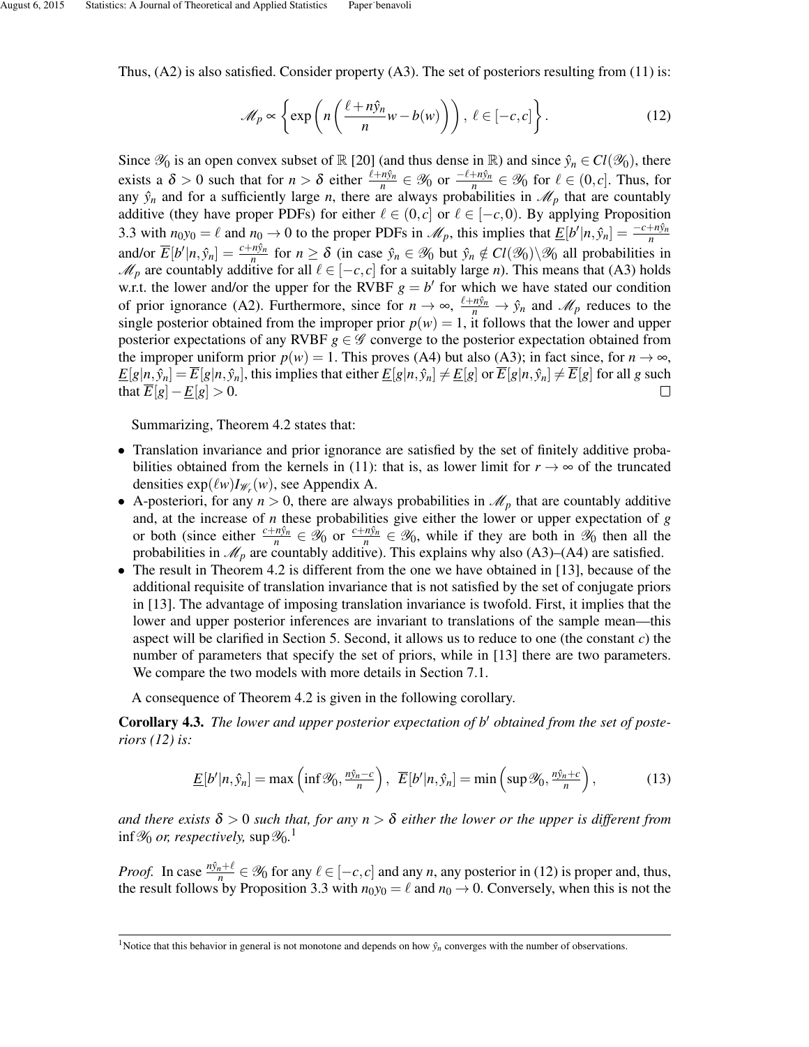Thus, (A2) is also satisfied. Consider property (A3). The set of posteriors resulting from (11) is:

$$\mathscr{M}_p \propto \left\{ \exp\left( n\left( \frac{\ell + n\hat{y}_n}{n} w - b(w) \right) \right),\ \ell \in [-c, c] \right\}. \tag{12}$$

Since $\mathscr{Y}_0$ is an open convex subset of $\mathbb{R}$ [20] (and thus dense in $\mathbb{R}$) and since $\hat{y}_n \in Cl(\mathscr{Y}_0)$, there exists a $\delta > 0$ such that for $n > \delta$ either $\frac{\ell + n\hat{y}_n}{n} \in \mathscr{Y}_0$ or $\frac{-\ell + n\hat{y}_n}{n} \in \mathscr{Y}_0$ for $\ell \in (0, c]$. Thus, for any $\hat{y}_n$ and for a sufficiently large $n$, there are always probabilities in $\mathscr{M}_p$ that are countably additive (they have proper PDFs) for either $\ell \in (0, c]$ or $\ell \in [-c, 0)$. By applying Proposition 3.3 with $n_0 y_0 = \ell$ and $n_0 \to 0$ to the proper PDFs in $\mathscr{M}_p$, this implies that $\underline{E}[b'|n, \hat{y}_n] = \frac{-c + n\hat{y}_n}{n}$ and/or $\overline{E}[b'|n, \hat{y}_n] = \frac{c + n\hat{y}_n}{n}$ for $n \geq \delta$ (in case $\hat{y}_n \in \mathscr{Y}_0$ but $\hat{y}_n \notin Cl(\mathscr{Y}_0) \backslash \mathscr{Y}_0$ all probabilities in $\mathscr{M}_p$ are countably additive for all $\ell \in [-c, c]$ for a suitably large $n$). This means that (A3) holds w.r.t. the lower and/or the upper for the RVBF $g = b'$ for which we have stated our condition of prior ignorance (A2). Furthermore, since for $n \to \infty$, $\frac{\ell + n\hat{y}_n}{n} \to \hat{y}_n$ and $\mathscr{M}_p$ reduces to the single posterior obtained from the improper prior $p(w) = 1$, it follows that the lower and upper posterior expectations of any RVBF $g \in \mathscr{G}$ converge to the posterior expectation obtained from the improper uniform prior $p(w) = 1$. This proves (A4) but also (A3); in fact since, for $n \to \infty$, $\underline{E}[g|n, \hat{y}_n] = \overline{E}[g|n, \hat{y}_n]$, this implies that either $\underline{E}[g|n, \hat{y}_n] \neq \underline{E}[g]$ or $\overline{E}[g|n, \hat{y}_n] \neq \overline{E}[g]$ for all $g$ such that $\overline{E}[g] - \underline{E}[g] > 0$. □

Summarizing, Theorem 4.2 states that:

- Translation invariance and prior ignorance are satisfied by the set of finitely additive probabilities obtained from the kernels in (11): that is, as lower limit for $r \to \infty$ of the truncated densities $\exp(\ell w) I_{\mathscr{W}_r}(w)$, see Appendix A.
- A-posteriori, for any $n > 0$, there are always probabilities in $\mathscr{M}_p$ that are countably additive and, at the increase of $n$ these probabilities give either the lower or upper expectation of $g$ or both (since either $\frac{c + n\hat{y}_n}{n} \in \mathscr{Y}_0$ or $\frac{c + n\hat{y}_n}{n} \in \mathscr{Y}_0$, while if they are both in $\mathscr{Y}_0$ then all the probabilities in $\mathscr{M}_p$ are countably additive). This explains why also (A3)–(A4) are satisfied.
- The result in Theorem 4.2 is different from the one we have obtained in [13], because of the additional requisite of translation invariance that is not satisfied by the set of conjugate priors in [13]. The advantage of imposing translation invariance is twofold. First, it implies that the lower and upper posterior inferences are invariant to translations of the sample mean—this aspect will be clarified in Section 5. Second, it allows us to reduce to one (the constant $c$) the number of parameters that specify the set of priors, while in [13] there are two parameters. We compare the two models with more details in Section 7.1.

A consequence of Theorem 4.2 is given in the following corollary.

**Corollary 4.3.** *The lower and upper posterior expectation of $b'$ obtained from the set of posteriors (12) is:*

$$\underline{E}[b'|n, \hat{y}_n] = \max\left( \inf \mathscr{Y}_0, \tfrac{n\hat{y}_n - c}{n} \right),\ \ \overline{E}[b'|n, \hat{y}_n] = \min\left( \sup \mathscr{Y}_0, \tfrac{n\hat{y}_n + c}{n} \right), \tag{13}$$

*and there exists $\delta > 0$ such that, for any $n > \delta$ either the lower or the upper is different from $\inf \mathscr{Y}_0$ or, respectively, $\sup \mathscr{Y}_0$.*[1]

*Proof.* In case $\frac{n\hat{y}_n + \ell}{n} \in \mathscr{Y}_0$ for any $\ell \in [-c, c]$ and any $n$, any posterior in (12) is proper and, thus, the result follows by Proposition 3.3 with $n_0 y_0 = \ell$ and $n_0 \to 0$. Conversely, when this is not the

[1] Notice that this behavior in general is not monotone and depends on how $\hat{y}_n$ converges with the number of observations.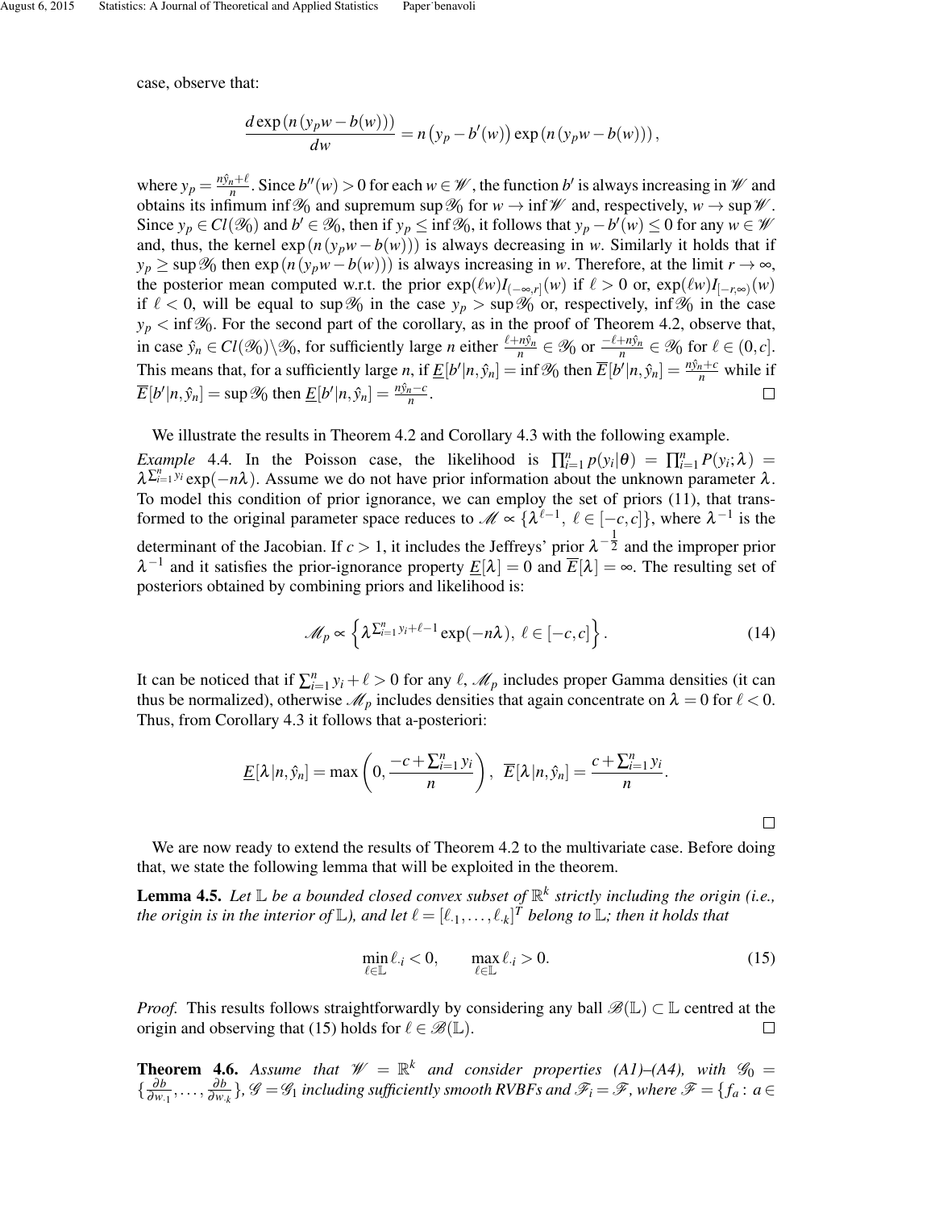case, observe that:

$$\frac{d\exp\left(n\left(y_p w - b(w)\right)\right)}{dw} = n\left(y_p - b'(w)\right)\exp\left(n\left(y_p w - b(w)\right)\right),$$

where $y_p = \frac{n\hat{y}_n + \ell}{n}$. Since $b''(w) > 0$ for each $w \in \mathscr{W}$, the function $b'$ is always increasing in $\mathscr{W}$ and obtains its infimum $\inf \mathscr{Y}_0$ and supremum $\sup \mathscr{Y}_0$ for $w \to \inf \mathscr{W}$ and, respectively, $w \to \sup \mathscr{W}$. Since $y_p \in Cl(\mathscr{Y}_0)$ and $b' \in \mathscr{Y}_0$, then if $y_p \leq \inf \mathscr{Y}_0$, it follows that $y_p - b'(w) \leq 0$ for any $w \in \mathscr{W}$ and, thus, the kernel $\exp\left(n\left(y_p w - b(w)\right)\right)$ is always decreasing in $w$. Similarly it holds that if $y_p \geq \sup \mathscr{Y}_0$ then $\exp\left(n\left(y_p w - b(w)\right)\right)$ is always increasing in $w$. Therefore, at the limit $r \to \infty$, the posterior mean computed w.r.t. the prior $\exp(\ell w) I_{(-\infty,r]}(w)$ if $\ell > 0$ or, $\exp(\ell w) I_{[-r,\infty)}(w)$ if $\ell < 0$, will be equal to $\sup \mathscr{Y}_0$ in the case $y_p > \sup \mathscr{Y}_0$ or, respectively, $\inf \mathscr{Y}_0$ in the case $y_p < \inf \mathscr{Y}_0$. For the second part of the corollary, as in the proof of Theorem 4.2, observe that, in case $\hat{y}_n \in Cl(\mathscr{Y}_0) \backslash \mathscr{Y}_0$, for sufficiently large $n$ either $\frac{\ell + n\hat{y}_n}{n} \in \mathscr{Y}_0$ or $\frac{-\ell + n\hat{y}_n}{n} \in \mathscr{Y}_0$ for $\ell \in (0, c]$. This means that, for a sufficiently large $n$, if $\underline{E}[b'|n, \hat{y}_n] = \inf \mathscr{Y}_0$ then $\overline{E}[b'|n, \hat{y}_n] = \frac{n\hat{y}_n + c}{n}$ while if $\overline{E}[b'|n, \hat{y}_n] = \sup \mathscr{Y}_0$ then $\underline{E}[b'|n, \hat{y}_n] = \frac{n\hat{y}_n - c}{n}$. □

We illustrate the results in Theorem 4.2 and Corollary 4.3 with the following example.

*Example* 4.4. In the Poisson case, the likelihood is $\prod_{i=1}^n p(y_i|\theta) = \prod_{i=1}^n P(y_i;\lambda) = \lambda^{\sum_{i=1}^n y_i} \exp(-n\lambda)$. Assume we do not have prior information about the unknown parameter $\lambda$. To model this condition of prior ignorance, we can employ the set of priors (11), that transformed to the original parameter space reduces to $\mathscr{M} \propto \{\lambda^{\ell-1},\ \ell \in [-c, c]\}$, where $\lambda^{-1}$ is the determinant of the Jacobian. If $c > 1$, it includes the Jeffreys' prior $\lambda^{-\frac{1}{2}}$ and the improper prior $\lambda^{-1}$ and it satisfies the prior-ignorance property $\underline{E}[\lambda] = 0$ and $\overline{E}[\lambda] = \infty$. The resulting set of posteriors obtained by combining priors and likelihood is:

$$\mathscr{M}_p \propto \left\{\lambda^{\sum_{i=1}^n y_i + \ell - 1} \exp(-n\lambda),\ \ell \in [-c, c]\right\}. \tag{14}$$

It can be noticed that if $\sum_{i=1}^n y_i + \ell > 0$ for any $\ell$, $\mathscr{M}_p$ includes proper Gamma densities (it can thus be normalized), otherwise $\mathscr{M}_p$ includes densities that again concentrate on $\lambda = 0$ for $\ell < 0$. Thus, from Corollary 4.3 it follows that a-posteriori:

$$\underline{E}[\lambda|n, \hat{y}_n] = \max\left(0, \frac{-c + \sum_{i=1}^n y_i}{n}\right),\ \ \overline{E}[\lambda|n, \hat{y}_n] = \frac{c + \sum_{i=1}^n y_i}{n}.$$

□

We are now ready to extend the results of Theorem 4.2 to the multivariate case. Before doing that, we state the following lemma that will be exploited in the theorem.

**Lemma 4.5.** *Let $\mathbb{L}$ be a bounded closed convex subset of $\mathbb{R}^k$ strictly including the origin (i.e., the origin is in the interior of $\mathbb{L}$), and let $\ell = [\ell_{\cdot 1}, \ldots, \ell_{\cdot k}]^T$ belong to $\mathbb{L}$; then it holds that*

$$\min_{\ell \in \mathbb{L}} \ell_{\cdot i} < 0, \qquad \max_{\ell \in \mathbb{L}} \ell_{\cdot i} > 0. \tag{15}$$

*Proof.* This results follows straightforwardly by considering any ball $\mathscr{B}(\mathbb{L}) \subset \mathbb{L}$ centred at the origin and observing that (15) holds for $\ell \in \mathscr{B}(\mathbb{L})$. □

**Theorem 4.6.** *Assume that $\mathscr{W} = \mathbb{R}^k$ and consider properties (A1)–(A4), with $\mathscr{G}_0 = \{\frac{\partial b}{\partial w_{\cdot 1}}, \ldots, \frac{\partial b}{\partial w_{\cdot k}}\}$, $\mathscr{G} = \mathscr{G}_1$ including sufficiently smooth RVBFs and $\mathscr{F}_i = \mathscr{F}$, where $\mathscr{F} = \{f_a \colon a \in$*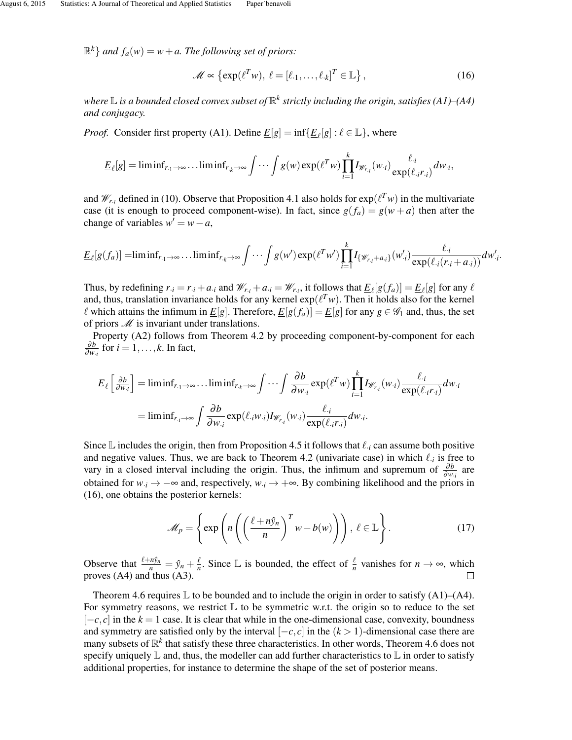$\mathbb{R}^k\}$ *and* $f_a(w) = w + a$. *The following set of priors:*

$$
\mathscr{M} \propto \left\{ \exp(\ell^T w),\ \ell = [\ell_{\cdot 1}, \ldots, \ell_{\cdot k}]^T \in \mathbb{L} \right\}, \tag{16}
$$

*where* $\mathbb{L}$ *is a bounded closed convex subset of* $\mathbb{R}^k$ *strictly including the origin, satisfies (A1)–(A4) and conjugacy.*

*Proof.* Consider first property (A1). Define $\underline{E}[g] = \inf\{\underline{E}_\ell[g] : \ell \in \mathbb{L}\}$, where

$$
\underline{E}_\ell[g] = \liminf_{r_{\cdot 1}\to\infty} \ldots \liminf_{r_{\cdot k}\to\infty} \int \cdots \int g(w) \exp(\ell^T w) \prod_{i=1}^{k} I_{\mathscr{W}_{r_{\cdot i}}}(w_{\cdot i}) \frac{\ell_{\cdot i}}{\exp(\ell_{\cdot i} r_{\cdot i})} dw_{\cdot i},
$$

and $\mathscr{W}_{r_{\cdot i}}$ defined in (10). Observe that Proposition 4.1 also holds for $\exp(\ell^T w)$ in the multivariate case (it is enough to proceed component-wise). In fact, since $g(f_a) = g(w + a)$ then after the change of variables $w' = w - a$,

$$
\underline{E}_\ell[g(f_a)] = \liminf_{r_{\cdot 1}\to\infty} \ldots \liminf_{r_{\cdot k}\to\infty} \int \cdots \int g(w') \exp(\ell^T w') \prod_{i=1}^{k} I_{\{\mathscr{W}_{r_{\cdot i}} + a_{\cdot i}\}}(w'_{\cdot i}) \frac{\ell_{\cdot i}}{\exp(\ell_{\cdot i}(r_{\cdot i} + a_{\cdot i}))} dw'_{\cdot i}.
$$

Thus, by redefining $r_{\cdot i} = r_{\cdot i} + a_{\cdot i}$ and $\mathscr{W}_{r_{\cdot i}} + a_{\cdot i} = \mathscr{W}_{r_{\cdot i}}$, it follows that $\underline{E}_\ell[g(f_a)] = \underline{E}_\ell[g]$ for any $\ell$ and, thus, translation invariance holds for any kernel $\exp(\ell^T w)$. Then it holds also for the kernel $\ell$ which attains the infimum in $\underline{E}[g]$. Therefore, $\underline{E}[g(f_a)] = \underline{E}[g]$ for any $g \in \mathscr{G}_1$ and, thus, the set of priors $\mathscr{M}$ is invariant under translations.

Property (A2) follows from Theorem 4.2 by proceeding component-by-component for each $\frac{\partial b}{\partial w_{\cdot i}}$ for $i = 1, \ldots, k$. In fact,

$$
\begin{aligned}
\underline{E}_\ell \left[ \tfrac{\partial b}{\partial w_{\cdot i}} \right] &= \liminf_{r_{\cdot 1}\to\infty} \ldots \liminf_{r_{\cdot k}\to\infty} \int \cdots \int \frac{\partial b}{\partial w_{\cdot i}} \exp(\ell^T w) \prod_{i=1}^{k} I_{\mathscr{W}_{r_{\cdot i}}}(w_{\cdot i}) \frac{\ell_{\cdot i}}{\exp(\ell_{\cdot i} r_{\cdot i})} dw_{\cdot i} \\
&= \liminf_{r_{\cdot i}\to\infty} \int \frac{\partial b}{\partial w_{\cdot i}} \exp(\ell_{\cdot i} w_{\cdot i}) I_{\mathscr{W}_{r_{\cdot i}}}(w_{\cdot i}) \frac{\ell_{\cdot i}}{\exp(\ell_{\cdot i} r_{\cdot i})} dw_{\cdot i}.
\end{aligned}
$$

Since $\mathbb{L}$ includes the origin, then from Proposition 4.5 it follows that $\ell_{\cdot i}$ can assume both positive and negative values. Thus, we are back to Theorem 4.2 (univariate case) in which $\ell_{\cdot i}$ is free to vary in a closed interval including the origin. Thus, the infimum and supremum of $\frac{\partial b}{\partial w_{\cdot i}}$ are obtained for $w_{\cdot i} \to -\infty$ and, respectively, $w_{\cdot i} \to +\infty$. By combining likelihood and the priors in (16), one obtains the posterior kernels:

$$
\mathscr{M}_p = \left\{ \exp\left( n \left( \left( \frac{\ell + n\hat{y}_n}{n} \right)^T w - b(w) \right) \right),\ \ell \in \mathbb{L} \right\}. \tag{17}
$$

Observe that $\frac{\ell + n\hat{y}_n}{n} = \hat{y}_n + \frac{\ell}{n}$. Since $\mathbb{L}$ is bounded, the effect of $\frac{\ell}{n}$ vanishes for $n \to \infty$, which proves (A4) and thus (A3). $\square$

Theorem 4.6 requires $\mathbb{L}$ to be bounded and to include the origin in order to satisfy (A1)–(A4). For symmetry reasons, we restrict $\mathbb{L}$ to be symmetric w.r.t. the origin so to reduce to the set $[-c, c]$ in the $k = 1$ case. It is clear that while in the one-dimensional case, convexity, boundness and symmetry are satisfied only by the interval $[-c, c]$ in the $(k > 1)$-dimensional case there are many subsets of $\mathbb{R}^k$ that satisfy these three characteristics. In other words, Theorem 4.6 does not specify uniquely $\mathbb{L}$ and, thus, the modeller can add further characteristics to $\mathbb{L}$ in order to satisfy additional properties, for instance to determine the shape of the set of posterior means.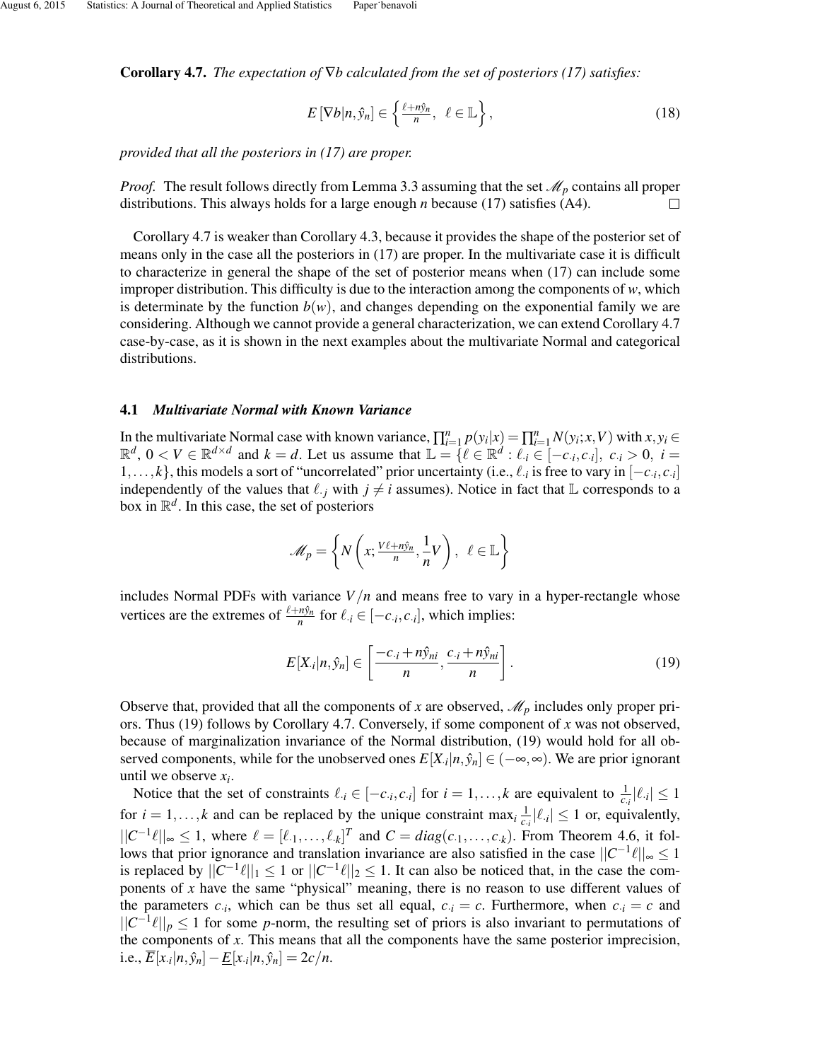**Corollary 4.7.** *The expectation of $\nabla b$ calculated from the set of posteriors (17) satisfies:*

$$E\left[\nabla b|n,\hat{y}_n\right] \in \left\{\tfrac{\ell+n\hat{y}_n}{n},\ \ \ell \in \mathbb{L}\right\}, \tag{18}$$

*provided that all the posteriors in (17) are proper.*

*Proof.* The result follows directly from Lemma 3.3 assuming that the set $\mathscr{M}_p$ contains all proper distributions. This always holds for a large enough $n$ because (17) satisfies (A4). □

Corollary 4.7 is weaker than Corollary 4.3, because it provides the shape of the posterior set of means only in the case all the posteriors in (17) are proper. In the multivariate case it is difficult to characterize in general the shape of the set of posterior means when (17) can include some improper distribution. This difficulty is due to the interaction among the components of $w$, which is determinate by the function $b(w)$, and changes depending on the exponential family we are considering. Although we cannot provide a general characterization, we can extend Corollary 4.7 case-by-case, as it is shown in the next examples about the multivariate Normal and categorical distributions.

### 4.1 *Multivariate Normal with Known Variance*

In the multivariate Normal case with known variance, $\prod_{i=1}^{n} p(y_i|x) = \prod_{i=1}^{n} N(y_i;x,V)$ with $x, y_i \in \mathbb{R}^d$, $0 < V \in \mathbb{R}^{d\times d}$ and $k = d$. Let us assume that $\mathbb{L} = \{\ell \in \mathbb{R}^d : \ell_{\cdot i} \in [-c_{\cdot i}, c_{\cdot i}],\ c_{\cdot i} > 0,\ i = 1,\ldots,k\}$, this models a sort of "uncorrelated" prior uncertainty (i.e., $\ell_{\cdot i}$ is free to vary in $[-c_{\cdot i}, c_{\cdot i}]$ independently of the values that $\ell_{\cdot j}$ with $j \neq i$ assumes). Notice in fact that $\mathbb{L}$ corresponds to a box in $\mathbb{R}^d$. In this case, the set of posteriors

$$\mathscr{M}_p = \left\{ N\left(x; \tfrac{V\ell+n\hat{y}_n}{n}, \frac{1}{n}V\right),\ \ \ell \in \mathbb{L}\right\}$$

includes Normal PDFs with variance $V/n$ and means free to vary in a hyper-rectangle whose vertices are the extremes of $\frac{\ell+n\hat{y}_n}{n}$ for $\ell_{\cdot i} \in [-c_{\cdot i}, c_{\cdot i}]$, which implies:

$$E[X_{\cdot i}|n,\hat{y}_n] \in \left[\frac{-c_{\cdot i}+n\hat{y}_{ni}}{n}, \frac{c_{\cdot i}+n\hat{y}_{ni}}{n}\right]. \tag{19}$$

Observe that, provided that all the components of $x$ are observed, $\mathscr{M}_p$ includes only proper priors. Thus (19) follows by Corollary 4.7. Conversely, if some component of $x$ was not observed, because of marginalization invariance of the Normal distribution, (19) would hold for all observed components, while for the unobserved ones $E[X_{\cdot i}|n,\hat{y}_n] \in (-\infty,\infty)$. We are prior ignorant until we observe $x_i$.

Notice that the set of constraints $\ell_{\cdot i} \in [-c_{\cdot i}, c_{\cdot i}]$ for $i = 1,\ldots,k$ are equivalent to $\frac{1}{c_{\cdot i}}|\ell_{\cdot i}| \leq 1$ for $i = 1,\ldots,k$ and can be replaced by the unique constraint $\max_i \frac{1}{c_{\cdot i}}|\ell_{\cdot i}| \leq 1$ or, equivalently, $||C^{-1}\ell||_\infty \leq 1$, where $\ell = [\ell_{\cdot 1},\ldots,\ell_{\cdot k}]^T$ and $C = diag(c_{\cdot 1},\ldots,c_{\cdot k})$. From Theorem 4.6, it follows that prior ignorance and translation invariance are also satisfied in the case $||C^{-1}\ell||_\infty \leq 1$ is replaced by $||C^{-1}\ell||_1 \leq 1$ or $||C^{-1}\ell||_2 \leq 1$. It can also be noticed that, in the case the components of $x$ have the same "physical" meaning, there is no reason to use different values of the parameters $c_{\cdot i}$, which can be thus set all equal, $c_{\cdot i} = c$. Furthermore, when $c_{\cdot i} = c$ and $||C^{-1}\ell||_p \leq 1$ for some $p$-norm, the resulting set of priors is also invariant to permutations of the components of $x$. This means that all the components have the same posterior imprecision, i.e., $\overline{E}[x_{\cdot i}|n,\hat{y}_n] - \underline{E}[x_{\cdot i}|n,\hat{y}_n] = 2c/n$.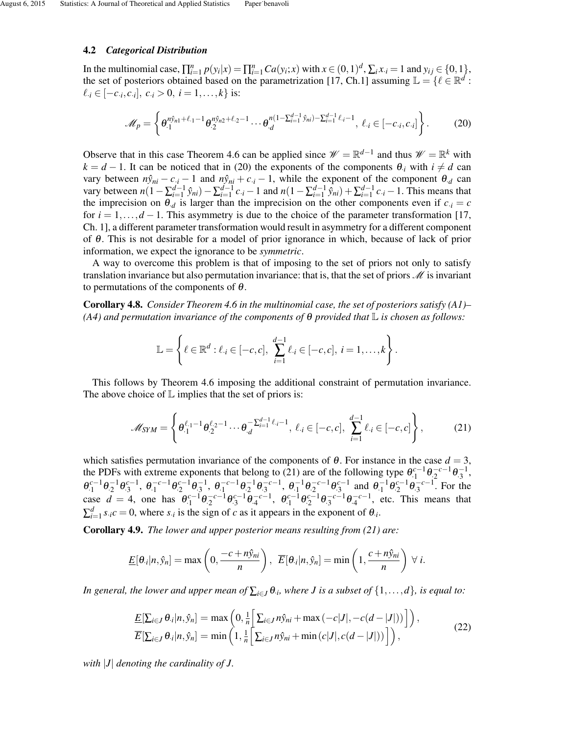### 4.2 *Categorical Distribution*

In the multinomial case, $\prod_{i=1}^n p(y_i|x) = \prod_{i=1}^n Ca(y_i;x)$ with $x \in (0,1)^d$, $\sum_i x_{\cdot i} = 1$ and $y_{ij} \in \{0,1\}$, the set of posteriors obtained based on the parametrization [17, Ch.1] assuming $\mathbb{L} = \{\ell \in \mathbb{R}^d : \ell_{\cdot i} \in [-c_{\cdot i}, c_{\cdot i}],\ c_{\cdot i} > 0,\ i = 1,\dots,k\}$ is:

$$
\mathscr{M}_p = \left\{ \theta_{\cdot 1}^{n\hat{y}_{n1}+\ell_{\cdot 1}-1} \theta_{\cdot 2}^{n\hat{y}_{n2}+\ell_{\cdot 2}-1} \cdots \theta_{\cdot d}^{n(1-\sum_{i=1}^{d-1}\hat{y}_{ni})-\sum_{i=1}^{d-1}\ell_{\cdot i}-1},\ \ell_{\cdot i} \in [-c_{\cdot i}, c_{\cdot i}] \right\}. \tag{20}
$$

Observe that in this case Theorem 4.6 can be applied since $\mathscr{W} = \mathbb{R}^{d-1}$ and thus $\mathscr{W} = \mathbb{R}^k$ with $k = d-1$. It can be noticed that in (20) the exponents of the components $\theta_{\cdot i}$ with $i \neq d$ can vary between $n\hat{y}_{ni} - c_{\cdot i} - 1$ and $n\hat{y}_{ni} + c_{\cdot i} - 1$, while the exponent of the component $\theta_{\cdot d}$ can vary between $n(1-\sum_{i=1}^{d-1}\hat{y}_{ni}) - \sum_{i=1}^{d-1} c_{\cdot i} - 1$ and $n(1-\sum_{i=1}^{d-1}\hat{y}_{ni}) + \sum_{i=1}^{d-1} c_{\cdot i} - 1$. This means that the imprecision on $\theta_{\cdot d}$ is larger than the imprecision on the other components even if $c_{\cdot i} = c$ for $i = 1,\dots,d-1$. This asymmetry is due to the choice of the parameter transformation [17, Ch. 1], a different parameter transformation would result in asymmetry for a different component of $\theta$. This is not desirable for a model of prior ignorance in which, because of lack of prior information, we expect the ignorance to be *symmetric*.

A way to overcome this problem is that of imposing to the set of priors not only to satisfy translation invariance but also permutation invariance: that is, that the set of priors $\mathscr{M}$ is invariant to permutations of the components of $\theta$.

**Corollary 4.8.** *Consider Theorem 4.6 in the multinomial case, the set of posteriors satisfy (A1)–(A4) and permutation invariance of the components of $\theta$ provided that $\mathbb{L}$ is chosen as follows:*

$$
\mathbb{L} = \left\{ \ell \in \mathbb{R}^d : \ell_{\cdot i} \in [-c, c],\ \sum_{i=1}^{d-1} \ell_{\cdot i} \in [-c, c],\ i = 1,\dots,k \right\}.
$$

This follows by Theorem 4.6 imposing the additional constraint of permutation invariance. The above choice of $\mathbb{L}$ implies that the set of priors is:

$$
\mathscr{M}_{SYM} = \left\{ \theta_{\cdot 1}^{\ell_{\cdot 1}-1} \theta_{\cdot 2}^{\ell_{\cdot 2}-1} \cdots \theta_{\cdot d}^{-\sum_{i=1}^{d-1}\ell_{\cdot i}-1},\ \ell_{\cdot i} \in [-c, c],\ \sum_{i=1}^{d-1} \ell_{\cdot i} \in [-c, c] \right\}, \tag{21}
$$

which satisfies permutation invariance of the components of $\theta$. For instance in the case $d = 3$, the PDFs with extreme exponents that belong to (21) are of the following type $\theta_{\cdot 1}^{c-1}\theta_{\cdot 2}^{-c-1}\theta_{\cdot 3}^{-1}$, $\theta_{\cdot 1}^{c-1}\theta_{\cdot 2}^{-1}\theta_{\cdot 3}^{c-1}$, $\theta_{\cdot 1}^{-c-1}\theta_{\cdot 2}^{c-1}\theta_{\cdot 3}^{-1}$, $\theta_{\cdot 1}^{-c-1}\theta_{\cdot 2}^{-1}\theta_{\cdot 3}^{c-1}$, $\theta_{\cdot 1}^{-1}\theta_{\cdot 2}^{-c-1}\theta_{\cdot 3}^{c-1}$ and $\theta_{\cdot 1}^{-1}\theta_{\cdot 2}^{c-1}\theta_{\cdot 3}^{-c-1}$. For the case $d = 4$, one has $\theta_{\cdot 1}^{c-1}\theta_{\cdot 2}^{-c-1}\theta_{\cdot 3}^{c-1}\theta_{\cdot 4}^{-c-1}$, $\theta_{\cdot 1}^{c-1}\theta_{\cdot 2}^{c-1}\theta_{\cdot 3}^{-c-1}\theta_{\cdot 4}^{-c-1}$, etc. This means that $\sum_{i=1}^{d} s_{\cdot i} c = 0$, where $s_{\cdot i}$ is the sign of $c$ as it appears in the exponent of $\theta_{\cdot i}$.

**Corollary 4.9.** *The lower and upper posterior means resulting from (21) are:*

$$
\underline{E}[\theta_{\cdot i}|n, \hat{y}_n] = \max\left(0, \frac{-c + n\hat{y}_{ni}}{n}\right),\ \ \overline{E}[\theta_{\cdot i}|n, \hat{y}_n] = \min\left(1, \frac{c + n\hat{y}_{ni}}{n}\right)\ \forall\, i.
$$

*In general, the lower and upper mean of $\sum_{i\in J}\theta_{\cdot i}$, where $J$ is a subset of $\{1,\dots,d\}$, is equal to:*

$$
\begin{array}{l}
\underline{E}[\sum_{i\in J}\theta_{\cdot i}|n, \hat{y}_n] = \max\left(0, \frac{1}{n}\left[\sum_{i\in J} n\hat{y}_{ni} + \max\left(-c|J|, -c(d-|J|)\right)\right]\right), \\
\overline{E}[\sum_{i\in J}\theta_{\cdot i}|n, \hat{y}_n] = \min\left(1, \frac{1}{n}\left[\sum_{i\in J} n\hat{y}_{ni} + \min\left(c|J|, c(d-|J|)\right)\right]\right),
\end{array} \tag{22}
$$

*with $|J|$ denoting the cardinality of $J$.*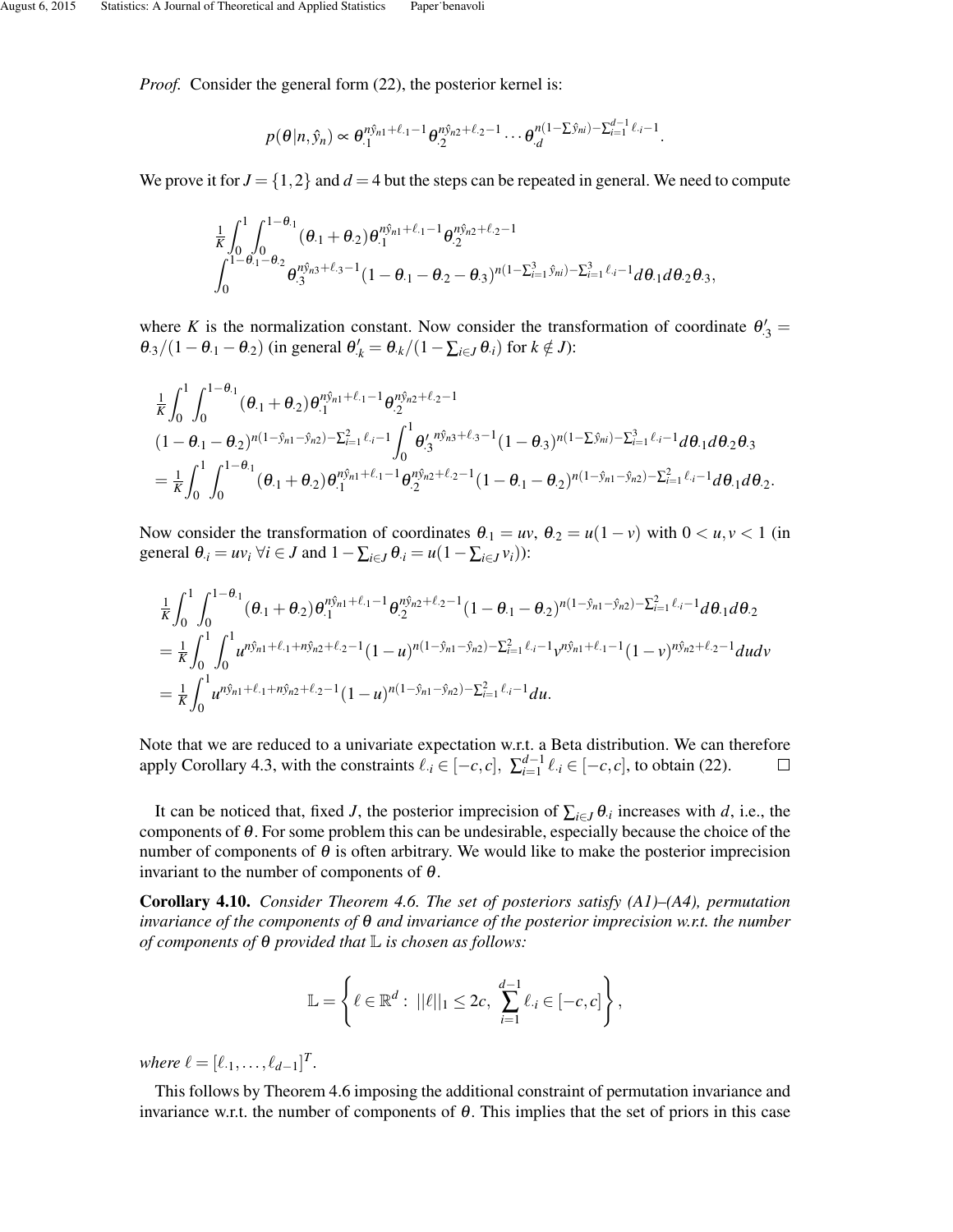*Proof.* Consider the general form (22), the posterior kernel is:

$$p(\theta|n,\hat{y}_n) \propto \theta_{\cdot 1}^{n\hat{y}_{n1}+\ell_{\cdot 1}-1}\theta_{\cdot 2}^{n\hat{y}_{n2}+\ell_{\cdot 2}-1}\cdots\theta_{\cdot d}^{n(1-\sum\hat{y}_{ni})-\sum_{i=1}^{d-1}\ell_{\cdot i}-1}.$$

We prove it for $J=\{1,2\}$ and $d=4$ but the steps can be repeated in general. We need to compute

$$\begin{array}{l}
\frac{1}{K}\int_0^1\int_0^{1-\theta_{\cdot 1}}(\theta_{\cdot 1}+\theta_{\cdot 2})\theta_{\cdot 1}^{n\hat{y}_{n1}+\ell_{\cdot 1}-1}\theta_{\cdot 2}^{n\hat{y}_{n2}+\ell_{\cdot 2}-1}\\
\int_0^{1-\theta_{\cdot 1}-\theta_{\cdot 2}}\theta_{\cdot 3}^{n\hat{y}_{n3}+\ell_{\cdot 3}-1}(1-\theta_{\cdot 1}-\theta_{\cdot 2}-\theta_{\cdot 3})^{n(1-\sum_{i=1}^{3}\hat{y}_{ni})-\sum_{i=1}^{3}\ell_{\cdot i}-1}d\theta_{\cdot 1}d\theta_{\cdot 2}\theta_{\cdot 3},
\end{array}$$

where $K$ is the normalization constant. Now consider the transformation of coordinate $\theta'_{\cdot 3}=\theta_{\cdot 3}/(1-\theta_{\cdot 1}-\theta_{\cdot 2})$ (in general $\theta'_{\cdot k}=\theta_{\cdot k}/(1-\sum_{i\in J}\theta_{\cdot i})$ for $k\notin J$):

$$\begin{array}{l}
\frac{1}{K}\int_0^1\int_0^{1-\theta_{\cdot 1}}(\theta_{\cdot 1}+\theta_{\cdot 2})\theta_{\cdot 1}^{n\hat{y}_{n1}+\ell_{\cdot 1}-1}\theta_{\cdot 2}^{n\hat{y}_{n2}+\ell_{\cdot 2}-1}\\
(1-\theta_{\cdot 1}-\theta_{\cdot 2})^{n(1-\hat{y}_{n1}-\hat{y}_{n2})-\sum_{i=1}^{2}\ell_{\cdot i}-1}\int_0^1{\theta'}_{\cdot 3}^{n\hat{y}_{n3}+\ell_{\cdot 3}-1}(1-\theta_{\cdot 3})^{n(1-\sum\hat{y}_{ni})-\sum_{i=1}^{3}\ell_{\cdot i}-1}d\theta_{\cdot 1}d\theta_{\cdot 2}\theta_{\cdot 3}\\
=\frac{1}{K}\int_0^1\int_0^{1-\theta_{\cdot 1}}(\theta_{\cdot 1}+\theta_{\cdot 2})\theta_{\cdot 1}^{n\hat{y}_{n1}+\ell_{\cdot 1}-1}\theta_{\cdot 2}^{n\hat{y}_{n2}+\ell_{\cdot 2}-1}(1-\theta_{\cdot 1}-\theta_{\cdot 2})^{n(1-\hat{y}_{n1}-\hat{y}_{n2})-\sum_{i=1}^{2}\ell_{\cdot i}-1}d\theta_{\cdot 1}d\theta_{\cdot 2}.
\end{array}$$

Now consider the transformation of coordinates $\theta_{\cdot 1}=uv$, $\theta_{\cdot 2}=u(1-v)$ with $0<u,v<1$ (in general $\theta_{\cdot i}=uv_i\ \forall i\in J$ and $1-\sum_{i\in J}\theta_{\cdot i}=u(1-\sum_{i\in J}v_i)$):

$$\begin{array}{l}
\frac{1}{K}\int_0^1\int_0^{1-\theta_{\cdot 1}}(\theta_{\cdot 1}+\theta_{\cdot 2})\theta_{\cdot 1}^{n\hat{y}_{n1}+\ell_{\cdot 1}-1}\theta_{\cdot 2}^{n\hat{y}_{n2}+\ell_{\cdot 2}-1}(1-\theta_{\cdot 1}-\theta_{\cdot 2})^{n(1-\hat{y}_{n1}-\hat{y}_{n2})-\sum_{i=1}^{2}\ell_{\cdot i}-1}d\theta_{\cdot 1}d\theta_{\cdot 2}\\
=\frac{1}{K}\int_0^1\int_0^1 u^{n\hat{y}_{n1}+\ell_{\cdot 1}+n\hat{y}_{n2}+\ell_{\cdot 2}-1}(1-u)^{n(1-\hat{y}_{n1}-\hat{y}_{n2})-\sum_{i=1}^{2}\ell_{\cdot i}-1}v^{n\hat{y}_{n1}+\ell_{\cdot 1}-1}(1-v)^{n\hat{y}_{n2}+\ell_{\cdot 2}-1}dudv\\
=\frac{1}{K}\int_0^1 u^{n\hat{y}_{n1}+\ell_{\cdot 1}+n\hat{y}_{n2}+\ell_{\cdot 2}-1}(1-u)^{n(1-\hat{y}_{n1}-\hat{y}_{n2})-\sum_{i=1}^{2}\ell_{\cdot i}-1}du.
\end{array}$$

Note that we are reduced to a univariate expectation w.r.t. a Beta distribution. We can therefore apply Corollary 4.3, with the constraints $\ell_{\cdot i}\in[-c,c]$, $\sum_{i=1}^{d-1}\ell_{\cdot i}\in[-c,c]$, to obtain (22). □

It can be noticed that, fixed $J$, the posterior imprecision of $\sum_{i\in J}\theta_{\cdot i}$ increases with $d$, i.e., the components of $\theta$. For some problem this can be undesirable, especially because the choice of the number of components of $\theta$ is often arbitrary. We would like to make the posterior imprecision invariant to the number of components of $\theta$.

**Corollary 4.10.** *Consider Theorem 4.6. The set of posteriors satisfy (A1)–(A4), permutation invariance of the components of $\theta$ and invariance of the posterior imprecision w.r.t. the number of components of $\theta$ provided that $\mathbb{L}$ is chosen as follows:*

$$\mathbb{L}=\left\{\ell\in\mathbb{R}^d:\ ||\ell||_1\leq 2c,\ \sum_{i=1}^{d-1}\ell_{\cdot i}\in[-c,c]\right\},$$

*where $\ell=[\ell_{\cdot 1},\ldots,\ell_{d-1}]^T$.*

This follows by Theorem 4.6 imposing the additional constraint of permutation invariance and invariance w.r.t. the number of components of $\theta$. This implies that the set of priors in this case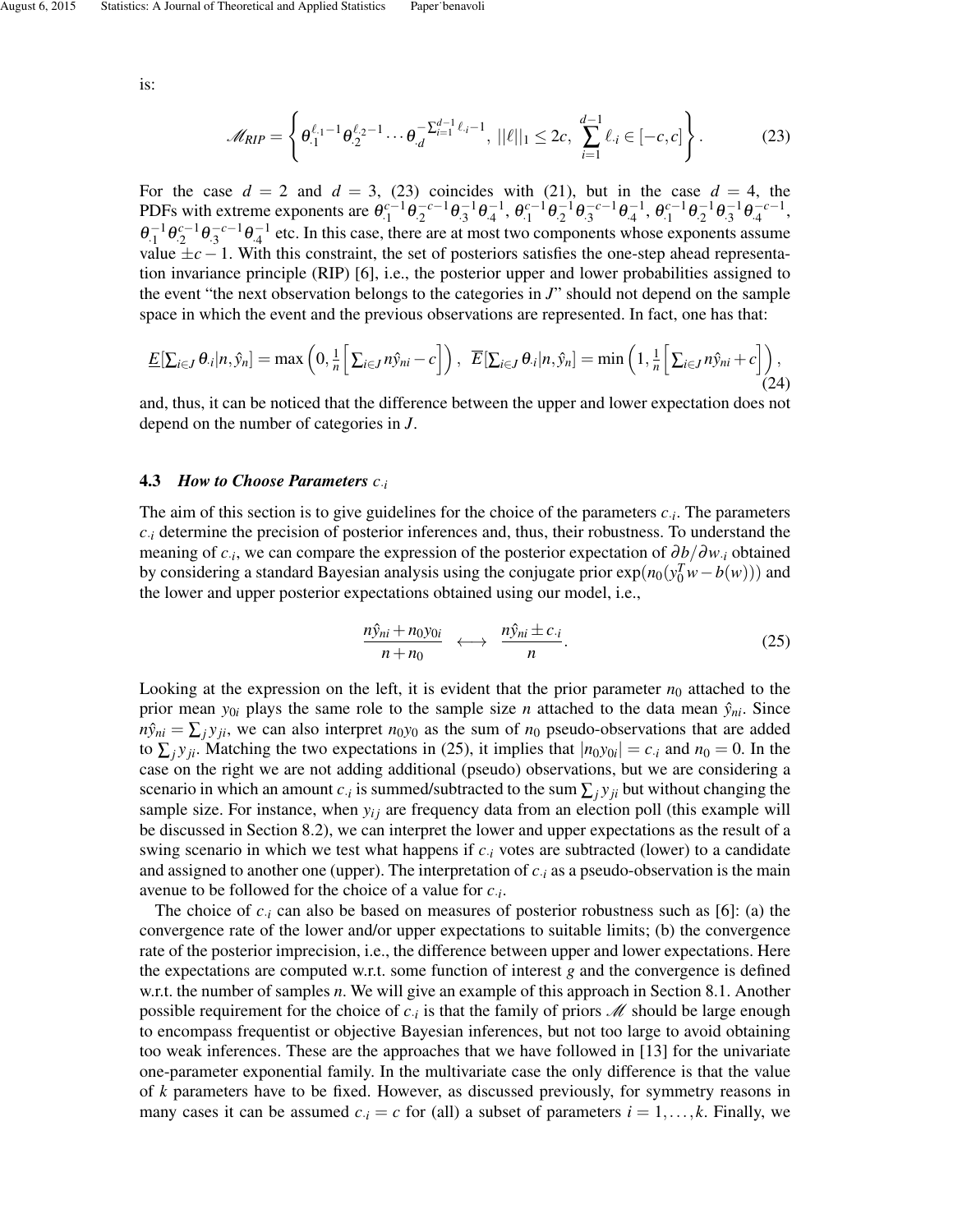is:

$$\mathscr{M}_{RIP} = \left\{ \theta_{\cdot 1}^{\ell_{\cdot 1}-1} \theta_{\cdot 2}^{\ell_{\cdot 2}-1} \cdots \theta_{\cdot d}^{-\sum_{i=1}^{d-1} \ell_{\cdot i}-1},\ ||\ell||_1 \leq 2c,\ \sum_{i=1}^{d-1} \ell_{\cdot i} \in [-c, c] \right\}. \tag{23}$$

For the case $d = 2$ and $d = 3$, (23) coincides with (21), but in the case $d = 4$, the PDFs with extreme exponents are $\theta_{\cdot 1}^{c-1}\theta_{\cdot 2}^{-c-1}\theta_{\cdot 3}^{-1}\theta_{\cdot 4}^{-1}$, $\theta_{\cdot 1}^{c-1}\theta_{\cdot 2}^{-1}\theta_{\cdot 3}^{-c-1}\theta_{\cdot 4}^{-1}$, $\theta_{\cdot 1}^{c-1}\theta_{\cdot 2}^{-1}\theta_{\cdot 3}^{-1}\theta_{\cdot 4}^{-c-1}$, $\theta_{\cdot 1}^{-1}\theta_{\cdot 2}^{c-1}\theta_{\cdot 3}^{-c-1}\theta_{\cdot 4}^{-1}$ etc. In this case, there are at most two components whose exponents assume value $\pm c - 1$. With this constraint, the set of posteriors satisfies the one-step ahead representation invariance principle (RIP) [6], i.e., the posterior upper and lower probabilities assigned to the event "the next observation belongs to the categories in $J$" should not depend on the sample space in which the event and the previous observations are represented. In fact, one has that:

$$\underline{E}[\textstyle\sum_{i \in J} \theta_{\cdot i} | n, \hat{y}_n] = \max\left(0, \frac{1}{n}\left[\sum_{i \in J} n\hat{y}_{ni} - c\right]\right),\ \ \overline{E}[\sum_{i \in J} \theta_{\cdot i} | n, \hat{y}_n] = \min\left(1, \frac{1}{n}\left[\sum_{i \in J} n\hat{y}_{ni} + c\right]\right), \tag{24}$$

and, thus, it can be noticed that the difference between the upper and lower expectation does not depend on the number of categories in $J$.

### 4.3 *How to Choose Parameters $c_{\cdot i}$*

The aim of this section is to give guidelines for the choice of the parameters $c_{\cdot i}$. The parameters $c_{\cdot i}$ determine the precision of posterior inferences and, thus, their robustness. To understand the meaning of $c_{\cdot i}$, we can compare the expression of the posterior expectation of $\partial b / \partial w_{\cdot i}$ obtained by considering a standard Bayesian analysis using the conjugate prior $\exp(n_0(y_0^T w - b(w)))$ and the lower and upper posterior expectations obtained using our model, i.e.,

$$\frac{n\hat{y}_{ni} + n_0 y_{0i}}{n + n_0} \quad \longleftrightarrow \quad \frac{n\hat{y}_{ni} \pm c_{\cdot i}}{n}. \tag{25}$$

Looking at the expression on the left, it is evident that the prior parameter $n_0$ attached to the prior mean $y_{0i}$ plays the same role to the sample size $n$ attached to the data mean $\hat{y}_{ni}$. Since $n\hat{y}_{ni} = \sum_j y_{ji}$, we can also interpret $n_0 y_0$ as the sum of $n_0$ pseudo-observations that are added to $\sum_j y_{ji}$. Matching the two expectations in (25), it implies that $|n_0 y_{0i}| = c_{\cdot i}$ and $n_0 = 0$. In the case on the right we are not adding additional (pseudo) observations, but we are considering a scenario in which an amount $c_{\cdot i}$ is summed/subtracted to the sum $\sum_j y_{ji}$ but without changing the sample size. For instance, when $y_{ij}$ are frequency data from an election poll (this example will be discussed in Section 8.2), we can interpret the lower and upper expectations as the result of a swing scenario in which we test what happens if $c_{\cdot i}$ votes are subtracted (lower) to a candidate and assigned to another one (upper). The interpretation of $c_{\cdot i}$ as a pseudo-observation is the main avenue to be followed for the choice of a value for $c_{\cdot i}$.

The choice of $c_{\cdot i}$ can also be based on measures of posterior robustness such as [6]: (a) the convergence rate of the lower and/or upper expectations to suitable limits; (b) the convergence rate of the posterior imprecision, i.e., the difference between upper and lower expectations. Here the expectations are computed w.r.t. some function of interest $g$ and the convergence is defined w.r.t. the number of samples $n$. We will give an example of this approach in Section 8.1. Another possible requirement for the choice of $c_{\cdot i}$ is that the family of priors $\mathscr{M}$ should be large enough to encompass frequentist or objective Bayesian inferences, but not too large to avoid obtaining too weak inferences. These are the approaches that we have followed in [13] for the univariate one-parameter exponential family. In the multivariate case the only difference is that the value of $k$ parameters have to be fixed. However, as discussed previously, for symmetry reasons in many cases it can be assumed $c_{\cdot i} = c$ for (all) a subset of parameters $i = 1, \ldots, k$. Finally, we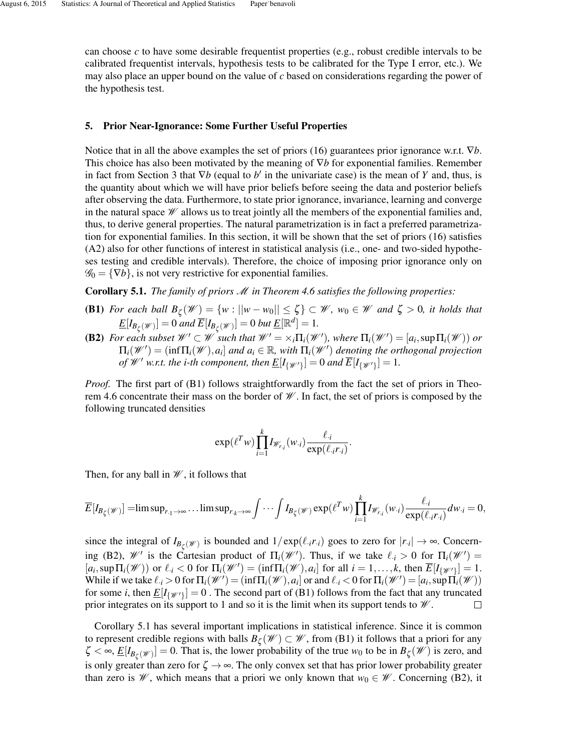can choose $c$ to have some desirable frequentist properties (e.g., robust credible intervals to be calibrated frequentist intervals, hypothesis tests to be calibrated for the Type I error, etc.). We may also place an upper bound on the value of $c$ based on considerations regarding the power of the hypothesis test.

## 5. Prior Near-Ignorance: Some Further Useful Properties

Notice that in all the above examples the set of priors (16) guarantees prior ignorance w.r.t. $\nabla b$. This choice has also been motivated by the meaning of $\nabla b$ for exponential families. Remember in fact from Section 3 that $\nabla b$ (equal to $b'$ in the univariate case) is the mean of $Y$ and, thus, is the quantity about which we will have prior beliefs before seeing the data and posterior beliefs after observing the data. Furthermore, to state prior ignorance, invariance, learning and converge in the natural space $\mathscr{W}$ allows us to treat jointly all the members of the exponential families and, thus, to derive general properties. The natural parametrization is in fact a preferred parametrization for exponential families. In this section, it will be shown that the set of priors (16) satisfies (A2) also for other functions of interest in statistical analysis (i.e., one- and two-sided hypotheses testing and credible intervals). Therefore, the choice of imposing prior ignorance only on $\mathscr{G}_0 = \{\nabla b\}$, is not very restrictive for exponential families.

**Corollary 5.1.** *The family of priors $\mathscr{M}$ in Theorem 4.6 satisfies the following properties:*

**(B1)** *For each ball $B_\zeta(\mathscr{W}) = \{w : ||w - w_0|| \leq \zeta\} \subset \mathscr{W}$, $w_0 \in \mathscr{W}$ and $\zeta > 0$, it holds that $\underline{E}[I_{B_\zeta(\mathscr{W})}] = 0$ and $\overline{E}[I_{B_\zeta(\mathscr{W})}] = 0$ but $\underline{E}[\mathbb{R}^d] = 1$.*

**(B2)** *For each subset $\mathscr{W}' \subset \mathscr{W}$ such that $\mathscr{W}' = \times_i \Pi_i(\mathscr{W}')$, where $\Pi_i(\mathscr{W}') = [a_i, \sup \Pi_i(\mathscr{W}))$ or $\Pi_i(\mathscr{W}') = (\inf \Pi_i(\mathscr{W}), a_i]$ and $a_i \in \mathbb{R}$, with $\Pi_i(\mathscr{W}')$ denoting the orthogonal projection of $\mathscr{W}'$ w.r.t. the i-th component, then $\underline{E}[I_{\{\mathscr{W}'\}}] = 0$ and $\overline{E}[I_{\{\mathscr{W}'\}}] = 1$.*

*Proof.* The first part of (B1) follows straightforwardly from the fact the set of priors in Theorem 4.6 concentrate their mass on the border of $\mathscr{W}$. In fact, the set of priors is composed by the following truncated densities

$$\exp(\ell^T w) \prod_{i=1}^{k} I_{\mathscr{W}_{r \cdot i}}(w_{\cdot i}) \frac{\ell_{\cdot i}}{\exp(\ell_{\cdot i} r_{\cdot i})}.$$

Then, for any ball in $\mathscr{W}$, it follows that

$$\overline{E}[I_{B_\zeta(\mathscr{W})}] = \limsup_{r_{\cdot 1} \to \infty} \ldots \limsup_{r_{\cdot k} \to \infty} \int \cdots \int I_{B_\zeta(\mathscr{W})} \exp(\ell^T w) \prod_{i=1}^{k} I_{\mathscr{W}_{r \cdot i}}(w_{\cdot i}) \frac{\ell_{\cdot i}}{\exp(\ell_{\cdot i} r_{\cdot i})} dw_{\cdot i} = 0,$$

since the integral of $I_{B_\zeta(\mathscr{W})}$ is bounded and $1/\exp(\ell_{\cdot i} r_{\cdot i})$ goes to zero for $|r_{\cdot i}| \to \infty$. Concerning (B2), $\mathscr{W}'$ is the Cartesian product of $\Pi_i(\mathscr{W}')$. Thus, if we take $\ell_{\cdot i} > 0$ for $\Pi_i(\mathscr{W}') = [a_i, \sup \Pi_i(\mathscr{W}))$ or $\ell_{\cdot i} < 0$ for $\Pi_i(\mathscr{W}') = (\inf \Pi_i(\mathscr{W}), a_i]$ for all $i = 1, \ldots, k$, then $\overline{E}[I_{\{\mathscr{W}'\}}] = 1$. While if we take $\ell_{\cdot i} > 0$ for $\Pi_i(\mathscr{W}') = (\inf \Pi_i(\mathscr{W}), a_i]$ or and $\ell_{\cdot i} < 0$ for $\Pi_i(\mathscr{W}') = [a_i, \sup \Pi_i(\mathscr{W}))$ for some $i$, then $\underline{E}[I_{\{\mathscr{W}'\}}] = 0$ . The second part of (B1) follows from the fact that any truncated prior integrates on its support to 1 and so it is the limit when its support tends to $\mathscr{W}$. $\square$

Corollary 5.1 has several important implications in statistical inference. Since it is common to represent credible regions with balls $B_\zeta(\mathscr{W}) \subset \mathscr{W}$, from (B1) it follows that a priori for any $\zeta < \infty$, $\underline{E}[I_{B_\zeta(\mathscr{W})}] = 0$. That is, the lower probability of the true $w_0$ to be in $B_\zeta(\mathscr{W})$ is zero, and is only greater than zero for $\zeta \to \infty$. The only convex set that has prior lower probability greater than zero is $\mathscr{W}$, which means that a priori we only known that $w_0 \in \mathscr{W}$. Concerning (B2), it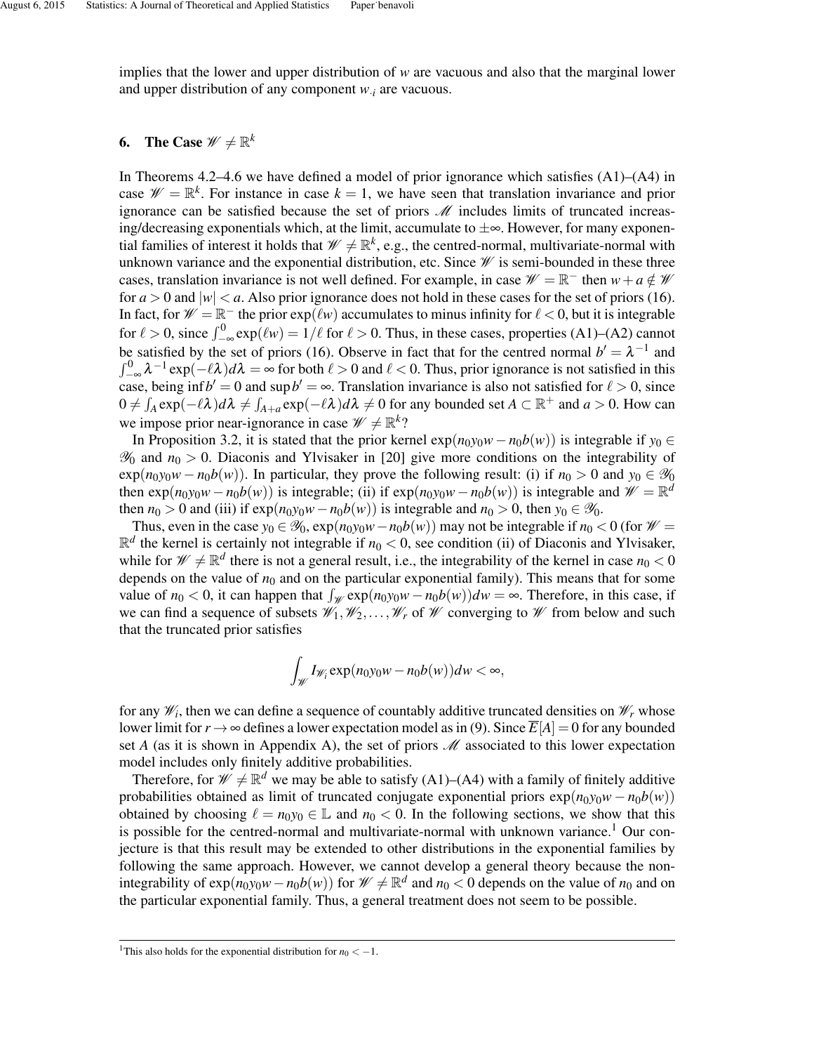implies that the lower and upper distribution of $w$ are vacuous and also that the marginal lower and upper distribution of any component $w_{\cdot i}$ are vacuous.

## 6. The Case $\mathscr{W} \neq \mathbb{R}^k$

In Theorems 4.2–4.6 we have defined a model of prior ignorance which satisfies (A1)–(A4) in case $\mathscr{W} = \mathbb{R}^k$. For instance in case $k = 1$, we have seen that translation invariance and prior ignorance can be satisfied because the set of priors $\mathscr{M}$ includes limits of truncated increasing/decreasing exponentials which, at the limit, accumulate to $\pm\infty$. However, for many exponential families of interest it holds that $\mathscr{W} \neq \mathbb{R}^k$, e.g., the centred-normal, multivariate-normal with unknown variance and the exponential distribution, etc. Since $\mathscr{W}$ is semi-bounded in these three cases, translation invariance is not well defined. For example, in case $\mathscr{W} = \mathbb{R}^-$ then $w + a \notin \mathscr{W}$ for $a > 0$ and $|w| < a$. Also prior ignorance does not hold in these cases for the set of priors (16). In fact, for $\mathscr{W} = \mathbb{R}^-$ the prior $\exp(\ell w)$ accumulates to minus infinity for $\ell < 0$, but it is integrable for $\ell > 0$, since $\int_{-\infty}^{0} \exp(\ell w) = 1/\ell$ for $\ell > 0$. Thus, in these cases, properties (A1)–(A2) cannot be satisfied by the set of priors (16). Observe in fact that for the centred normal $b' = \lambda^{-1}$ and $\int_{-\infty}^{0} \lambda^{-1} \exp(-\ell\lambda) d\lambda = \infty$ for both $\ell > 0$ and $\ell < 0$. Thus, prior ignorance is not satisfied in this case, being $\inf b' = 0$ and $\sup b' = \infty$. Translation invariance is also not satisfied for $\ell > 0$, since $0 \neq \int_A \exp(-\ell\lambda) d\lambda \neq \int_{A+a} \exp(-\ell\lambda) d\lambda \neq 0$ for any bounded set $A \subset \mathbb{R}^+$ and $a > 0$. How can we impose prior near-ignorance in case $\mathscr{W} \neq \mathbb{R}^k$?

In Proposition 3.2, it is stated that the prior kernel $\exp(n_0 y_0 w - n_0 b(w))$ is integrable if $y_0 \in \mathscr{Y}_0$ and $n_0 > 0$. Diaconis and Ylvisaker in [20] give more conditions on the integrability of $\exp(n_0 y_0 w - n_0 b(w))$. In particular, they prove the following result: (i) if $n_0 > 0$ and $y_0 \in \mathscr{Y}_0$ then $\exp(n_0 y_0 w - n_0 b(w))$ is integrable; (ii) if $\exp(n_0 y_0 w - n_0 b(w))$ is integrable and $\mathscr{W} = \mathbb{R}^d$ then $n_0 > 0$ and (iii) if $\exp(n_0 y_0 w - n_0 b(w))$ is integrable and $n_0 > 0$, then $y_0 \in \mathscr{Y}_0$.

Thus, even in the case $y_0 \in \mathscr{Y}_0$, $\exp(n_0 y_0 w - n_0 b(w))$ may not be integrable if $n_0 < 0$ (for $\mathscr{W} = \mathbb{R}^d$ the kernel is certainly not integrable if $n_0 < 0$, see condition (ii) of Diaconis and Ylvisaker, while for $\mathscr{W} \neq \mathbb{R}^d$ there is not a general result, i.e., the integrability of the kernel in case $n_0 < 0$ depends on the value of $n_0$ and on the particular exponential family). This means that for some value of $n_0 < 0$, it can happen that $\int_{\mathscr{W}} \exp(n_0 y_0 w - n_0 b(w)) dw = \infty$. Therefore, in this case, if we can find a sequence of subsets $\mathscr{W}_1, \mathscr{W}_2, \ldots, \mathscr{W}_r$ of $\mathscr{W}$ converging to $\mathscr{W}$ from below and such that the truncated prior satisfies

$$\int_{\mathscr{W}} I_{\mathscr{W}_i} \exp(n_0 y_0 w - n_0 b(w)) dw < \infty,$$

for any $\mathscr{W}_i$, then we can define a sequence of countably additive truncated densities on $\mathscr{W}_r$ whose lower limit for $r \to \infty$ defines a lower expectation model as in (9). Since $\overline{E}[A] = 0$ for any bounded set $A$ (as it is shown in Appendix A), the set of priors $\mathscr{M}$ associated to this lower expectation model includes only finitely additive probabilities.

Therefore, for $\mathscr{W} \neq \mathbb{R}^d$ we may be able to satisfy (A1)–(A4) with a family of finitely additive probabilities obtained as limit of truncated conjugate exponential priors $\exp(n_0 y_0 w - n_0 b(w))$ obtained by choosing $\ell = n_0 y_0 \in \mathbb{L}$ and $n_0 < 0$. In the following sections, we show that this is possible for the centred-normal and multivariate-normal with unknown variance.[1] Our conjecture is that this result may be extended to other distributions in the exponential families by following the same approach. However, we cannot develop a general theory because the non-integrability of $\exp(n_0 y_0 w - n_0 b(w))$ for $\mathscr{W} \neq \mathbb{R}^d$ and $n_0 < 0$ depends on the value of $n_0$ and on the particular exponential family. Thus, a general treatment does not seem to be possible.

---

[1] This also holds for the exponential distribution for $n_0 < -1$.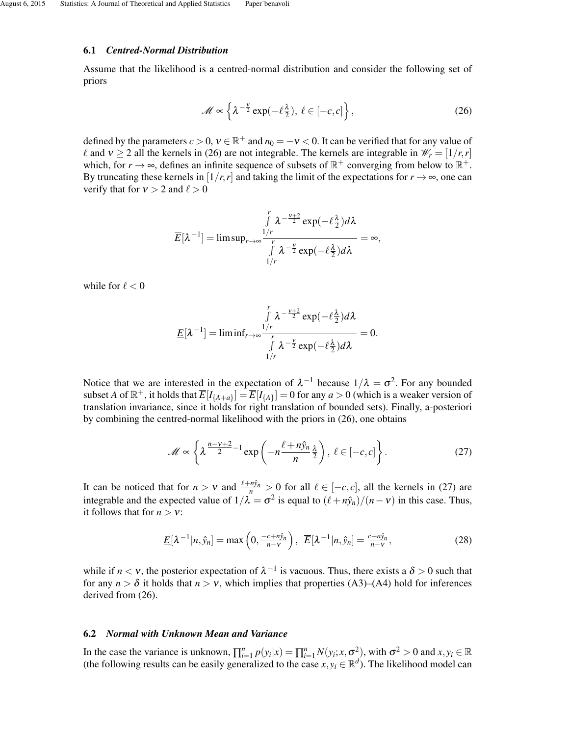### 6.1 *Centred-Normal Distribution*

Assume that the likelihood is a centred-normal distribution and consider the following set of priors

$$\mathscr{M} \propto \left\{ \lambda^{-\frac{\nu}{2}} \exp(-\ell \tfrac{\lambda}{2}),\ \ell \in [-c, c] \right\}, \tag{26}$$

defined by the parameters $c > 0$, $\nu \in \mathbb{R}^+$ and $n_0 = -\nu < 0$. It can be verified that for any value of $\ell$ and $\nu \geq 2$ all the kernels in (26) are not integrable. The kernels are integrable in $\mathscr{W}_r = [1/r, r]$ which, for $r \to \infty$, defines an infinite sequence of subsets of $\mathbb{R}^+$ converging from below to $\mathbb{R}^+$. By truncating these kernels in $[1/r, r]$ and taking the limit of the expectations for $r \to \infty$, one can verify that for $\nu > 2$ and $\ell > 0$

$$\overline{E}[\lambda^{-1}] = \limsup_{r\to\infty} \frac{\int\limits_{1/r}^{r} \lambda^{-\frac{\nu+2}{2}} \exp(-\ell \frac{\lambda}{2}) d\lambda}{\int\limits_{1/r}^{r} \lambda^{-\frac{\nu}{2}} \exp(-\ell \frac{\lambda}{2}) d\lambda} = \infty,$$

while for $\ell < 0$

$$\underline{E}[\lambda^{-1}] = \liminf_{r\to\infty} \frac{\int\limits_{1/r}^{r} \lambda^{-\frac{\nu+2}{2}} \exp(-\ell \frac{\lambda}{2}) d\lambda}{\int\limits_{1/r}^{r} \lambda^{-\frac{\nu}{2}} \exp(-\ell \frac{\lambda}{2}) d\lambda} = 0.$$

Notice that we are interested in the expectation of $\lambda^{-1}$ because $1/\lambda = \sigma^2$. For any bounded subset $A$ of $\mathbb{R}^+$, it holds that $\overline{E}[I_{\{A+a\}}] = \overline{E}[I_{\{A\}}] = 0$ for any $a > 0$ (which is a weaker version of translation invariance, since it holds for right translation of bounded sets). Finally, a-posteriori by combining the centred-normal likelihood with the priors in (26), one obtains

$$\mathscr{M} \propto \left\{ \lambda^{\frac{n-\nu+2}{2}-1} \exp\left(-n \frac{\ell + n\hat{y}_n}{n} \frac{\lambda}{2}\right),\ \ell \in [-c, c] \right\}. \tag{27}$$

It can be noticed that for $n > \nu$ and $\frac{\ell + n\hat{y}_n}{n} > 0$ for all $\ell \in [-c, c]$, all the kernels in (27) are integrable and the expected value of $1/\lambda = \sigma^2$ is equal to $(\ell + n\hat{y}_n)/(n - \nu)$ in this case. Thus, it follows that for $n > \nu$:

$$\underline{E}[\lambda^{-1}|n, \hat{y}_n] = \max\left(0, \tfrac{-c+n\hat{y}_n}{n-\nu}\right),\ \ \overline{E}[\lambda^{-1}|n, \hat{y}_n] = \tfrac{c+n\hat{y}_n}{n-\nu}, \tag{28}$$

while if $n < \nu$, the posterior expectation of $\lambda^{-1}$ is vacuous. Thus, there exists a $\delta > 0$ such that for any $n > \delta$ it holds that $n > \nu$, which implies that properties (A3)–(A4) hold for inferences derived from (26).

### 6.2 *Normal with Unknown Mean and Variance*

In the case the variance is unknown, $\prod_{i=1}^n p(y_i|x) = \prod_{i=1}^n N(y_i; x, \sigma^2)$, with $\sigma^2 > 0$ and $x, y_i \in \mathbb{R}$ (the following results can be easily generalized to the case $x, y_i \in \mathbb{R}^d$). The likelihood model can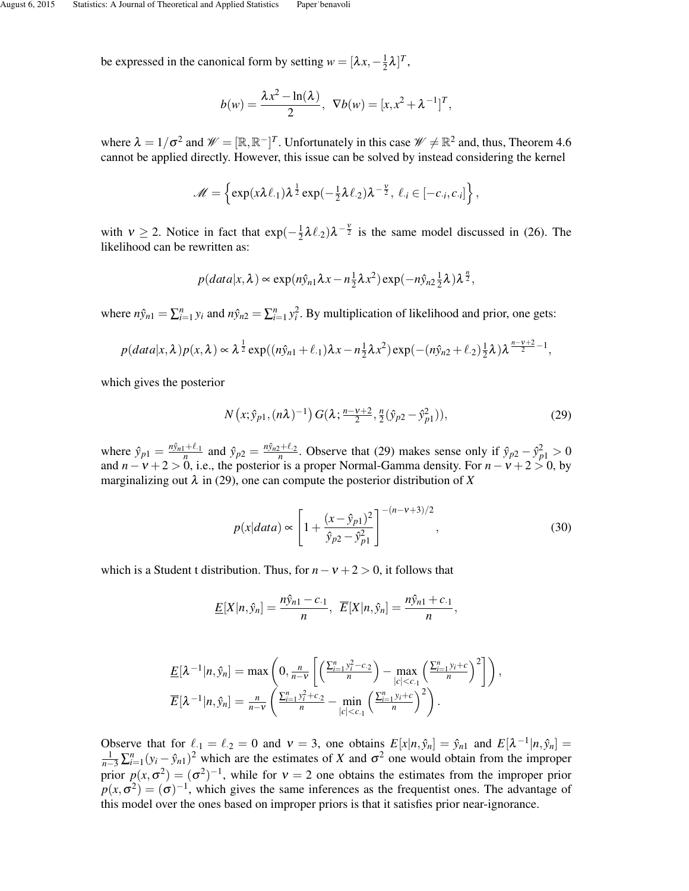be expressed in the canonical form by setting $w = [\lambda x, -\frac{1}{2}\lambda]^T$,

$$b(w) = \frac{\lambda x^2 - \ln(\lambda)}{2}, \;\; \nabla b(w) = [x, x^2 + \lambda^{-1}]^T,$$

where $\lambda = 1/\sigma^2$ and $\mathscr{W} = [\mathbb{R}, \mathbb{R}^-]^T$. Unfortunately in this case $\mathscr{W} \neq \mathbb{R}^2$ and, thus, Theorem 4.6 cannot be applied directly. However, this issue can be solved by instead considering the kernel

$$\mathscr{M} = \left\{ \exp(x\lambda \ell_{\cdot 1})\lambda^{\frac{1}{2}} \exp(-\tfrac{1}{2}\lambda \ell_{\cdot 2})\lambda^{-\frac{\nu}{2}}, \; \ell_{\cdot i} \in [-c_{\cdot i}, c_{\cdot i}] \right\},$$

with $\nu \geq 2$. Notice in fact that $\exp(-\frac{1}{2}\lambda \ell_{\cdot 2})\lambda^{-\frac{\nu}{2}}$ is the same model discussed in (26). The likelihood can be rewritten as:

$$p(data|x,\lambda) \propto \exp(n\hat{y}_{n1}\lambda x - n\tfrac{1}{2}\lambda x^2)\exp(-n\hat{y}_{n2}\tfrac{1}{2}\lambda)\lambda^{\frac{n}{2}},$$

where $n\hat{y}_{n1} = \sum_{i=1}^{n} y_i$ and $n\hat{y}_{n2} = \sum_{i=1}^{n} y_i^2$. By multiplication of likelihood and prior, one gets:

$$p(data|x,\lambda)p(x,\lambda) \propto \lambda^{\frac{1}{2}} \exp((n\hat{y}_{n1} + \ell_{\cdot 1})\lambda x - n\tfrac{1}{2}\lambda x^2)\exp(-(n\hat{y}_{n2} + \ell_{\cdot 2})\tfrac{1}{2}\lambda)\lambda^{\frac{n-\nu+2}{2}-1},$$

which gives the posterior

$$N\left(x; \hat{y}_{p1}, (n\lambda)^{-1}\right) G(\lambda; \tfrac{n-\nu+2}{2}, \tfrac{n}{2}(\hat{y}_{p2} - \hat{y}_{p1}^2)), \tag{29}$$

where $\hat{y}_{p1} = \frac{n\hat{y}_{n1} + \ell_{\cdot 1}}{n}$ and $\hat{y}_{p2} = \frac{n\hat{y}_{n2} + \ell_{\cdot 2}}{n}$. Observe that (29) makes sense only if $\hat{y}_{p2} - \hat{y}_{p1}^2 > 0$ and $n - \nu + 2 > 0$, i.e., the posterior is a proper Normal-Gamma density. For $n - \nu + 2 > 0$, by marginalizing out $\lambda$ in (29), one can compute the posterior distribution of $X$

$$p(x|data) \propto \left[1 + \frac{(x - \hat{y}_{p1})^2}{\hat{y}_{p2} - \hat{y}_{p1}^2}\right]^{-(n-\nu+3)/2}, \tag{30}$$

which is a Student t distribution. Thus, for $n - \nu + 2 > 0$, it follows that

$$\underline{E}[X|n,\hat{y}_n] = \frac{n\hat{y}_{n1} - c_{\cdot 1}}{n}, \;\; \overline{E}[X|n,\hat{y}_n] = \frac{n\hat{y}_{n1} + c_{\cdot 1}}{n},$$

$$\begin{aligned}
\underline{E}[\lambda^{-1}|n,\hat{y}_n] &= \max\left(0, \tfrac{n}{n-\nu}\left[\left(\tfrac{\sum_{i=1}^{n} y_i^2 - c_{\cdot 2}}{n}\right) - \max_{|c|<c_{\cdot 1}}\left(\tfrac{\sum_{i=1}^{n} y_i + c}{n}\right)^2\right]\right), \\
\overline{E}[\lambda^{-1}|n,\hat{y}_n] &= \tfrac{n}{n-\nu}\left(\tfrac{\sum_{i=1}^{n} y_i^2 + c_{\cdot 2}}{n} - \min_{|c|<c_{\cdot 1}}\left(\tfrac{\sum_{i=1}^{n} y_i + c}{n}\right)^2\right).
\end{aligned}$$

Observe that for $\ell_{\cdot 1} = \ell_{\cdot 2} = 0$ and $\nu = 3$, one obtains $E[x|n,\hat{y}_n] = \hat{y}_{n1}$ and $E[\lambda^{-1}|n,\hat{y}_n] = \frac{1}{n-3}\sum_{i=1}^{n}(y_i - \hat{y}_{n1})^2$ which are the estimates of $X$ and $\sigma^2$ one would obtain from the improper prior $p(x,\sigma^2) = (\sigma^2)^{-1}$, while for $\nu = 2$ one obtains the estimates from the improper prior $p(x,\sigma^2) = (\sigma)^{-1}$, which gives the same inferences as the frequentist ones. The advantage of this model over the ones based on improper priors is that it satisfies prior near-ignorance.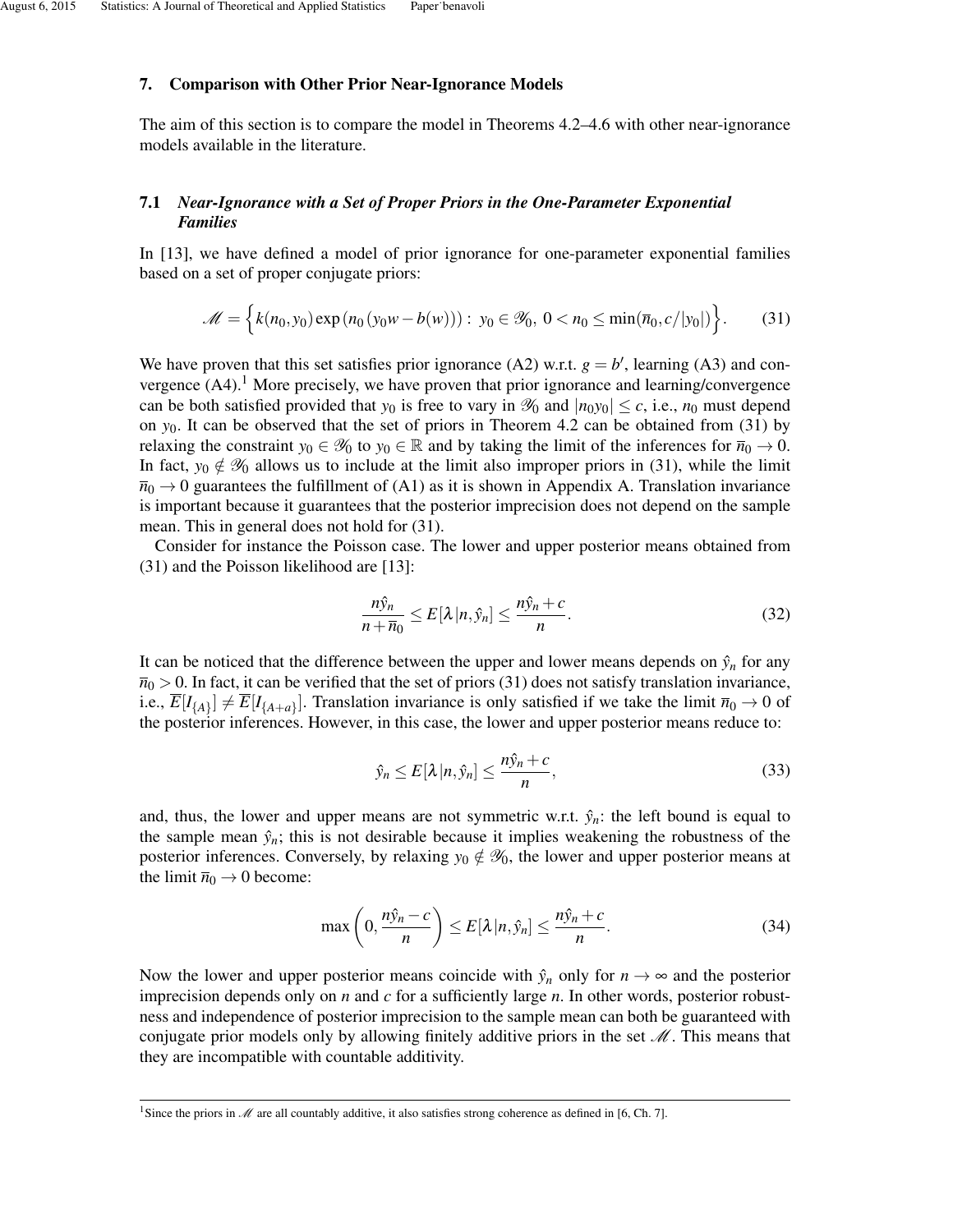## 7. Comparison with Other Prior Near-Ignorance Models

The aim of this section is to compare the model in Theorems 4.2–4.6 with other near-ignorance models available in the literature.

### 7.1 *Near-Ignorance with a Set of Proper Priors in the One-Parameter Exponential Families*

In [13], we have defined a model of prior ignorance for one-parameter exponential families based on a set of proper conjugate priors:

$$\mathscr{M} = \Big\{ k(n_0, y_0) \exp\left(n_0 \left(y_0 w - b(w)\right)\right) : \; y_0 \in \mathscr{Y}_0, \; 0 < n_0 \leq \min(\overline{n}_0, c/|y_0|) \Big\}. \tag{31}$$

We have proven that this set satisfies prior ignorance (A2) w.r.t. $g = b'$, learning (A3) and convergence (A4).[1] More precisely, we have proven that prior ignorance and learning/convergence can be both satisfied provided that $y_0$ is free to vary in $\mathscr{Y}_0$ and $|n_0 y_0| \leq c$, i.e., $n_0$ must depend on $y_0$. It can be observed that the set of priors in Theorem 4.2 can be obtained from (31) by relaxing the constraint $y_0 \in \mathscr{Y}_0$ to $y_0 \in \mathbb{R}$ and by taking the limit of the inferences for $\overline{n}_0 \to 0$. In fact, $y_0 \notin \mathscr{Y}_0$ allows us to include at the limit also improper priors in (31), while the limit $\overline{n}_0 \to 0$ guarantees the fulfillment of (A1) as it is shown in Appendix A. Translation invariance is important because it guarantees that the posterior imprecision does not depend on the sample mean. This in general does not hold for (31).

Consider for instance the Poisson case. The lower and upper posterior means obtained from (31) and the Poisson likelihood are [13]:

$$\frac{n\hat{y}_n}{n + \overline{n}_0} \leq E[\lambda | n, \hat{y}_n] \leq \frac{n\hat{y}_n + c}{n}. \tag{32}$$

It can be noticed that the difference between the upper and lower means depends on $\hat{y}_n$ for any $\overline{n}_0 > 0$. In fact, it can be verified that the set of priors (31) does not satisfy translation invariance, i.e., $\overline{E}[I_{\{A\}}] \neq \overline{E}[I_{\{A+a\}}]$. Translation invariance is only satisfied if we take the limit $\overline{n}_0 \to 0$ of the posterior inferences. However, in this case, the lower and upper posterior means reduce to:

$$\hat{y}_n \leq E[\lambda | n, \hat{y}_n] \leq \frac{n\hat{y}_n + c}{n}, \tag{33}$$

and, thus, the lower and upper means are not symmetric w.r.t. $\hat{y}_n$: the left bound is equal to the sample mean $\hat{y}_n$; this is not desirable because it implies weakening the robustness of the posterior inferences. Conversely, by relaxing $y_0 \notin \mathscr{Y}_0$, the lower and upper posterior means at the limit $\overline{n}_0 \to 0$ become:

$$\max\left(0, \frac{n\hat{y}_n - c}{n}\right) \leq E[\lambda | n, \hat{y}_n] \leq \frac{n\hat{y}_n + c}{n}. \tag{34}$$

Now the lower and upper posterior means coincide with $\hat{y}_n$ only for $n \to \infty$ and the posterior imprecision depends only on $n$ and $c$ for a sufficiently large $n$. In other words, posterior robustness and independence of posterior imprecision to the sample mean can both be guaranteed with conjugate prior models only by allowing finitely additive priors in the set $\mathscr{M}$. This means that they are incompatible with countable additivity.

[1] Since the priors in $\mathscr{M}$ are all countably additive, it also satisfies strong coherence as defined in [6, Ch. 7].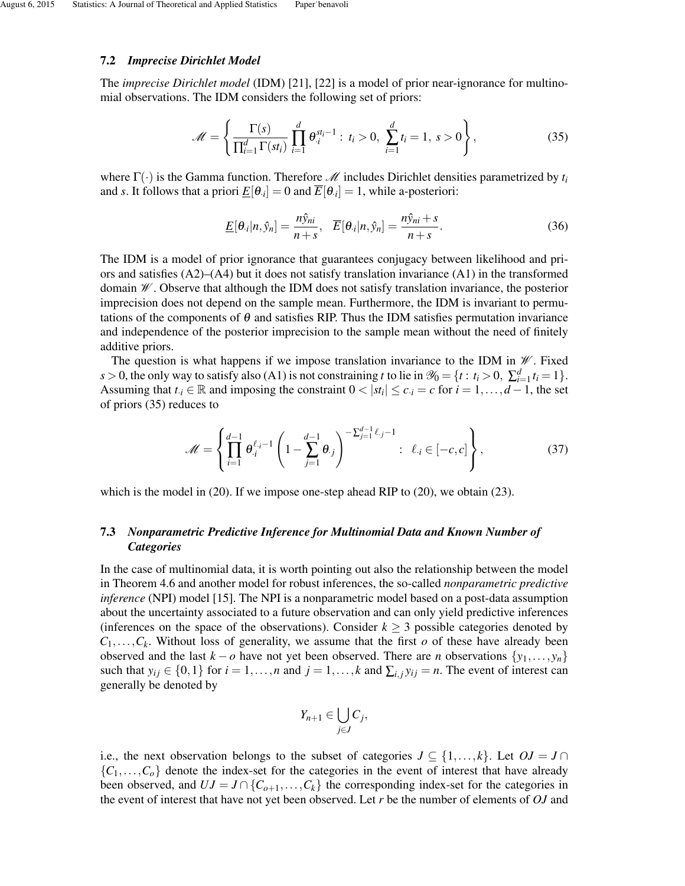### 7.2 *Imprecise Dirichlet Model*

The *imprecise Dirichlet model* (IDM) [21], [22] is a model of prior near-ignorance for multinomial observations. The IDM considers the following set of priors:

$$\mathscr{M} = \left\{ \frac{\Gamma(s)}{\prod_{i=1}^{d} \Gamma(st_i)} \prod_{i=1}^{d} \theta_{\cdot i}^{st_i - 1} : \ t_i > 0, \ \sum_{i=1}^{d} t_i = 1, \ s > 0 \right\}, \tag{35}$$

where $\Gamma(\cdot)$ is the Gamma function. Therefore $\mathscr{M}$ includes Dirichlet densities parametrized by $t_i$ and $s$. It follows that a priori $\underline{E}[\theta_{\cdot i}] = 0$ and $\overline{E}[\theta_{\cdot i}] = 1$, while a-posteriori:

$$\underline{E}[\theta_{\cdot i}|n, \hat{y}_n] = \frac{n\hat{y}_{ni}}{n+s}, \quad \overline{E}[\theta_{\cdot i}|n, \hat{y}_n] = \frac{n\hat{y}_{ni} + s}{n+s}. \tag{36}$$

The IDM is a model of prior ignorance that guarantees conjugacy between likelihood and priors and satisfies (A2)–(A4) but it does not satisfy translation invariance (A1) in the transformed domain $\mathscr{W}$. Observe that although the IDM does not satisfy translation invariance, the posterior imprecision does not depend on the sample mean. Furthermore, the IDM is invariant to permutations of the components of $\theta$ and satisfies RIP. Thus the IDM satisfies permutation invariance and independence of the posterior imprecision to the sample mean without the need of finitely additive priors.

The question is what happens if we impose translation invariance to the IDM in $\mathscr{W}$. Fixed $s > 0$, the only way to satisfy also (A1) is not constraining $t$ to lie in $\mathscr{Y}_0 = \{t : t_i > 0, \ \sum_{i=1}^{d} t_i = 1\}$. Assuming that $t_{\cdot i} \in \mathbb{R}$ and imposing the constraint $0 < |st_i| \leq c_{\cdot i} = c$ for $i = 1, \ldots, d-1$, the set of priors (35) reduces to

$$\mathscr{M} = \left\{ \prod_{i=1}^{d-1} \theta_{\cdot i}^{\ell_{\cdot i} - 1} \left( 1 - \sum_{j=1}^{d-1} \theta_{\cdot j} \right)^{-\sum_{j=1}^{d-1} \ell_{\cdot j} - 1} : \ \ell_{\cdot i} \in [-c, c] \right\}, \tag{37}$$

which is the model in (20). If we impose one-step ahead RIP to (20), we obtain (23).

### 7.3 *Nonparametric Predictive Inference for Multinomial Data and Known Number of Categories*

In the case of multinomial data, it is worth pointing out also the relationship between the model in Theorem 4.6 and another model for robust inferences, the so-called *nonparametric predictive inference* (NPI) model [15]. The NPI is a nonparametric model based on a post-data assumption about the uncertainty associated to a future observation and can only yield predictive inferences (inferences on the space of the observations). Consider $k \geq 3$ possible categories denoted by $C_1, \ldots, C_k$. Without loss of generality, we assume that the first $o$ of these have already been observed and the last $k - o$ have not yet been observed. There are $n$ observations $\{y_1, \ldots, y_n\}$ such that $y_{ij} \in \{0, 1\}$ for $i = 1, \ldots, n$ and $j = 1, \ldots, k$ and $\sum_{i,j} y_{ij} = n$. The event of interest can generally be denoted by

$$Y_{n+1} \in \bigcup_{j \in J} C_j,$$

i.e., the next observation belongs to the subset of categories $J \subseteq \{1, \ldots, k\}$. Let $OJ = J \cap \{C_1, \ldots, C_o\}$ denote the index-set for the categories in the event of interest that have already been observed, and $UJ = J \cap \{C_{o+1}, \ldots, C_k\}$ the corresponding index-set for the categories in the event of interest that have not yet been observed. Let $r$ be the number of elements of $OJ$ and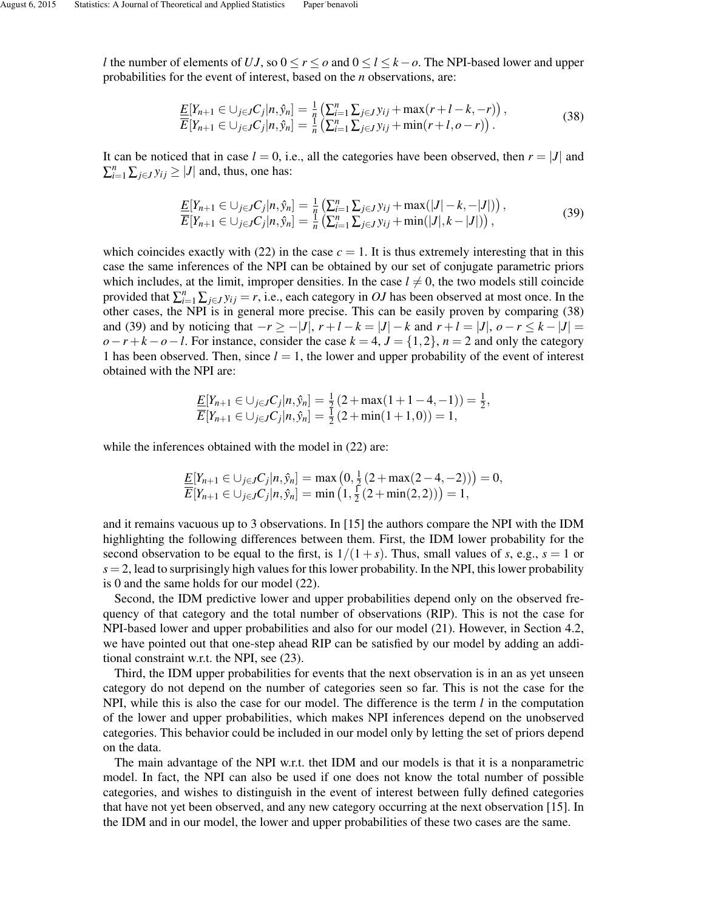$l$ the number of elements of $UJ$, so $0 \leq r \leq o$ and $0 \leq l \leq k-o$. The NPI-based lower and upper probabilities for the event of interest, based on the $n$ observations, are:

$$
\begin{aligned}
\underline{E}[Y_{n+1} \in \cup_{j \in J} C_j | n, \hat{y}_n] &= \tfrac{1}{n}\left(\textstyle\sum_{i=1}^{n} \sum_{j \in J} y_{ij} + \max(r+l-k, -r)\right), \\
\overline{E}[Y_{n+1} \in \cup_{j \in J} C_j | n, \hat{y}_n] &= \tfrac{1}{n}\left(\textstyle\sum_{i=1}^{n} \sum_{j \in J} y_{ij} + \min(r+l, o-r)\right).
\end{aligned}
\tag{38}
$$

It can be noticed that in case $l = 0$, i.e., all the categories have been observed, then $r = |J|$ and $\sum_{i=1}^{n} \sum_{j \in J} y_{ij} \geq |J|$ and, thus, one has:

$$
\begin{aligned}
\underline{E}[Y_{n+1} \in \cup_{j \in J} C_j | n, \hat{y}_n] &= \tfrac{1}{n}\left(\textstyle\sum_{i=1}^{n} \sum_{j \in J} y_{ij} + \max(|J|-k, -|J|)\right), \\
\overline{E}[Y_{n+1} \in \cup_{j \in J} C_j | n, \hat{y}_n] &= \tfrac{1}{n}\left(\textstyle\sum_{i=1}^{n} \sum_{j \in J} y_{ij} + \min(|J|, k-|J|)\right),
\end{aligned}
\tag{39}
$$

which coincides exactly with (22) in the case $c = 1$. It is thus extremely interesting that in this case the same inferences of the NPI can be obtained by our set of conjugate parametric priors which includes, at the limit, improper densities. In the case $l \neq 0$, the two models still coincide provided that $\sum_{i=1}^{n} \sum_{j \in J} y_{ij} = r$, i.e., each category in $OJ$ has been observed at most once. In the other cases, the NPI is in general more precise. This can be easily proven by comparing (38) and (39) and by noticing that $-r \geq -|J|$, $r+l-k = |J|-k$ and $r+l = |J|$, $o-r \leq k-|J| = o-r+k-o-l$. For instance, consider the case $k = 4$, $J = \{1,2\}$, $n = 2$ and only the category 1 has been observed. Then, since $l = 1$, the lower and upper probability of the event of interest obtained with the NPI are:

$$
\begin{aligned}
\underline{E}[Y_{n+1} \in \cup_{j \in J} C_j | n, \hat{y}_n] &= \tfrac{1}{2}\left(2 + \max(1+1-4, -1)\right) = \tfrac{1}{2}, \\
\overline{E}[Y_{n+1} \in \cup_{j \in J} C_j | n, \hat{y}_n] &= \tfrac{1}{2}\left(2 + \min(1+1, 0)\right) = 1,
\end{aligned}
$$

while the inferences obtained with the model in (22) are:

$$
\begin{aligned}
\underline{E}[Y_{n+1} \in \cup_{j \in J} C_j | n, \hat{y}_n] &= \max\left(0, \tfrac{1}{2}\left(2 + \max(2-4, -2)\right)\right) = 0, \\
\overline{E}[Y_{n+1} \in \cup_{j \in J} C_j | n, \hat{y}_n] &= \min\left(1, \tfrac{1}{2}\left(2 + \min(2, 2)\right)\right) = 1,
\end{aligned}
$$

and it remains vacuous up to 3 observations. In [15] the authors compare the NPI with the IDM highlighting the following differences between them. First, the IDM lower probability for the second observation to be equal to the first, is $1/(1+s)$. Thus, small values of $s$, e.g., $s = 1$ or $s = 2$, lead to surprisingly high values for this lower probability. In the NPI, this lower probability is 0 and the same holds for our model (22).

Second, the IDM predictive lower and upper probabilities depend only on the observed frequency of that category and the total number of observations (RIP). This is not the case for NPI-based lower and upper probabilities and also for our model (21). However, in Section 4.2, we have pointed out that one-step ahead RIP can be satisfied by our model by adding an additional constraint w.r.t. the NPI, see (23).

Third, the IDM upper probabilities for events that the next observation is in an as yet unseen category do not depend on the number of categories seen so far. This is not the case for the NPI, while this is also the case for our model. The difference is the term $l$ in the computation of the lower and upper probabilities, which makes NPI inferences depend on the unobserved categories. This behavior could be included in our model only by letting the set of priors depend on the data.

The main advantage of the NPI w.r.t. thet IDM and our models is that it is a nonparametric model. In fact, the NPI can also be used if one does not know the total number of possible categories, and wishes to distinguish in the event of interest between fully defined categories that have not yet been observed, and any new category occurring at the next observation [15]. In the IDM and in our model, the lower and upper probabilities of these two cases are the same.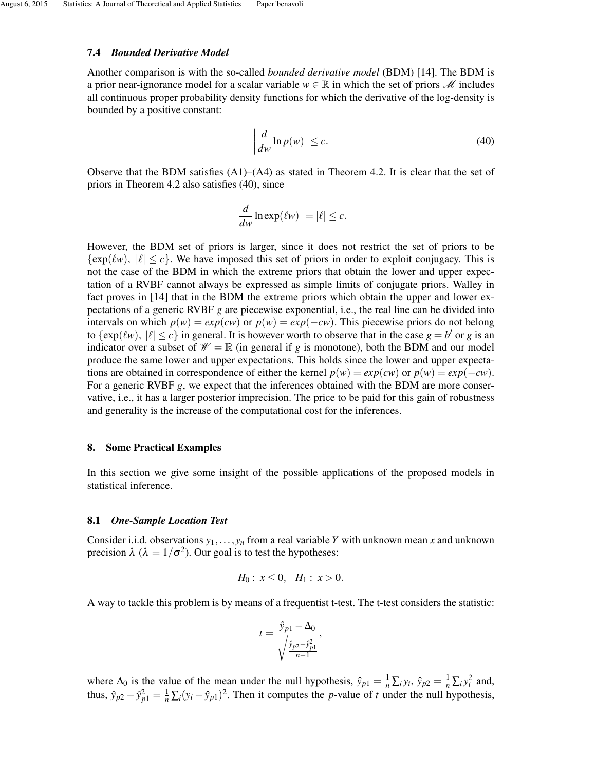### 7.4 *Bounded Derivative Model*

Another comparison is with the so-called *bounded derivative model* (BDM) [14]. The BDM is a prior near-ignorance model for a scalar variable $w \in \mathbb{R}$ in which the set of priors $\mathscr{M}$ includes all continuous proper probability density functions for which the derivative of the log-density is bounded by a positive constant:

$$\left| \frac{d}{dw} \ln p(w) \right| \leq c. \tag{40}$$

Observe that the BDM satisfies (A1)–(A4) as stated in Theorem 4.2. It is clear that the set of priors in Theorem 4.2 also satisfies (40), since

$$\left| \frac{d}{dw} \ln \exp(\ell w) \right| = |\ell| \leq c.$$

However, the BDM set of priors is larger, since it does not restrict the set of priors to be $\{\exp(\ell w),\ |\ell| \leq c\}$. We have imposed this set of priors in order to exploit conjugacy. This is not the case of the BDM in which the extreme priors that obtain the lower and upper expectation of a RVBF cannot always be expressed as simple limits of conjugate priors. Walley in fact proves in [14] that in the BDM the extreme priors which obtain the upper and lower expectations of a generic RVBF $g$ are piecewise exponential, i.e., the real line can be divided into intervals on which $p(w) = exp(cw)$ or $p(w) = exp(-cw)$. This piecewise priors do not belong to $\{\exp(\ell w),\ |\ell| \leq c\}$ in general. It is however worth to observe that in the case $g = b'$ or $g$ is an indicator over a subset of $\mathscr{W} = \mathbb{R}$ (in general if $g$ is monotone), both the BDM and our model produce the same lower and upper expectations. This holds since the lower and upper expectations are obtained in correspondence of either the kernel $p(w) = exp(cw)$ or $p(w) = exp(-cw)$. For a generic RVBF $g$, we expect that the inferences obtained with the BDM are more conservative, i.e., it has a larger posterior imprecision. The price to be paid for this gain of robustness and generality is the increase of the computational cost for the inferences.

## 8. Some Practical Examples

In this section we give some insight of the possible applications of the proposed models in statistical inference.

### 8.1 *One-Sample Location Test*

Consider i.i.d. observations $y_1, \ldots, y_n$ from a real variable $Y$ with unknown mean $x$ and unknown precision $\lambda$ ($\lambda = 1/\sigma^2$). Our goal is to test the hypotheses:

$$H_0:\ x \leq 0, \quad H_1:\ x > 0.$$

A way to tackle this problem is by means of a frequentist t-test. The t-test considers the statistic:

$$t = \frac{\hat{y}_{p1} - \Delta_0}{\sqrt{\frac{\hat{y}_{p2} - \hat{y}_{p1}^2}{n-1}}},$$

where $\Delta_0$ is the value of the mean under the null hypothesis, $\hat{y}_{p1} = \frac{1}{n}\sum_i y_i$, $\hat{y}_{p2} = \frac{1}{n}\sum_i y_i^2$ and, thus, $\hat{y}_{p2} - \hat{y}_{p1}^2 = \frac{1}{n}\sum_i (y_i - \hat{y}_{p1})^2$. Then it computes the $p$-value of $t$ under the null hypothesis,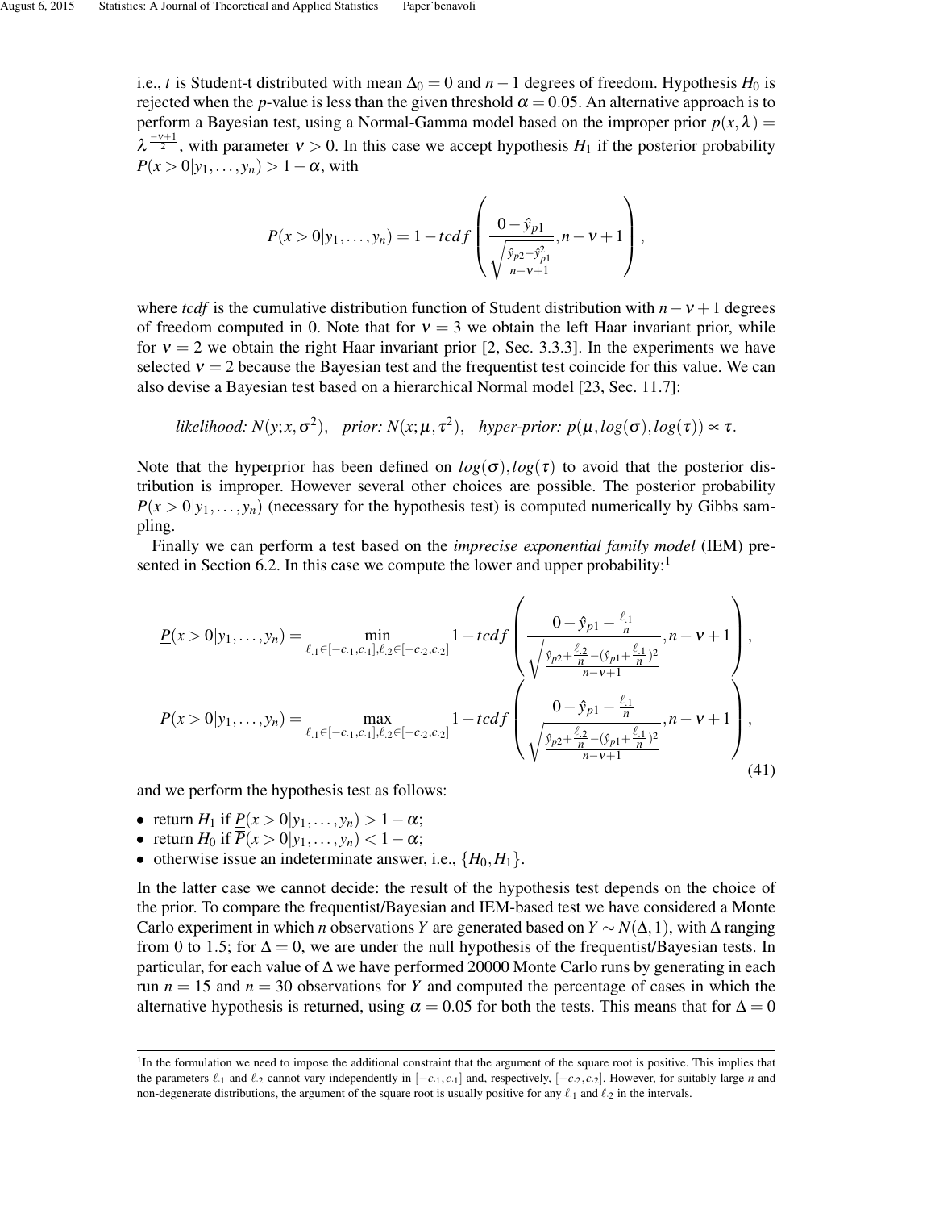i.e., $t$ is Student-t distributed with mean $\Delta_0 = 0$ and $n-1$ degrees of freedom. Hypothesis $H_0$ is rejected when the $p$-value is less than the given threshold $\alpha = 0.05$. An alternative approach is to perform a Bayesian test, using a Normal-Gamma model based on the improper prior $p(x,\lambda) = \lambda^{\frac{-\nu+1}{2}}$, with parameter $\nu > 0$. In this case we accept hypothesis $H_1$ if the posterior probability $P(x>0|y_1,\ldots,y_n) > 1-\alpha$, with

$$P(x>0|y_1,\ldots,y_n) = 1 - tcdf\left(\frac{0-\hat{y}_{p1}}{\sqrt{\frac{\hat{y}_{p2}-\hat{y}_{p1}^2}{n-\nu+1}}}, n-\nu+1\right),$$

where *tcdf* is the cumulative distribution function of Student distribution with $n-\nu+1$ degrees of freedom computed in 0. Note that for $\nu = 3$ we obtain the left Haar invariant prior, while for $\nu = 2$ we obtain the right Haar invariant prior [2, Sec. 3.3.3]. In the experiments we have selected $\nu = 2$ because the Bayesian test and the frequentist test coincide for this value. We can also devise a Bayesian test based on a hierarchical Normal model [23, Sec. 11.7]:

$$\textit{likelihood: } N(y;x,\sigma^2), \quad \textit{prior: } N(x;\mu,\tau^2), \quad \textit{hyper-prior: } p(\mu, log(\sigma), log(\tau)) \propto \tau.$$

Note that the hyperprior has been defined on $log(\sigma), log(\tau)$ to avoid that the posterior distribution is improper. However several other choices are possible. The posterior probability $P(x>0|y_1,\ldots,y_n)$ (necessary for the hypothesis test) is computed numerically by Gibbs sampling.

Finally we can perform a test based on the *imprecise exponential family model* (IEM) presented in Section 6.2. In this case we compute the lower and upper probability:[1]

$$\begin{aligned}
\underline{P}(x>0|y_1,\ldots,y_n) &= \min_{\ell_{\cdot 1}\in[-c_{\cdot 1},c_{\cdot 1}],\ell_{\cdot 2}\in[-c_{\cdot 2},c_{\cdot 2}]} 1 - tcdf\left(\frac{0-\hat{y}_{p1}-\frac{\ell_{\cdot 1}}{n}}{\sqrt{\frac{\hat{y}_{p2}+\frac{\ell_{\cdot 2}}{n}-(\hat{y}_{p1}+\frac{\ell_{\cdot 1}}{n})^2}{n-\nu+1}}}, n-\nu+1\right),\\
\overline{P}(x>0|y_1,\ldots,y_n) &= \max_{\ell_{\cdot 1}\in[-c_{\cdot 1},c_{\cdot 1}],\ell_{\cdot 2}\in[-c_{\cdot 2},c_{\cdot 2}]} 1 - tcdf\left(\frac{0-\hat{y}_{p1}-\frac{\ell_{\cdot 1}}{n}}{\sqrt{\frac{\hat{y}_{p2}+\frac{\ell_{\cdot 2}}{n}-(\hat{y}_{p1}+\frac{\ell_{\cdot 1}}{n})^2}{n-\nu+1}}}, n-\nu+1\right),
\end{aligned} \tag{41}$$

and we perform the hypothesis test as follows:

- return $H_1$ if $\underline{P}(x>0|y_1,\ldots,y_n) > 1-\alpha$;
- return $H_0$ if $\overline{P}(x>0|y_1,\ldots,y_n) < 1-\alpha$;
- otherwise issue an indeterminate answer, i.e., $\{H_0,H_1\}$.

In the latter case we cannot decide: the result of the hypothesis test depends on the choice of the prior. To compare the frequentist/Bayesian and IEM-based test we have considered a Monte Carlo experiment in which $n$ observations $Y$ are generated based on $Y \sim N(\Delta,1)$, with $\Delta$ ranging from 0 to 1.5; for $\Delta = 0$, we are under the null hypothesis of the frequentist/Bayesian tests. In particular, for each value of $\Delta$ we have performed 20000 Monte Carlo runs by generating in each run $n = 15$ and $n = 30$ observations for $Y$ and computed the percentage of cases in which the alternative hypothesis is returned, using $\alpha = 0.05$ for both the tests. This means that for $\Delta = 0$

[1] In the formulation we need to impose the additional constraint that the argument of the square root is positive. This implies that the parameters $\ell_{\cdot 1}$ and $\ell_{\cdot 2}$ cannot vary independently in $[-c_{\cdot 1},c_{\cdot 1}]$ and, respectively, $[-c_{\cdot 2},c_{\cdot 2}]$. However, for suitably large $n$ and non-degenerate distributions, the argument of the square root is usually positive for any $\ell_{\cdot 1}$ and $\ell_{\cdot 2}$ in the intervals.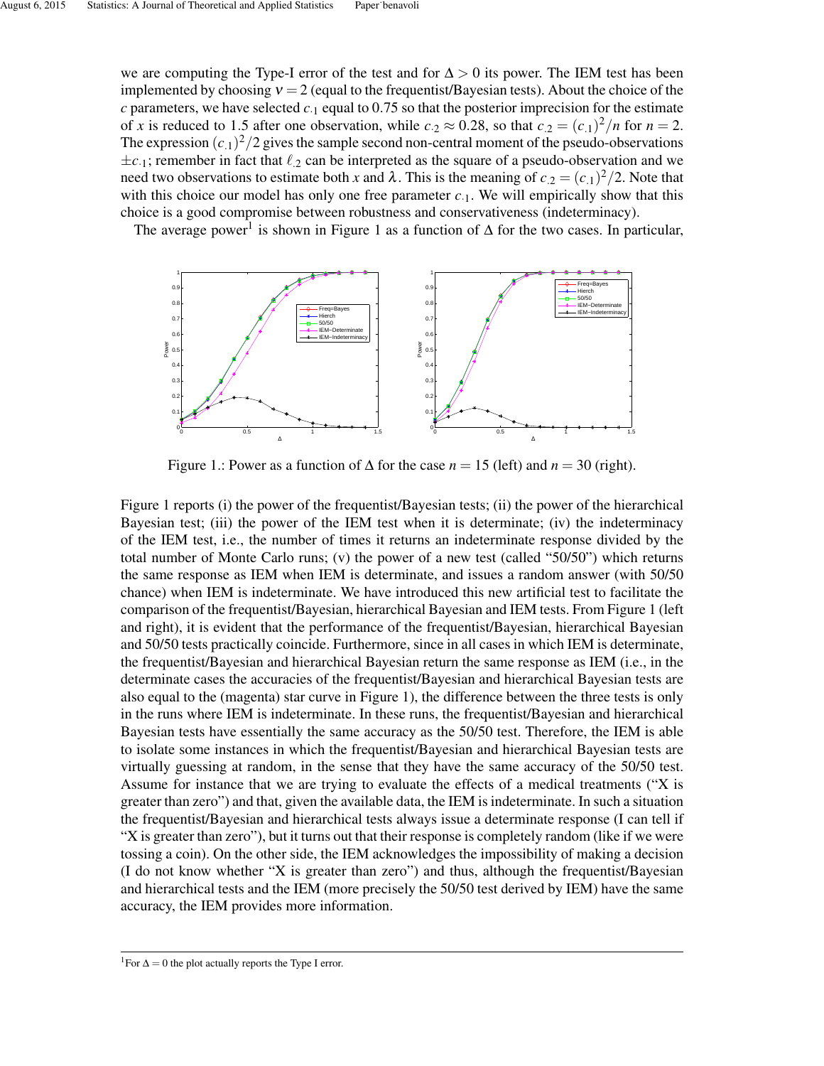we are computing the Type-I error of the test and for $\Delta > 0$ its power. The IEM test has been implemented by choosing $v = 2$ (equal to the frequentist/Bayesian tests). About the choice of the $c$ parameters, we have selected $c_{\cdot 1}$ equal to 0.75 so that the posterior imprecision for the estimate of $x$ is reduced to 1.5 after one observation, while $c_{\cdot 2} \approx 0.28$, so that $c_{\cdot 2} = (c_{\cdot 1})^2/n$ for $n = 2$. The expression $(c_{\cdot 1})^2/2$ gives the sample second non-central moment of the pseudo-observations $\pm c_{\cdot 1}$; remember in fact that $\ell_{\cdot 2}$ can be interpreted as the square of a pseudo-observation and we need two observations to estimate both $x$ and $\lambda$. This is the meaning of $c_{\cdot 2} = (c_{\cdot 1})^2/2$. Note that with this choice our model has only one free parameter $c_{\cdot 1}$. We will empirically show that this choice is a good compromise between robustness and conservativeness (indeterminacy).

The average power[1] is shown in Figure 1 as a function of $\Delta$ for the two cases. In particular,

Figure 1.: Power as a function of $\Delta$ for the case $n = 15$ (left) and $n = 30$ (right).

Figure 1 reports (i) the power of the frequentist/Bayesian tests; (ii) the power of the hierarchical Bayesian test; (iii) the power of the IEM test when it is determinate; (iv) the indeterminacy of the IEM test, i.e., the number of times it returns an indeterminate response divided by the total number of Monte Carlo runs; (v) the power of a new test (called "50/50") which returns the same response as IEM when IEM is determinate, and issues a random answer (with 50/50 chance) when IEM is indeterminate. We have introduced this new artificial test to facilitate the comparison of the frequentist/Bayesian, hierarchical Bayesian and IEM tests. From Figure 1 (left and right), it is evident that the performance of the frequentist/Bayesian, hierarchical Bayesian and 50/50 tests practically coincide. Furthermore, since in all cases in which IEM is determinate, the frequentist/Bayesian and hierarchical Bayesian return the same response as IEM (i.e., in the determinate cases the accuracies of the frequentist/Bayesian and hierarchical Bayesian tests are also equal to the (magenta) star curve in Figure 1), the difference between the three tests is only in the runs where IEM is indeterminate. In these runs, the frequentist/Bayesian and hierarchical Bayesian tests have essentially the same accuracy as the 50/50 test. Therefore, the IEM is able to isolate some instances in which the frequentist/Bayesian and hierarchical Bayesian tests are virtually guessing at random, in the sense that they have the same accuracy of the 50/50 test. Assume for instance that we are trying to evaluate the effects of a medical treatments ("X is greater than zero") and that, given the available data, the IEM is indeterminate. In such a situation the frequentist/Bayesian and hierarchical tests always issue a determinate response (I can tell if "X is greater than zero"), but it turns out that their response is completely random (like if we were tossing a coin). On the other side, the IEM acknowledges the impossibility of making a decision (I do not know whether "X is greater than zero") and thus, although the frequentist/Bayesian and hierarchical tests and the IEM (more precisely the 50/50 test derived by IEM) have the same accuracy, the IEM provides more information.

[1] For $\Delta = 0$ the plot actually reports the Type I error.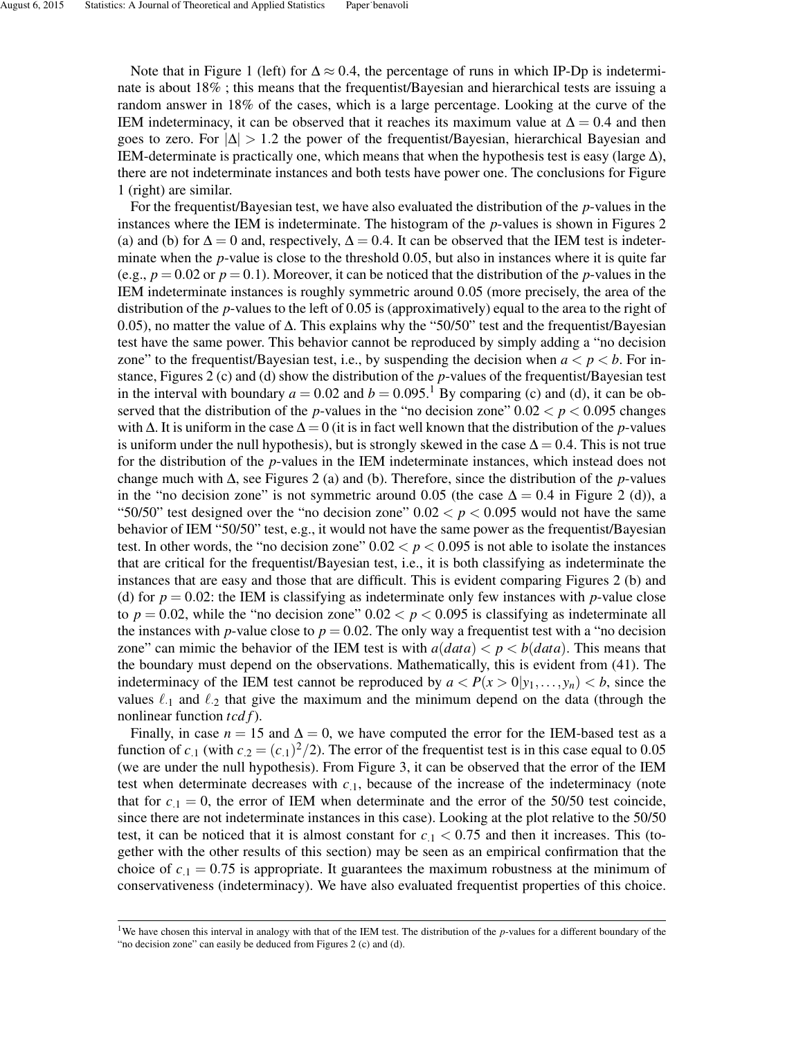Note that in Figure 1 (left) for $\Delta \approx 0.4$, the percentage of runs in which IP-Dp is indeterminate is about 18% ; this means that the frequentist/Bayesian and hierarchical tests are issuing a random answer in 18% of the cases, which is a large percentage. Looking at the curve of the IEM indeterminacy, it can be observed that it reaches its maximum value at $\Delta = 0.4$ and then goes to zero. For $|\Delta| > 1.2$ the power of the frequentist/Bayesian, hierarchical Bayesian and IEM-determinate is practically one, which means that when the hypothesis test is easy (large $\Delta$), there are not indeterminate instances and both tests have power one. The conclusions for Figure 1 (right) are similar.

For the frequentist/Bayesian test, we have also evaluated the distribution of the $p$-values in the instances where the IEM is indeterminate. The histogram of the $p$-values is shown in Figures 2 (a) and (b) for $\Delta = 0$ and, respectively, $\Delta = 0.4$. It can be observed that the IEM test is indeterminate when the $p$-value is close to the threshold 0.05, but also in instances where it is quite far (e.g., $p = 0.02$ or $p = 0.1$). Moreover, it can be noticed that the distribution of the $p$-values in the IEM indeterminate instances is roughly symmetric around 0.05 (more precisely, the area of the distribution of the $p$-values to the left of 0.05 is (approximatively) equal to the area to the right of 0.05), no matter the value of $\Delta$. This explains why the "50/50" test and the frequentist/Bayesian test have the same power. This behavior cannot be reproduced by simply adding a "no decision zone" to the frequentist/Bayesian test, i.e., by suspending the decision when $a < p < b$. For instance, Figures 2 (c) and (d) show the distribution of the $p$-values of the frequentist/Bayesian test in the interval with boundary $a = 0.02$ and $b = 0.095$.[1] By comparing (c) and (d), it can be observed that the distribution of the $p$-values in the "no decision zone" $0.02 < p < 0.095$ changes with $\Delta$. It is uniform in the case $\Delta = 0$ (it is in fact well known that the distribution of the $p$-values is uniform under the null hypothesis), but is strongly skewed in the case $\Delta = 0.4$. This is not true for the distribution of the $p$-values in the IEM indeterminate instances, which instead does not change much with $\Delta$, see Figures 2 (a) and (b). Therefore, since the distribution of the $p$-values in the "no decision zone" is not symmetric around 0.05 (the case $\Delta = 0.4$ in Figure 2 (d)), a "50/50" test designed over the "no decision zone" $0.02 < p < 0.095$ would not have the same behavior of IEM "50/50" test, e.g., it would not have the same power as the frequentist/Bayesian test. In other words, the "no decision zone" $0.02 < p < 0.095$ is not able to isolate the instances that are critical for the frequentist/Bayesian test, i.e., it is both classifying as indeterminate the instances that are easy and those that are difficult. This is evident comparing Figures 2 (b) and (d) for $p = 0.02$: the IEM is classifying as indeterminate only few instances with $p$-value close to $p = 0.02$, while the "no decision zone" $0.02 < p < 0.095$ is classifying as indeterminate all the instances with $p$-value close to $p = 0.02$. The only way a frequentist test with a "no decision zone" can mimic the behavior of the IEM test is with $a(data) < p < b(data)$. This means that the boundary must depend on the observations. Mathematically, this is evident from (41). The indeterminacy of the IEM test cannot be reproduced by $a < P(x > 0|y_1, \ldots, y_n) < b$, since the values $\ell_{\cdot 1}$ and $\ell_{\cdot 2}$ that give the maximum and the minimum depend on the data (through the nonlinear function $tcdf$).

Finally, in case $n = 15$ and $\Delta = 0$, we have computed the error for the IEM-based test as a function of $c_{\cdot 1}$ (with $c_{\cdot 2} = (c_{\cdot 1})^2/2$). The error of the frequentist test is in this case equal to 0.05 (we are under the null hypothesis). From Figure 3, it can be observed that the error of the IEM test when determinate decreases with $c_{\cdot 1}$, because of the increase of the indeterminacy (note that for $c_{\cdot 1} = 0$, the error of IEM when determinate and the error of the 50/50 test coincide, since there are not indeterminate instances in this case). Looking at the plot relative to the 50/50 test, it can be noticed that it is almost constant for $c_{\cdot 1} < 0.75$ and then it increases. This (together with the other results of this section) may be seen as an empirical confirmation that the choice of $c_{\cdot 1} = 0.75$ is appropriate. It guarantees the maximum robustness at the minimum of conservativeness (indeterminacy). We have also evaluated frequentist properties of this choice.

[1] We have chosen this interval in analogy with that of the IEM test. The distribution of the $p$-values for a different boundary of the "no decision zone" can easily be deduced from Figures 2 (c) and (d).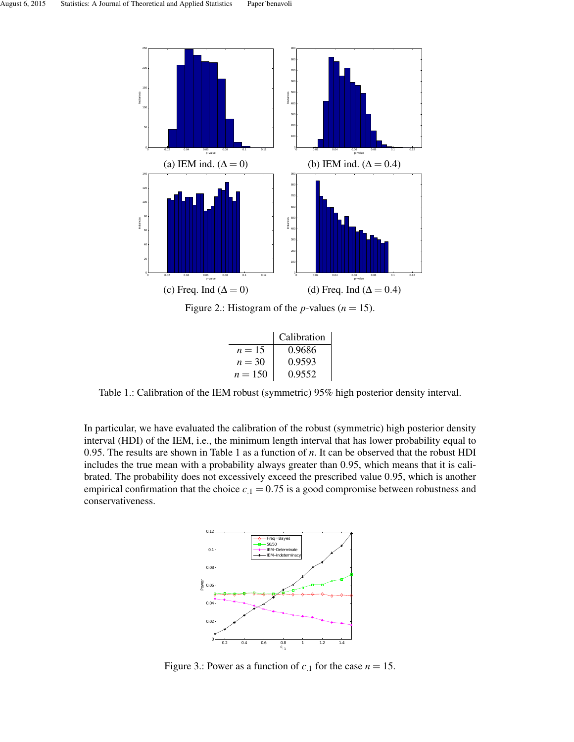(a) IEM ind. ($\Delta = 0$)

(b) IEM ind. ($\Delta = 0.4$)

(c) Freq. Ind ($\Delta = 0$)

(d) Freq. Ind ($\Delta = 0.4$)

Figure 2.: Histogram of the $p$-values ($n = 15$).

| | Calibration |
|---|---|
| $n = 15$ | 0.9686 |
| $n = 30$ | 0.9593 |
| $n = 150$ | 0.9552 |

Table 1.: Calibration of the IEM robust (symmetric) 95% high posterior density interval.

In particular, we have evaluated the calibration of the robust (symmetric) high posterior density interval (HDI) of the IEM, i.e., the minimum length interval that has lower probability equal to 0.95. The results are shown in Table 1 as a function of $n$. It can be observed that the robust HDI includes the true mean with a probability always greater than 0.95, which means that it is calibrated. The probability does not excessively exceed the prescribed value 0.95, which is another empirical confirmation that the choice $c_{\cdot 1} = 0.75$ is a good compromise between robustness and conservativeness.

Figure 3.: Power as a function of $c_{\cdot 1}$ for the case $n = 15$.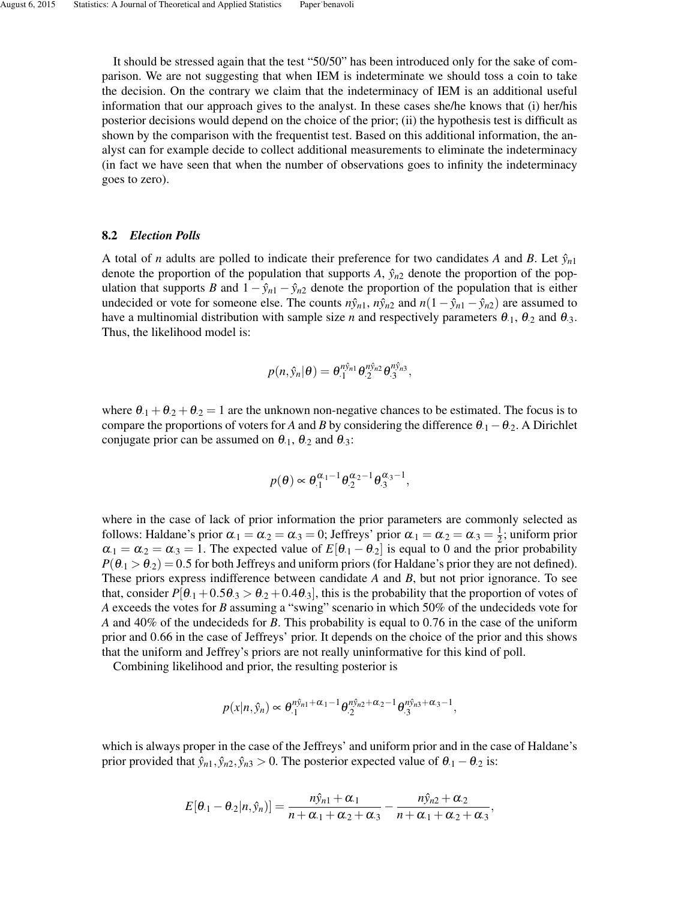It should be stressed again that the test "50/50" has been introduced only for the sake of comparison. We are not suggesting that when IEM is indeterminate we should toss a coin to take the decision. On the contrary we claim that the indeterminacy of IEM is an additional useful information that our approach gives to the analyst. In these cases she/he knows that (i) her/his posterior decisions would depend on the choice of the prior; (ii) the hypothesis test is difficult as shown by the comparison with the frequentist test. Based on this additional information, the analyst can for example decide to collect additional measurements to eliminate the indeterminacy (in fact we have seen that when the number of observations goes to infinity the indeterminacy goes to zero).

### 8.2 *Election Polls*

A total of $n$ adults are polled to indicate their preference for two candidates $A$ and $B$. Let $\hat{y}_{n1}$ denote the proportion of the population that supports $A$, $\hat{y}_{n2}$ denote the proportion of the population that supports $B$ and $1-\hat{y}_{n1}-\hat{y}_{n2}$ denote the proportion of the population that is either undecided or vote for someone else. The counts $n\hat{y}_{n1}$, $n\hat{y}_{n2}$ and $n(1-\hat{y}_{n1}-\hat{y}_{n2})$ are assumed to have a multinomial distribution with sample size $n$ and respectively parameters $\theta_{\cdot 1}$, $\theta_{\cdot 2}$ and $\theta_{\cdot 3}$. Thus, the likelihood model is:

$$p(n,\hat{y}_n|\theta) = \theta_{\cdot 1}^{n\hat{y}_{n1}}\theta_{\cdot 2}^{n\hat{y}_{n2}}\theta_{\cdot 3}^{n\hat{y}_{n3}},$$

where $\theta_{\cdot 1}+\theta_{\cdot 2}+\theta_{\cdot 2}=1$ are the unknown non-negative chances to be estimated. The focus is to compare the proportions of voters for $A$ and $B$ by considering the difference $\theta_{\cdot 1}-\theta_{\cdot 2}$. A Dirichlet conjugate prior can be assumed on $\theta_{\cdot 1}$, $\theta_{\cdot 2}$ and $\theta_{\cdot 3}$:

$$p(\theta) \propto \theta_{\cdot 1}^{\alpha_{\cdot 1}-1}\theta_{\cdot 2}^{\alpha_{\cdot 2}-1}\theta_{\cdot 3}^{\alpha_{\cdot 3}-1},$$

where in the case of lack of prior information the prior parameters are commonly selected as follows: Haldane's prior $\alpha_{\cdot 1}=\alpha_{\cdot 2}=\alpha_{\cdot 3}=0$; Jeffreys' prior $\alpha_{\cdot 1}=\alpha_{\cdot 2}=\alpha_{\cdot 3}=\frac{1}{2}$; uniform prior $\alpha_{\cdot 1}=\alpha_{\cdot 2}=\alpha_{\cdot 3}=1$. The expected value of $E[\theta_{\cdot 1}-\theta_{\cdot 2}]$ is equal to 0 and the prior probability $P(\theta_{\cdot 1}>\theta_{\cdot 2})=0.5$ for both Jeffreys and uniform priors (for Haldane's prior they are not defined). These priors express indifference between candidate $A$ and $B$, but not prior ignorance. To see that, consider $P[\theta_{\cdot 1}+0.5\theta_{\cdot 3}>\theta_{\cdot 2}+0.4\theta_{\cdot 3}]$, this is the probability that the proportion of votes of $A$ exceeds the votes for $B$ assuming a "swing" scenario in which 50% of the undecideds vote for $A$ and 40% of the undecideds for $B$. This probability is equal to 0.76 in the case of the uniform prior and 0.66 in the case of Jeffreys' prior. It depends on the choice of the prior and this shows that the uniform and Jeffrey's priors are not really uninformative for this kind of poll.

Combining likelihood and prior, the resulting posterior is

$$p(x|n,\hat{y}) \propto \theta_{\cdot 1}^{n\hat{y}_{n1}+\alpha_{\cdot 1}-1}\theta_{\cdot 2}^{n\hat{y}_{n2}+\alpha_{\cdot 2}-1}\theta_{\cdot 3}^{n\hat{y}_{n3}+\alpha_{\cdot 3}-1},$$

which is always proper in the case of the Jeffreys' and uniform prior and in the case of Haldane's prior provided that $\hat{y}_{n1},\hat{y}_{n2},\hat{y}_{n3}>0$. The posterior expected value of $\theta_{\cdot 1}-\theta_{\cdot 2}$ is:

$$E[\theta_{\cdot 1}-\theta_{\cdot 2}|n,\hat{y}_n)] = \frac{n\hat{y}_{n1}+\alpha_{\cdot 1}}{n+\alpha_{\cdot 1}+\alpha_{\cdot 2}+\alpha_{\cdot 3}} - \frac{n\hat{y}_{n2}+\alpha_{\cdot 2}}{n+\alpha_{\cdot 1}+\alpha_{\cdot 2}+\alpha_{\cdot 3}},$$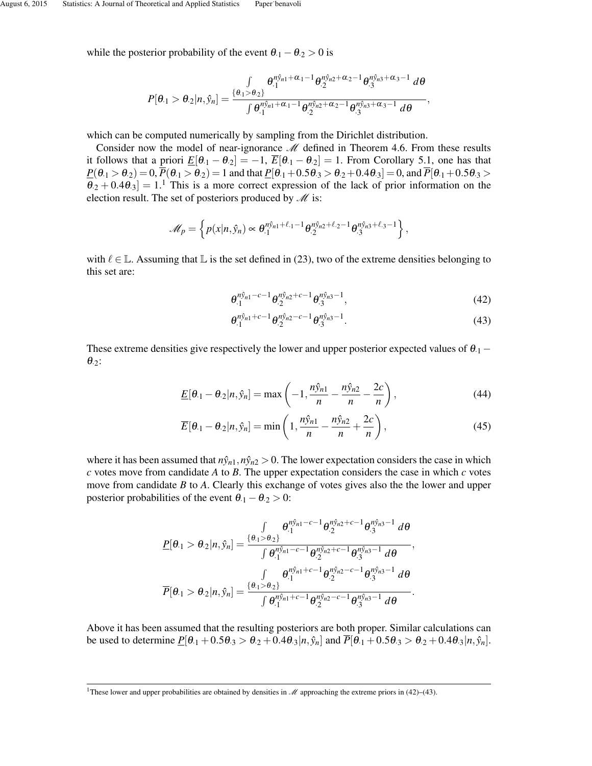while the posterior probability of the event $\theta_{\cdot 1} - \theta_{\cdot 2} > 0$ is

$$
P[\theta_{\cdot 1} > \theta_{\cdot 2} | n, \hat{y}_n] = \frac{\int_{\{\theta_{\cdot 1} > \theta_{\cdot 2}\}} \theta_{\cdot 1}^{n\hat{y}_{n1}+\alpha_{\cdot 1}-1} \theta_{\cdot 2}^{n\hat{y}_{n2}+\alpha_{\cdot 2}-1} \theta_{\cdot 3}^{n\hat{y}_{n3}+\alpha_{\cdot 3}-1} \, d\theta}{\int \theta_{\cdot 1}^{n\hat{y}_{n1}+\alpha_{\cdot 1}-1} \theta_{\cdot 2}^{n\hat{y}_{n2}+\alpha_{\cdot 2}-1} \theta_{\cdot 3}^{n\hat{y}_{n3}+\alpha_{\cdot 3}-1} \, d\theta},
$$

which can be computed numerically by sampling from the Dirichlet distribution.

Consider now the model of near-ignorance $\mathscr{M}$ defined in Theorem 4.6. From these results it follows that a priori $\underline{E}[\theta_{\cdot 1} - \theta_{\cdot 2}] = -1$, $\overline{E}[\theta_{\cdot 1} - \theta_{\cdot 2}] = 1$. From Corollary 5.1, one has that $\underline{P}(\theta_{\cdot 1} > \theta_{\cdot 2}) = 0$, $\overline{P}(\theta_{\cdot 1} > \theta_{\cdot 2}) = 1$ and that $\underline{P}[\theta_{\cdot 1} + 0.5\theta_{\cdot 3} > \theta_{\cdot 2} + 0.4\theta_{\cdot 3}] = 0$, and $\overline{P}[\theta_{\cdot 1} + 0.5\theta_{\cdot 3} > \theta_{\cdot 2} + 0.4\theta_{\cdot 3}] = 1$.[1] This is a more correct expression of the lack of prior information on the election result. The set of posteriors produced by $\mathscr{M}$ is:

$$
\mathscr{M}_p = \left\{ p(x|n, \hat{y}_n) \propto \theta_{\cdot 1}^{n\hat{y}_{n1}+\ell_{\cdot 1}-1} \theta_{\cdot 2}^{n\hat{y}_{n2}+\ell_{\cdot 2}-1} \theta_{\cdot 3}^{n\hat{y}_{n3}+\ell_{\cdot 3}-1} \right\},
$$

with $\ell \in \mathbb{L}$. Assuming that $\mathbb{L}$ is the set defined in (23), two of the extreme densities belonging to this set are:

$$
\theta_{\cdot 1}^{n\hat{y}_{n1}-c-1} \theta_{\cdot 2}^{n\hat{y}_{n2}+c-1} \theta_{\cdot 3}^{n\hat{y}_{n3}-1}, \tag{42}
$$

$$
\theta_{\cdot 1}^{n\hat{y}_{n1}+c-1} \theta_{\cdot 2}^{n\hat{y}_{n2}-c-1} \theta_{\cdot 3}^{n\hat{y}_{n3}-1}. \tag{43}
$$

These extreme densities give respectively the lower and upper posterior expected values of $\theta_{\cdot 1} - \theta_{\cdot 2}$:

$$
\underline{E}[\theta_{\cdot 1} - \theta_{\cdot 2} | n, \hat{y}_n] = \max\left(-1, \frac{n\hat{y}_{n1}}{n} - \frac{n\hat{y}_{n2}}{n} - \frac{2c}{n}\right), \tag{44}
$$

$$
\overline{E}[\theta_{\cdot 1} - \theta_{\cdot 2} | n, \hat{y}_n] = \min\left(1, \frac{n\hat{y}_{n1}}{n} - \frac{n\hat{y}_{n2}}{n} + \frac{2c}{n}\right), \tag{45}
$$

where it has been assumed that $n\hat{y}_{n1}, n\hat{y}_{n2} > 0$. The lower expectation considers the case in which $c$ votes move from candidate $A$ to $B$. The upper expectation considers the case in which $c$ votes move from candidate $B$ to $A$. Clearly this exchange of votes gives also the the lower and upper posterior probabilities of the event $\theta_{\cdot 1} - \theta_{\cdot 2} > 0$:

$$
\underline{P}[\theta_{\cdot 1} > \theta_{\cdot 2} | n, \hat{y}_n] = \frac{\int_{\{\theta_{\cdot 1} > \theta_{\cdot 2}\}} \theta_{\cdot 1}^{n\hat{y}_{n1}-c-1} \theta_{\cdot 2}^{n\hat{y}_{n2}+c-1} \theta_{\cdot 3}^{n\hat{y}_{n3}-1} \, d\theta}{\int \theta_{\cdot 1}^{n\hat{y}_{n1}-c-1} \theta_{\cdot 2}^{n\hat{y}_{n2}+c-1} \theta_{\cdot 3}^{n\hat{y}_{n3}-1} \, d\theta},
$$

$$
\overline{P}[\theta_{\cdot 1} > \theta_{\cdot 2} | n, \hat{y}_n] = \frac{\int_{\{\theta_{\cdot 1} > \theta_{\cdot 2}\}} \theta_{\cdot 1}^{n\hat{y}_{n1}+c-1} \theta_{\cdot 2}^{n\hat{y}_{n2}-c-1} \theta_{\cdot 3}^{n\hat{y}_{n3}-1} \, d\theta}{\int \theta_{\cdot 1}^{n\hat{y}_{n1}+c-1} \theta_{\cdot 2}^{n\hat{y}_{n2}-c-1} \theta_{\cdot 3}^{n\hat{y}_{n3}-1} \, d\theta}.
$$

Above it has been assumed that the resulting posteriors are both proper. Similar calculations can be used to determine $\underline{P}[\theta_{\cdot 1} + 0.5\theta_{\cdot 3} > \theta_{\cdot 2} + 0.4\theta_{\cdot 3} | n, \hat{y}_n]$ and $\overline{P}[\theta_{\cdot 1} + 0.5\theta_{\cdot 3} > \theta_{\cdot 2} + 0.4\theta_{\cdot 3} | n, \hat{y}_n]$.

[1] These lower and upper probabilities are obtained by densities in $\mathscr{M}$ approaching the extreme priors in (42)–(43).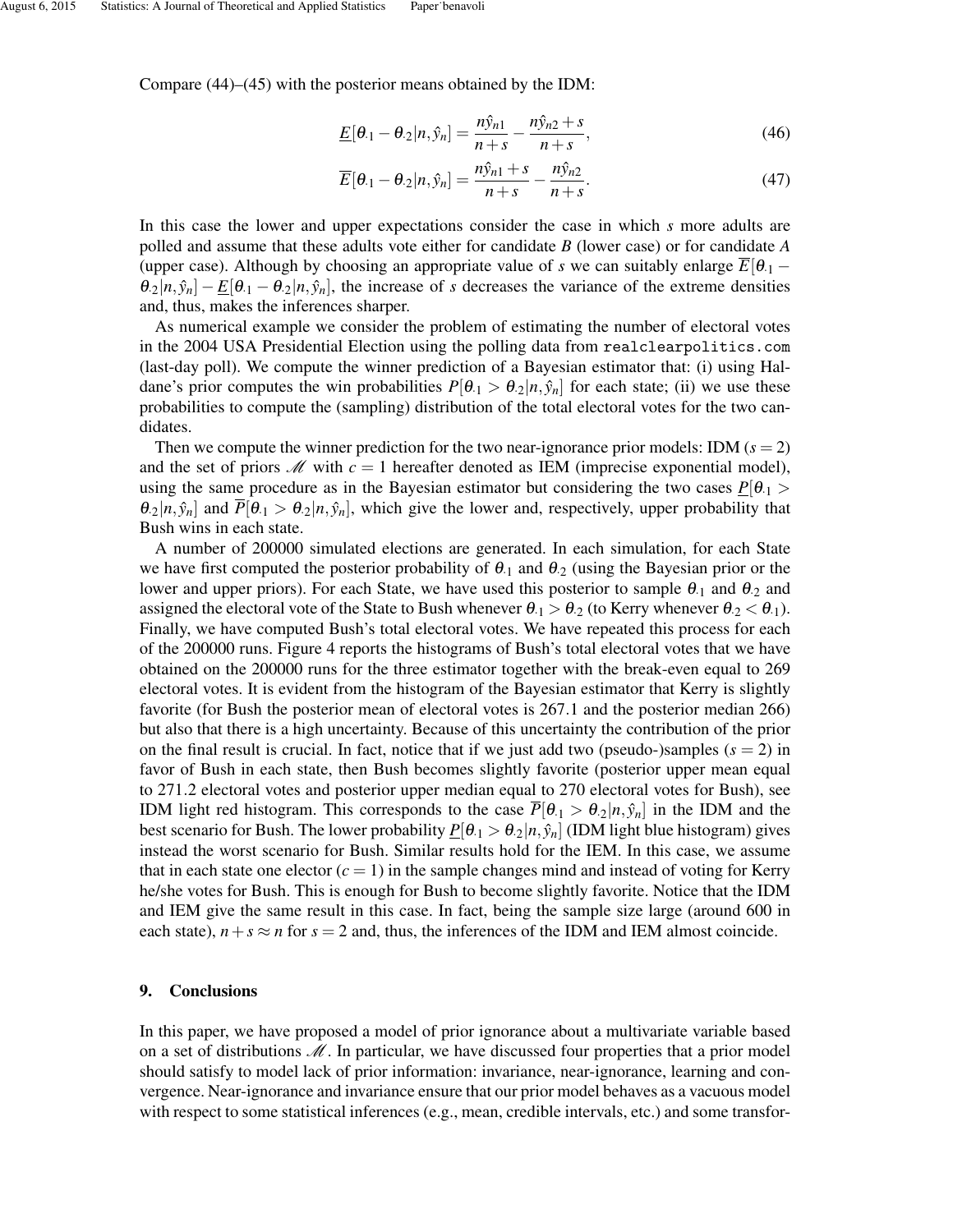Compare (44)–(45) with the posterior means obtained by the IDM:

$$\underline{E}[\theta_{\cdot 1} - \theta_{\cdot 2}|n, \hat{y}_n] = \frac{n\hat{y}_{n1}}{n+s} - \frac{n\hat{y}_{n2} + s}{n+s}, \tag{46}$$

$$\overline{E}[\theta_{\cdot 1} - \theta_{\cdot 2}|n, \hat{y}_n] = \frac{n\hat{y}_{n1} + s}{n+s} - \frac{n\hat{y}_{n2}}{n+s}. \tag{47}$$

In this case the lower and upper expectations consider the case in which $s$ more adults are polled and assume that these adults vote either for candidate $B$ (lower case) or for candidate $A$ (upper case). Although by choosing an appropriate value of $s$ we can suitably enlarge $\overline{E}[\theta_{\cdot 1} - \theta_{\cdot 2}|n, \hat{y}_n] - \underline{E}[\theta_{\cdot 1} - \theta_{\cdot 2}|n, \hat{y}_n]$, the increase of $s$ decreases the variance of the extreme densities and, thus, makes the inferences sharper.

As numerical example we consider the problem of estimating the number of electoral votes in the 2004 USA Presidential Election using the polling data from realclearpolitics.com (last-day poll). We compute the winner prediction of a Bayesian estimator that: (i) using Haldane's prior computes the win probabilities $P[\theta_{\cdot 1} > \theta_{\cdot 2}|n, \hat{y}_n]$ for each state; (ii) we use these probabilities to compute the (sampling) distribution of the total electoral votes for the two candidates.

Then we compute the winner prediction for the two near-ignorance prior models: IDM ($s = 2$) and the set of priors $\mathscr{M}$ with $c = 1$ hereafter denoted as IEM (imprecise exponential model), using the same procedure as in the Bayesian estimator but considering the two cases $\underline{P}[\theta_{\cdot 1} > \theta_{\cdot 2}|n, \hat{y}_n]$ and $\overline{P}[\theta_{\cdot 1} > \theta_{\cdot 2}|n, \hat{y}_n]$, which give the lower and, respectively, upper probability that Bush wins in each state.

A number of 200000 simulated elections are generated. In each simulation, for each State we have first computed the posterior probability of $\theta_{\cdot 1}$ and $\theta_{\cdot 2}$ (using the Bayesian prior or the lower and upper priors). For each State, we have used this posterior to sample $\theta_{\cdot 1}$ and $\theta_{\cdot 2}$ and assigned the electoral vote of the State to Bush whenever $\theta_{\cdot 1} > \theta_{\cdot 2}$ (to Kerry whenever $\theta_{\cdot 2} < \theta_{\cdot 1}$). Finally, we have computed Bush's total electoral votes. We have repeated this process for each of the 200000 runs. Figure 4 reports the histograms of Bush's total electoral votes that we have obtained on the 200000 runs for the three estimator together with the break-even equal to 269 electoral votes. It is evident from the histogram of the Bayesian estimator that Kerry is slightly favorite (for Bush the posterior mean of electoral votes is 267.1 and the posterior median 266) but also that there is a high uncertainty. Because of this uncertainty the contribution of the prior on the final result is crucial. In fact, notice that if we just add two (pseudo-)samples ($s = 2$) in favor of Bush in each state, then Bush becomes slightly favorite (posterior upper mean equal to 271.2 electoral votes and posterior upper median equal to 270 electoral votes for Bush), see IDM light red histogram. This corresponds to the case $\overline{P}[\theta_{\cdot 1} > \theta_{\cdot 2}|n, \hat{y}_n]$ in the IDM and the best scenario for Bush. The lower probability $\underline{P}[\theta_{\cdot 1} > \theta_{\cdot 2}|n, \hat{y}_n]$ (IDM light blue histogram) gives instead the worst scenario for Bush. Similar results hold for the IEM. In this case, we assume that in each state one elector ($c = 1$) in the sample changes mind and instead of voting for Kerry he/she votes for Bush. This is enough for Bush to become slightly favorite. Notice that the IDM and IEM give the same result in this case. In fact, being the sample size large (around 600 in each state), $n + s \approx n$ for $s = 2$ and, thus, the inferences of the IDM and IEM almost coincide.

## 9. Conclusions

In this paper, we have proposed a model of prior ignorance about a multivariate variable based on a set of distributions $\mathscr{M}$. In particular, we have discussed four properties that a prior model should satisfy to model lack of prior information: invariance, near-ignorance, learning and convergence. Near-ignorance and invariance ensure that our prior model behaves as a vacuous model with respect to some statistical inferences (e.g., mean, credible intervals, etc.) and some transfor-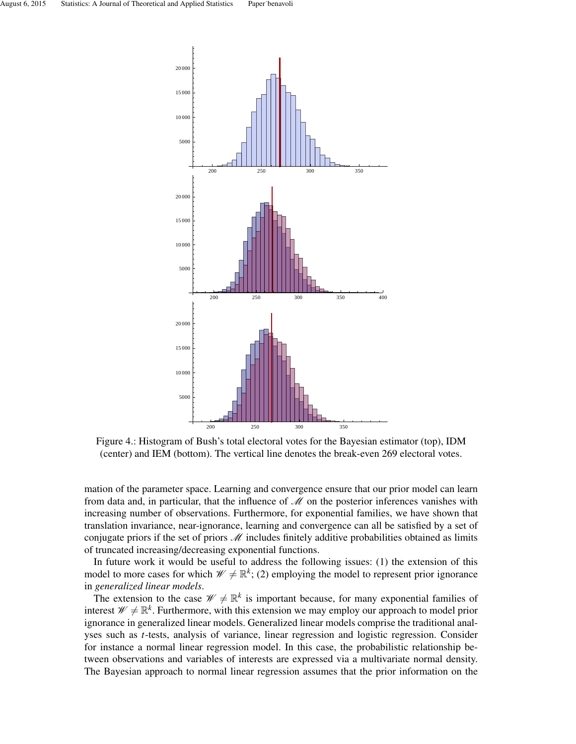Figure 4.: Histogram of Bush's total electoral votes for the Bayesian estimator (top), IDM (center) and IEM (bottom). The vertical line denotes the break-even 269 electoral votes.

mation of the parameter space. Learning and convergence ensure that our prior model can learn from data and, in particular, that the influence of $\mathscr{M}$ on the posterior inferences vanishes with increasing number of observations. Furthermore, for exponential families, we have shown that translation invariance, near-ignorance, learning and convergence can all be satisfied by a set of conjugate priors if the set of priors $\mathscr{M}$ includes finitely additive probabilities obtained as limits of truncated increasing/decreasing exponential functions.

In future work it would be useful to address the following issues: (1) the extension of this model to more cases for which $\mathscr{W} \neq \mathbb{R}^k$; (2) employing the model to represent prior ignorance in *generalized linear models*.

The extension to the case $\mathscr{W} \neq \mathbb{R}^k$ is important because, for many exponential families of interest $\mathscr{W} \neq \mathbb{R}^k$. Furthermore, with this extension we may employ our approach to model prior ignorance in generalized linear models. Generalized linear models comprise the traditional analyses such as $t$-tests, analysis of variance, linear regression and logistic regression. Consider for instance a normal linear regression model. In this case, the probabilistic relationship between observations and variables of interests are expressed via a multivariate normal density. The Bayesian approach to normal linear regression assumes that the prior information on the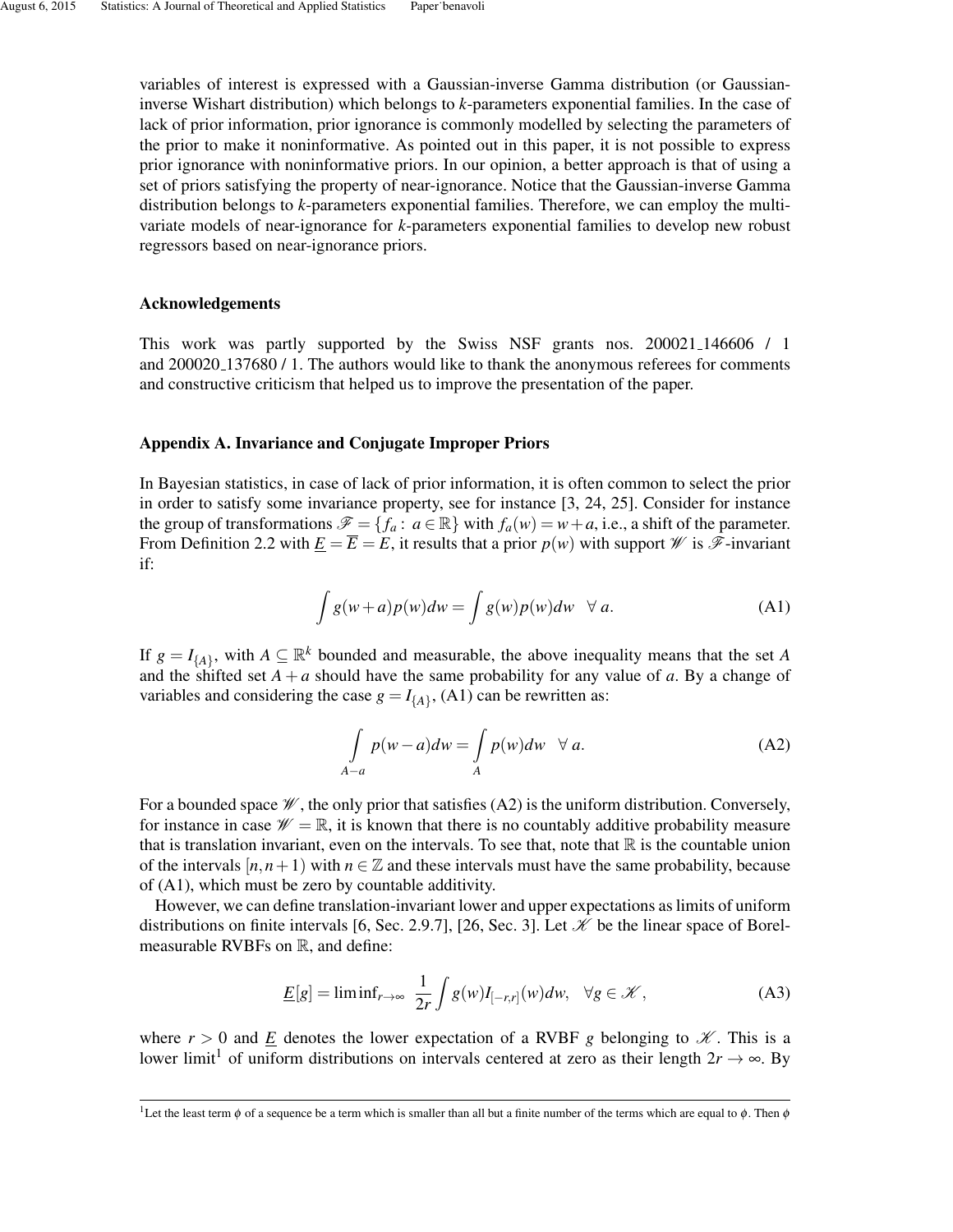variables of interest is expressed with a Gaussian-inverse Gamma distribution (or Gaussian-inverse Wishart distribution) which belongs to $k$-parameters exponential families. In the case of lack of prior information, prior ignorance is commonly modelled by selecting the parameters of the prior to make it noninformative. As pointed out in this paper, it is not possible to express prior ignorance with noninformative priors. In our opinion, a better approach is that of using a set of priors satisfying the property of near-ignorance. Notice that the Gaussian-inverse Gamma distribution belongs to $k$-parameters exponential families. Therefore, we can employ the multivariate models of near-ignorance for $k$-parameters exponential families to develop new robust regressors based on near-ignorance priors.

### Acknowledgements

This work was partly supported by the Swiss NSF grants nos. 200021_146606 / 1 and 200020_137680 / 1. The authors would like to thank the anonymous referees for comments and constructive criticism that helped us to improve the presentation of the paper.

### Appendix A. Invariance and Conjugate Improper Priors

In Bayesian statistics, in case of lack of prior information, it is often common to select the prior in order to satisfy some invariance property, see for instance [3, 24, 25]. Consider for instance the group of transformations $\mathscr{F} = \{f_a : a \in \mathbb{R}\}$ with $f_a(w) = w + a$, i.e., a shift of the parameter. From Definition 2.2 with $\underline{E} = \overline{E} = E$, it results that a prior $p(w)$ with support $\mathscr{W}$ is $\mathscr{F}$-invariant if:

$$\int g(w+a)p(w)dw = \int g(w)p(w)dw \quad \forall\, a. \tag{A1}$$

If $g = I_{\{A\}}$, with $A \subseteq \mathbb{R}^k$ bounded and measurable, the above inequality means that the set $A$ and the shifted set $A+a$ should have the same probability for any value of $a$. By a change of variables and considering the case $g = I_{\{A\}}$, (A1) can be rewritten as:

$$\int\limits_{A-a} p(w-a)dw = \int\limits_{A} p(w)dw \quad \forall\, a. \tag{A2}$$

For a bounded space $\mathscr{W}$, the only prior that satisfies (A2) is the uniform distribution. Conversely, for instance in case $\mathscr{W} = \mathbb{R}$, it is known that there is no countably additive probability measure that is translation invariant, even on the intervals. To see that, note that $\mathbb{R}$ is the countable union of the intervals $[n, n+1)$ with $n \in \mathbb{Z}$ and these intervals must have the same probability, because of (A1), which must be zero by countable additivity.

However, we can define translation-invariant lower and upper expectations as limits of uniform distributions on finite intervals [6, Sec. 2.9.7], [26, Sec. 3]. Let $\mathscr{K}$ be the linear space of Borel-measurable RVBFs on $\mathbb{R}$, and define:

$$\underline{E}[g] = \liminf_{r\to\infty} \; \frac{1}{2r}\int g(w)I_{[-r,r]}(w)dw, \quad \forall g \in \mathscr{K}, \tag{A3}$$

where $r > 0$ and $\underline{E}$ denotes the lower expectation of a RVBF $g$ belonging to $\mathscr{K}$. This is a lower limit[1] of uniform distributions on intervals centered at zero as their length $2r \to \infty$. By

[1]Let the least term $\phi$ of a sequence be a term which is smaller than all but a finite number of the terms which are equal to $\phi$. Then $\phi$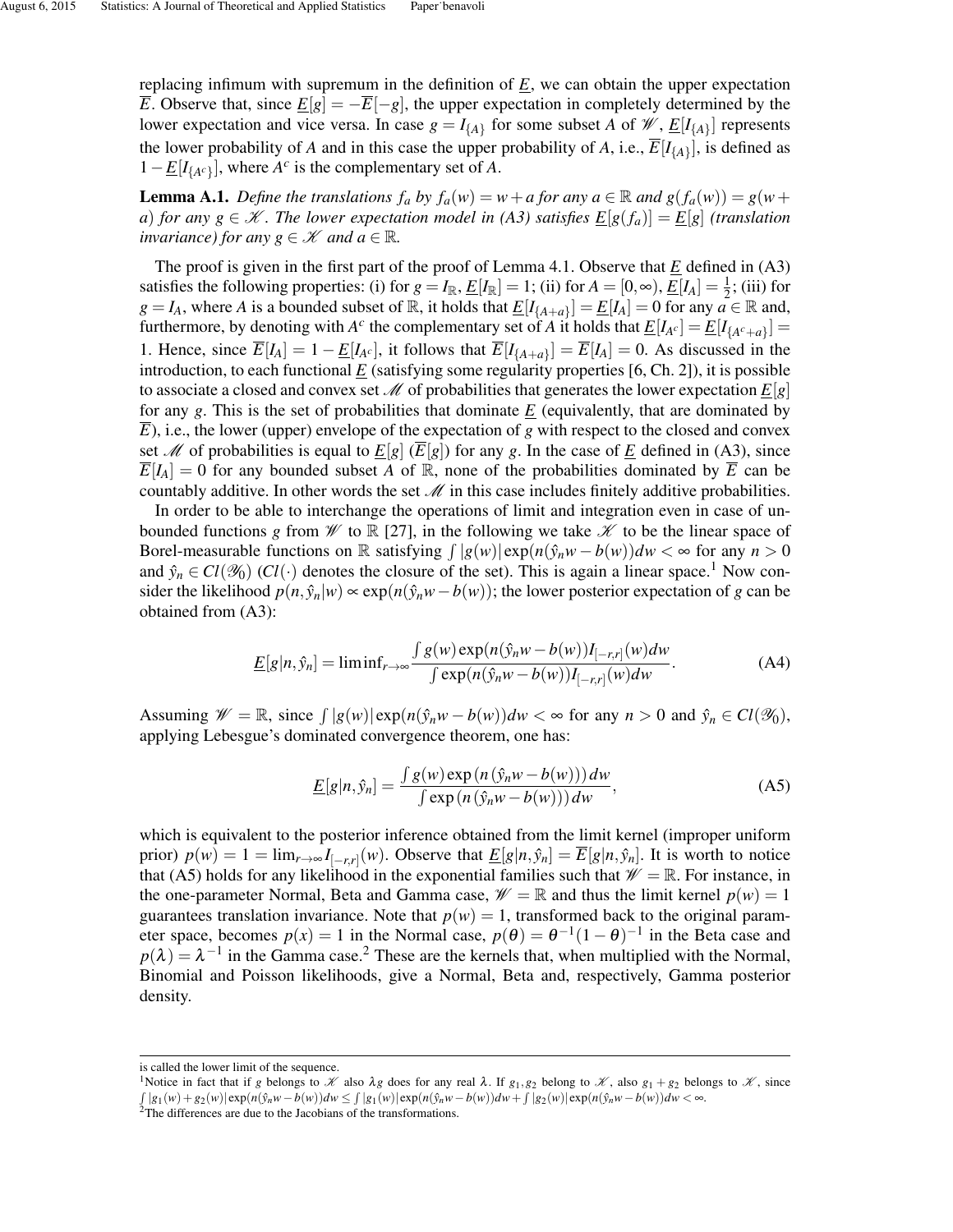replacing infimum with supremum in the definition of $\underline{E}$, we can obtain the upper expectation $\overline{E}$. Observe that, since $\underline{E}[g] = -\overline{E}[-g]$, the upper expectation in completely determined by the lower expectation and vice versa. In case $g = I_{\{A\}}$ for some subset $A$ of $\mathscr{W}$, $\underline{E}[I_{\{A\}}]$ represents the lower probability of $A$ and in this case the upper probability of $A$, i.e., $\overline{E}[I_{\{A\}}]$, is defined as $1 - \underline{E}[I_{\{A^c\}}]$, where $A^c$ is the complementary set of $A$.

**Lemma A.1.** *Define the translations $f_a$ by $f_a(w) = w + a$ for any $a \in \mathbb{R}$ and $g(f_a(w)) = g(w + a)$ for any $g \in \mathscr{K}$. The lower expectation model in (A3) satisfies $\underline{E}[g(f_a)] = \underline{E}[g]$ (translation invariance) for any $g \in \mathscr{K}$ and $a \in \mathbb{R}$.*

The proof is given in the first part of the proof of Lemma 4.1. Observe that $\underline{E}$ defined in (A3) satisfies the following properties: (i) for $g = I_{\mathbb{R}}$, $\underline{E}[I_{\mathbb{R}}] = 1$; (ii) for $A = [0, \infty)$, $\underline{E}[I_A] = \frac{1}{2}$; (iii) for $g = I_A$, where $A$ is a bounded subset of $\mathbb{R}$, it holds that $\underline{E}[I_{\{A+a\}}] = \underline{E}[I_A] = 0$ for any $a \in \mathbb{R}$ and, furthermore, by denoting with $A^c$ the complementary set of $A$ it holds that $\underline{E}[I_{A^c}] = \underline{E}[I_{\{A^c+a\}}] = 1$. Hence, since $\overline{E}[I_A] = 1 - \underline{E}[I_{A^c}]$, it follows that $\overline{E}[I_{\{A+a\}}] = \overline{E}[I_A] = 0$. As discussed in the introduction, to each functional $\underline{E}$ (satisfying some regularity properties [6, Ch. 2]), it is possible to associate a closed and convex set $\mathscr{M}$ of probabilities that generates the lower expectation $\underline{E}[g]$ for any $g$. This is the set of probabilities that dominate $\underline{E}$ (equivalently, that are dominated by $\overline{E}$), i.e., the lower (upper) envelope of the expectation of $g$ with respect to the closed and convex set $\mathscr{M}$ of probabilities is equal to $\underline{E}[g]$ ($\overline{E}[g]$) for any $g$. In the case of $\underline{E}$ defined in (A3), since $\overline{E}[I_A] = 0$ for any bounded subset $A$ of $\mathbb{R}$, none of the probabilities dominated by $\overline{E}$ can be countably additive. In other words the set $\mathscr{M}$ in this case includes finitely additive probabilities.

In order to be able to interchange the operations of limit and integration even in case of unbounded functions $g$ from $\mathscr{W}$ to $\mathbb{R}$ [27], in the following we take $\mathscr{K}$ to be the linear space of Borel-measurable functions on $\mathbb{R}$ satisfying $\int |g(w)| \exp(n(\hat{y}_n w - b(w))dw < \infty$ for any $n > 0$ and $\hat{y}_n \in Cl(\mathscr{Y}_0)$ ($Cl(\cdot)$ denotes the closure of the set). This is again a linear space.[1] Now consider the likelihood $p(n, \hat{y}_n | w) \propto \exp(n(\hat{y}_n w - b(w))$; the lower posterior expectation of $g$ can be obtained from (A3):

$$\underline{E}[g|n, \hat{y}_n] = \liminf_{r \to \infty} \frac{\int g(w) \exp(n(\hat{y}_n w - b(w)) I_{[-r,r]}(w) dw}{\int \exp(n(\hat{y}_n w - b(w)) I_{[-r,r]}(w) dw}. \tag{A4}$$

Assuming $\mathscr{W} = \mathbb{R}$, since $\int |g(w)| \exp(n(\hat{y}_n w - b(w))dw < \infty$ for any $n > 0$ and $\hat{y}_n \in Cl(\mathscr{Y}_0)$, applying Lebesgue's dominated convergence theorem, one has:

$$\underline{E}[g|n, \hat{y}_n] = \frac{\int g(w) \exp\left(n\left(\hat{y}_n w - b(w)\right)\right) dw}{\int \exp\left(n\left(\hat{y}_n w - b(w)\right)\right) dw}, \tag{A5}$$

which is equivalent to the posterior inference obtained from the limit kernel (improper uniform prior) $p(w) = 1 = \lim_{r \to \infty} I_{[-r,r]}(w)$. Observe that $\underline{E}[g|n, \hat{y}_n] = \overline{E}[g|n, \hat{y}_n]$. It is worth to notice that (A5) holds for any likelihood in the exponential families such that $\mathscr{W} = \mathbb{R}$. For instance, in the one-parameter Normal, Beta and Gamma case, $\mathscr{W} = \mathbb{R}$ and thus the limit kernel $p(w) = 1$ guarantees translation invariance. Note that $p(w) = 1$, transformed back to the original parameter space, becomes $p(x) = 1$ in the Normal case, $p(\theta) = \theta^{-1}(1-\theta)^{-1}$ in the Beta case and $p(\lambda) = \lambda^{-1}$ in the Gamma case.[2] These are the kernels that, when multiplied with the Normal, Binomial and Poisson likelihoods, give a Normal, Beta and, respectively, Gamma posterior density.

---

is called the lower limit of the sequence.

[1] Notice in fact that if $g$ belongs to $\mathscr{K}$ also $\lambda g$ does for any real $\lambda$. If $g_1, g_2$ belong to $\mathscr{K}$, also $g_1 + g_2$ belongs to $\mathscr{K}$, since $\int |g_1(w) + g_2(w)| \exp(n(\hat{y}_n w - b(w))dw \leq \int |g_1(w)| \exp(n(\hat{y}_n w - b(w))dw + \int |g_2(w)| \exp(n(\hat{y}_n w - b(w))dw < \infty$.

[2] The differences are due to the Jacobians of the transformations.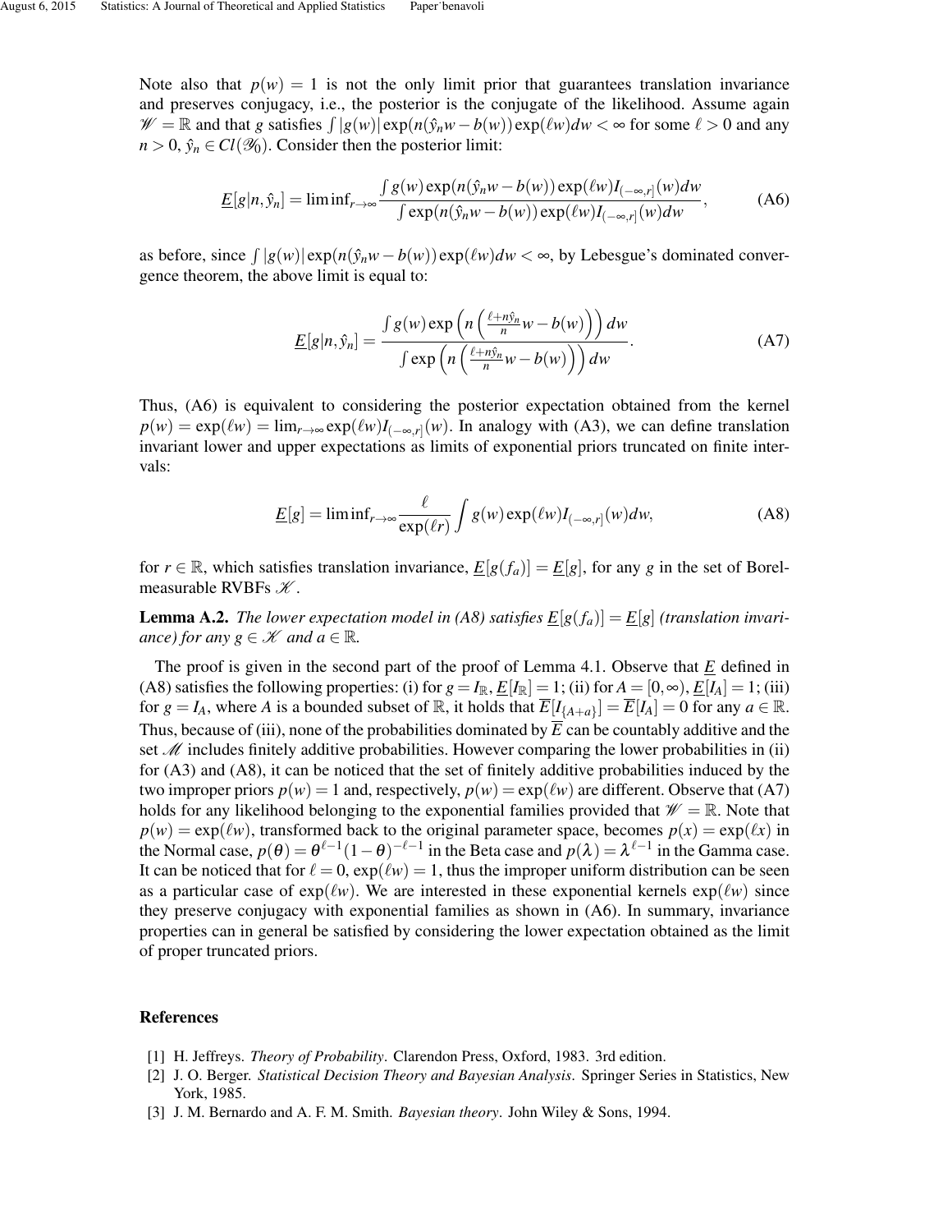Note also that $p(w) = 1$ is not the only limit prior that guarantees translation invariance and preserves conjugacy, i.e., the posterior is the conjugate of the likelihood. Assume again $\mathscr{W} = \mathbb{R}$ and that $g$ satisfies $\int |g(w)| \exp(n(\hat{y}_n w - b(w)) \exp(\ell w) dw < \infty$ for some $\ell > 0$ and any $n > 0$, $\hat{y}_n \in Cl(\mathscr{Y}_0)$. Consider then the posterior limit:

$$\underline{E}[g|n, \hat{y}_n] = \liminf_{r\to\infty} \frac{\int g(w) \exp(n(\hat{y}_n w - b(w)) \exp(\ell w) I_{(-\infty,r]}(w) dw}{\int \exp(n(\hat{y}_n w - b(w)) \exp(\ell w) I_{(-\infty,r]}(w) dw}, \tag{A6}$$

as before, since $\int |g(w)| \exp(n(\hat{y}_n w - b(w)) \exp(\ell w) dw < \infty$, by Lebesgue's dominated convergence theorem, the above limit is equal to:

$$\underline{E}[g|n, \hat{y}_n] = \frac{\int g(w) \exp\left(n\left(\frac{\ell + n\hat{y}_n}{n} w - b(w)\right)\right) dw}{\int \exp\left(n\left(\frac{\ell + n\hat{y}_n}{n} w - b(w)\right)\right) dw}. \tag{A7}$$

Thus, (A6) is equivalent to considering the posterior expectation obtained from the kernel $p(w) = \exp(\ell w) = \lim_{r\to\infty} \exp(\ell w) I_{(-\infty,r]}(w)$. In analogy with (A3), we can define translation invariant lower and upper expectations as limits of exponential priors truncated on finite intervals:

$$\underline{E}[g] = \liminf_{r\to\infty} \frac{\ell}{\exp(\ell r)} \int g(w) \exp(\ell w) I_{(-\infty,r]}(w) dw, \tag{A8}$$

for $r \in \mathbb{R}$, which satisfies translation invariance, $\underline{E}[g(f_a)] = \underline{E}[g]$, for any $g$ in the set of Borel-measurable RVBFs $\mathscr{K}$.

**Lemma A.2.** *The lower expectation model in (A8) satisfies $\underline{E}[g(f_a)] = \underline{E}[g]$ (translation invariance) for any $g \in \mathscr{K}$ and $a \in \mathbb{R}$.*

The proof is given in the second part of the proof of Lemma 4.1. Observe that $\underline{E}$ defined in (A8) satisfies the following properties: (i) for $g = I_{\mathbb{R}}$, $\underline{E}[I_{\mathbb{R}}] = 1$; (ii) for $A = [0, \infty)$, $\underline{E}[I_A] = 1$; (iii) for $g = I_A$, where $A$ is a bounded subset of $\mathbb{R}$, it holds that $\overline{E}[I_{\{A+a\}}] = \overline{E}[I_A] = 0$ for any $a \in \mathbb{R}$. Thus, because of (iii), none of the probabilities dominated by $\overline{E}$ can be countably additive and the set $\mathscr{M}$ includes finitely additive probabilities. However comparing the lower probabilities in (ii) for (A3) and (A8), it can be noticed that the set of finitely additive probabilities induced by the two improper priors $p(w) = 1$ and, respectively, $p(w) = \exp(\ell w)$ are different. Observe that (A7) holds for any likelihood belonging to the exponential families provided that $\mathscr{W} = \mathbb{R}$. Note that $p(w) = \exp(\ell w)$, transformed back to the original parameter space, becomes $p(x) = \exp(\ell x)$ in the Normal case, $p(\theta) = \theta^{\ell-1}(1-\theta)^{-\ell-1}$ in the Beta case and $p(\lambda) = \lambda^{\ell-1}$ in the Gamma case. It can be noticed that for $\ell = 0$, $\exp(\ell w) = 1$, thus the improper uniform distribution can be seen as a particular case of $\exp(\ell w)$. We are interested in these exponential kernels $\exp(\ell w)$ since they preserve conjugacy with exponential families as shown in (A6). In summary, invariance properties can in general be satisfied by considering the lower expectation obtained as the limit of proper truncated priors.

## References

[1] H. Jeffreys. *Theory of Probability*. Clarendon Press, Oxford, 1983. 3rd edition.

[2] J. O. Berger. *Statistical Decision Theory and Bayesian Analysis*. Springer Series in Statistics, New York, 1985.

[3] J. M. Bernardo and A. F. M. Smith. *Bayesian theory*. John Wiley & Sons, 1994.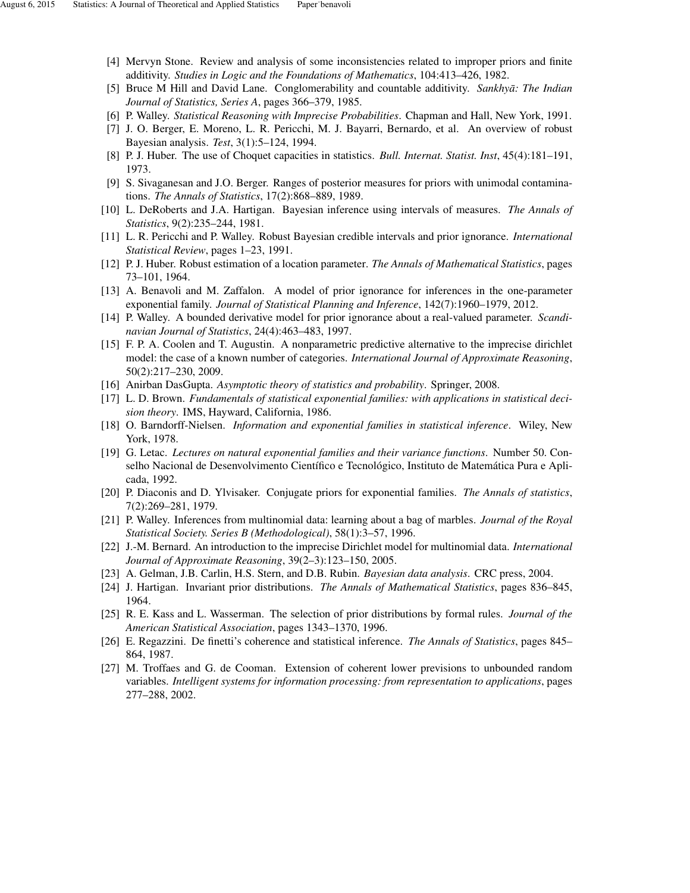[4] Mervyn Stone. Review and analysis of some inconsistencies related to improper priors and finite additivity. *Studies in Logic and the Foundations of Mathematics*, 104:413–426, 1982.

[5] Bruce M Hill and David Lane. Conglomerability and countable additivity. *Sankhyā: The Indian Journal of Statistics, Series A*, pages 366–379, 1985.

[6] P. Walley. *Statistical Reasoning with Imprecise Probabilities*. Chapman and Hall, New York, 1991.

[7] J. O. Berger, E. Moreno, L. R. Pericchi, M. J. Bayarri, Bernardo, et al. An overview of robust Bayesian analysis. *Test*, 3(1):5–124, 1994.

[8] P. J. Huber. The use of Choquet capacities in statistics. *Bull. Internat. Statist. Inst*, 45(4):181–191, 1973.

[9] S. Sivaganesan and J.O. Berger. Ranges of posterior measures for priors with unimodal contaminations. *The Annals of Statistics*, 17(2):868–889, 1989.

[10] L. DeRoberts and J.A. Hartigan. Bayesian inference using intervals of measures. *The Annals of Statistics*, 9(2):235–244, 1981.

[11] L. R. Pericchi and P. Walley. Robust Bayesian credible intervals and prior ignorance. *International Statistical Review*, pages 1–23, 1991.

[12] P. J. Huber. Robust estimation of a location parameter. *The Annals of Mathematical Statistics*, pages 73–101, 1964.

[13] A. Benavoli and M. Zaffalon. A model of prior ignorance for inferences in the one-parameter exponential family. *Journal of Statistical Planning and Inference*, 142(7):1960–1979, 2012.

[14] P. Walley. A bounded derivative model for prior ignorance about a real-valued parameter. *Scandinavian Journal of Statistics*, 24(4):463–483, 1997.

[15] F. P. A. Coolen and T. Augustin. A nonparametric predictive alternative to the imprecise dirichlet model: the case of a known number of categories. *International Journal of Approximate Reasoning*, 50(2):217–230, 2009.

[16] Anirban DasGupta. *Asymptotic theory of statistics and probability*. Springer, 2008.

[17] L. D. Brown. *Fundamentals of statistical exponential families: with applications in statistical decision theory*. IMS, Hayward, California, 1986.

[18] O. Barndorff-Nielsen. *Information and exponential families in statistical inference*. Wiley, New York, 1978.

[19] G. Letac. *Lectures on natural exponential families and their variance functions*. Number 50. Conselho Nacional de Desenvolvimento Científico e Tecnológico, Instituto de Matemática Pura e Aplicada, 1992.

[20] P. Diaconis and D. Ylvisaker. Conjugate priors for exponential families. *The Annals of statistics*, 7(2):269–281, 1979.

[21] P. Walley. Inferences from multinomial data: learning about a bag of marbles. *Journal of the Royal Statistical Society. Series B (Methodological)*, 58(1):3–57, 1996.

[22] J.-M. Bernard. An introduction to the imprecise Dirichlet model for multinomial data. *International Journal of Approximate Reasoning*, 39(2–3):123–150, 2005.

[23] A. Gelman, J.B. Carlin, H.S. Stern, and D.B. Rubin. *Bayesian data analysis*. CRC press, 2004.

[24] J. Hartigan. Invariant prior distributions. *The Annals of Mathematical Statistics*, pages 836–845, 1964.

[25] R. E. Kass and L. Wasserman. The selection of prior distributions by formal rules. *Journal of the American Statistical Association*, pages 1343–1370, 1996.

[26] E. Regazzini. De finetti's coherence and statistical inference. *The Annals of Statistics*, pages 845–864, 1987.

[27] M. Troffaes and G. de Cooman. Extension of coherent lower previsions to unbounded random variables. *Intelligent systems for information processing: from representation to applications*, pages 277–288, 2002.